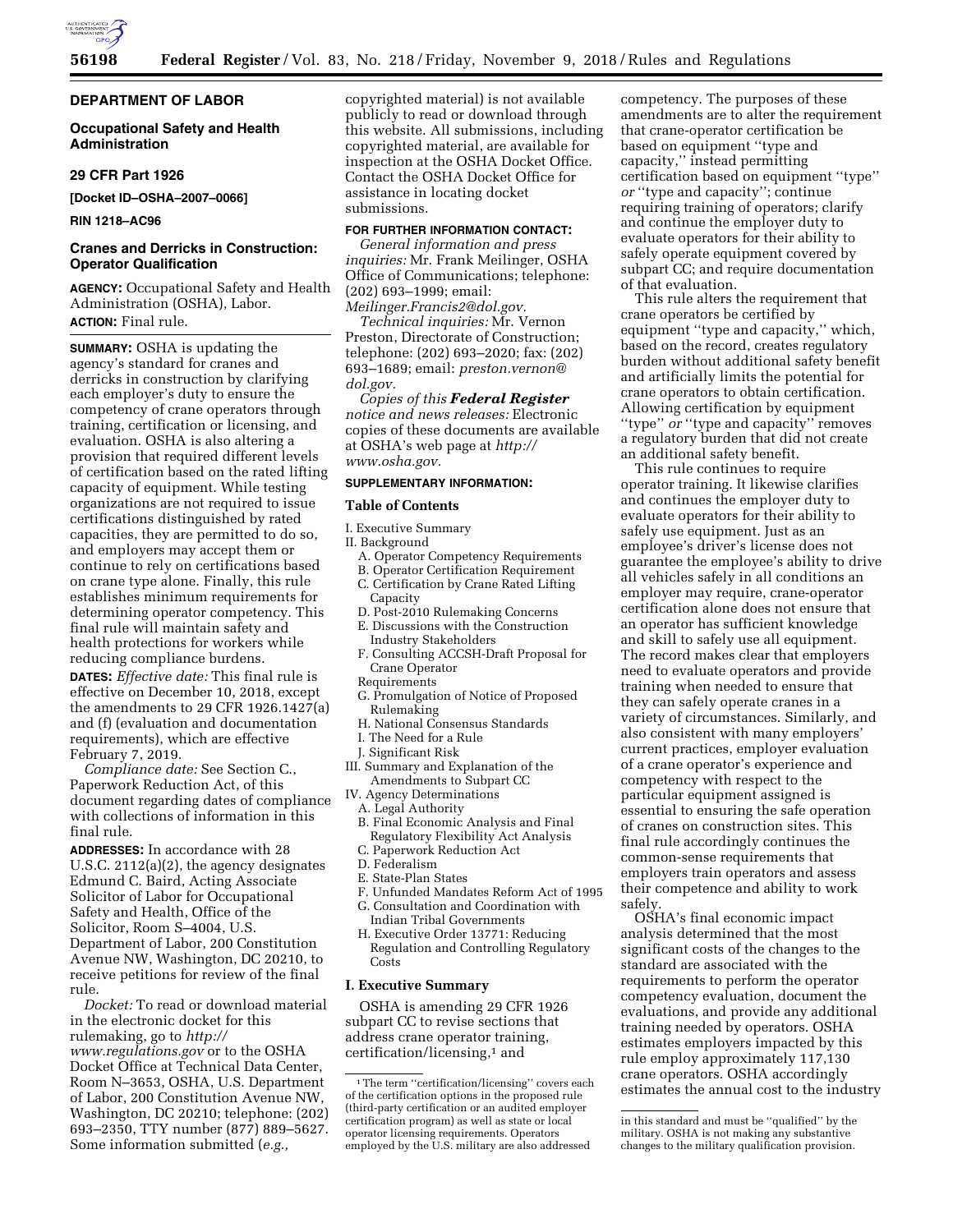## DEPARTMENT OF LABOR

### Occupational Safety and Health Administration

### 29 CFR Part 1926

**[Docket ID–OSHA–2007–0066]**

**RIN 1218–AC96**

### Cranes and Derricks in Construction: Operator Qualification

**AGENCY:** Occupational Safety and Health Administration (OSHA), Labor.

**ACTION:** Final rule.

**SUMMARY:** OSHA is updating the agency's standard for cranes and derricks in construction by clarifying each employer's duty to ensure the competency of crane operators through training, certification or licensing, and evaluation. OSHA is also altering a provision that required different levels of certification based on the rated lifting capacity of equipment. While testing organizations are not required to issue certifications distinguished by rated capacities, they are permitted to do so, and employers may accept them or continue to rely on certifications based on crane type alone. Finally, this rule establishes minimum requirements for determining operator competency. This final rule will maintain safety and health protections for workers while reducing compliance burdens.

**DATES:** *Effective date:* This final rule is effective on December 10, 2018, except the amendments to 29 CFR 1926.1427(a) and (f) (evaluation and documentation requirements), which are effective February 7, 2019.

*Compliance date:* See Section C., Paperwork Reduction Act, of this document regarding dates of compliance with collections of information in this final rule.

**ADDRESSES:** In accordance with 28 U.S.C. 2112(a)(2), the agency designates Edmund C. Baird, Acting Associate Solicitor of Labor for Occupational Safety and Health, Office of the Solicitor, Room S–4004, U.S. Department of Labor, 200 Constitution Avenue NW, Washington, DC 20210, to receive petitions for review of the final rule.

*Docket:* To read or download material in the electronic docket for this rulemaking, go to *http://www.regulations.gov* or to the OSHA Docket Office at Technical Data Center, Room N–3653, OSHA, U.S. Department of Labor, 200 Constitution Avenue NW, Washington, DC 20210; telephone: (202) 693–2350, TTY number (877) 889–5627. Some information submitted (*e.g.,* copyrighted material) is not available publicly to read or download through this website. All submissions, including copyrighted material, are available for inspection at the OSHA Docket Office. Contact the OSHA Docket Office for assistance in locating docket submissions.

**FOR FURTHER INFORMATION CONTACT:**

*General information and press inquiries:* Mr. Frank Meilinger, OSHA Office of Communications; telephone: (202) 693–1999; email: *Meilinger.Francis2@dol.gov.*

*Technical inquiries:* Mr. Vernon Preston, Directorate of Construction; telephone: (202) 693–2020; fax: (202) 693–1689; email: *preston.vernon@dol.gov.*

*Copies of this **Federal Register** notice and news releases:* Electronic copies of these documents are available at OSHA's web page at *http://www.osha.gov.*

**SUPPLEMENTARY INFORMATION:**

**Table of Contents**

I. Executive Summary
II. Background
  A. Operator Competency Requirements
  B. Operator Certification Requirement
  C. Certification by Crane Rated Lifting Capacity
  D. Post-2010 Rulemaking Concerns
  E. Discussions with the Construction Industry Stakeholders
  F. Consulting ACCSH-Draft Proposal for Crane Operator Requirements
  G. Promulgation of Notice of Proposed Rulemaking
  H. National Consensus Standards
  I. The Need for a Rule
  J. Significant Risk
III. Summary and Explanation of the Amendments to Subpart CC
IV. Agency Determinations
  A. Legal Authority
  B. Final Economic Analysis and Final Regulatory Flexibility Act Analysis
  C. Paperwork Reduction Act
  D. Federalism
  E. State-Plan States
  F. Unfunded Mandates Reform Act of 1995
  G. Consultation and Coordination with Indian Tribal Governments
  H. Executive Order 13771: Reducing Regulation and Controlling Regulatory Costs

### I. Executive Summary

OSHA is amending 29 CFR 1926 subpart CC to revise sections that address crane operator training, certification/licensing,[1] and competency. The purposes of these amendments are to alter the requirement that crane-operator certification be based on equipment "type and capacity," instead permitting certification based on equipment "type" *or* "type and capacity"; continue requiring training of operators; clarify and continue the employer duty to evaluate operators for their ability to safely operate equipment covered by subpart CC; and require documentation of that evaluation.

This rule alters the requirement that crane operators be certified by equipment "type and capacity," which, based on the record, creates regulatory burden without additional safety benefit and artificially limits the potential for crane operators to obtain certification. Allowing certification by equipment "type" *or* "type and capacity" removes a regulatory burden that did not create an additional safety benefit.

This rule continues to require operator training. It likewise clarifies and continues the employer duty to evaluate operators for their ability to safely use equipment. Just as an employee's driver's license does not guarantee the employee's ability to drive all vehicles safely in all conditions an employer may require, crane-operator certification alone does not ensure that an operator has sufficient knowledge and skill to safely use all equipment. The record makes clear that employers need to evaluate operators and provide training when needed to ensure that they can safely operate cranes in a variety of circumstances. Similarly, and also consistent with many employers' current practices, employer evaluation of a crane operator's experience and competency with respect to the particular equipment assigned is essential to ensuring the safe operation of cranes on construction sites. This final rule accordingly continues the common-sense requirements that employers train operators and assess their competence and ability to work safely.

OSHA's final economic impact analysis determined that the most significant costs of the changes to the standard are associated with the requirements to perform the operator competency evaluation, document the evaluations, and provide any additional training needed by operators. OSHA estimates employers impacted by this rule employ approximately 117,130 crane operators. OSHA accordingly estimates the annual cost to the industry

[1] The term "certification/licensing" covers each of the certification options in the proposed rule (third-party certification or an audited employer certification program) as well as state or local operator licensing requirements. Operators employed by the U.S. military are also addressed in this standard and must be "qualified" by the military. OSHA is not making any substantive changes to the military qualification provision.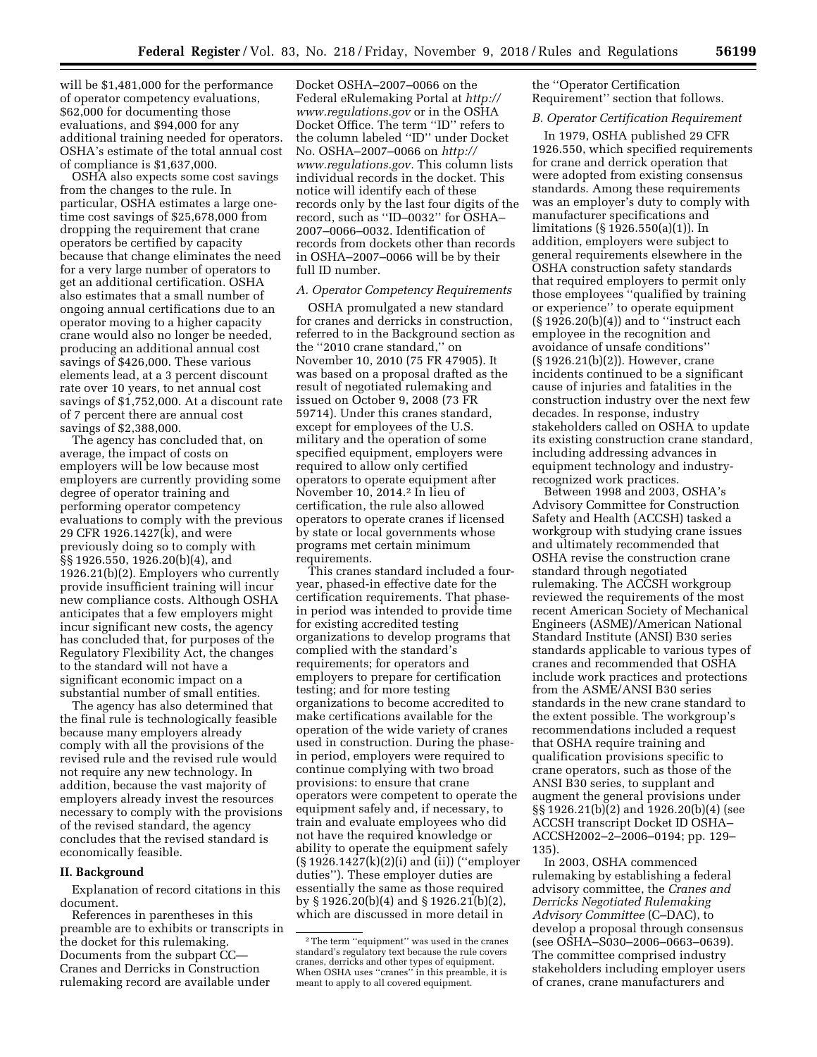will be $1,481,000 for the performance of operator competency evaluations, $62,000 for documenting those evaluations, and $94,000 for any additional training needed for operators. OSHA's estimate of the total annual cost of compliance is $1,637,000.

OSHA also expects some cost savings from the changes to the rule. In particular, OSHA estimates a large one-time cost savings of $25,678,000 from dropping the requirement that crane operators be certified by capacity because that change eliminates the need for a very large number of operators to get an additional certification. OSHA also estimates that a small number of ongoing annual certifications due to an operator moving to a higher capacity crane would also no longer be needed, producing an additional annual cost savings of $426,000. These various elements lead, at a 3 percent discount rate over 10 years, to net annual cost savings of $1,752,000. At a discount rate of 7 percent there are annual cost savings of $2,388,000.

The agency has concluded that, on average, the impact of costs on employers will be low because most employers are currently providing some degree of operator training and performing operator competency evaluations to comply with the previous 29 CFR 1926.1427(k), and were previously doing so to comply with §§ 1926.550, 1926.20(b)(4), and 1926.21(b)(2). Employers who currently provide insufficient training will incur new compliance costs. Although OSHA anticipates that a few employers might incur significant new costs, the agency has concluded that, for purposes of the Regulatory Flexibility Act, the changes to the standard will not have a significant economic impact on a substantial number of small entities.

The agency has also determined that the final rule is technologically feasible because many employers already comply with all the provisions of the revised rule and the revised rule would not require any new technology. In addition, because the vast majority of employers already invest the resources necessary to comply with the provisions of the revised standard, the agency concludes that the revised standard is economically feasible.

## II. Background

Explanation of record citations in this document.

References in parentheses in this preamble are to exhibits or transcripts in the docket for this rulemaking. Documents from the subpart CC—Cranes and Derricks in Construction rulemaking record are available under Docket OSHA–2007–0066 on the Federal eRulemaking Portal at *http://www.regulations.gov* or in the OSHA Docket Office. The term ''ID'' refers to the column labeled ''ID'' under Docket No. OSHA–2007–0066 on *http://www.regulations.gov.* This column lists individual records in the docket. This notice will identify each of these records only by the last four digits of the record, such as ''ID–0032'' for OSHA–2007–0066–0032. Identification of records from dockets other than records in OSHA–2007–0066 will be by their full ID number.

### A. Operator Competency Requirements

OSHA promulgated a new standard for cranes and derricks in construction, referred to in the Background section as the ''2010 crane standard,'' on November 10, 2010 (75 FR 47905). It was based on a proposal drafted as the result of negotiated rulemaking and issued on October 9, 2008 (73 FR 59714). Under this cranes standard, except for employees of the U.S. military and the operation of some specified equipment, employers were required to allow only certified operators to operate equipment after November 10, 2014.[2] In lieu of certification, the rule also allowed operators to operate cranes if licensed by state or local governments whose programs met certain minimum requirements.

This cranes standard included a four-year, phased-in effective date for the certification requirements. That phase-in period was intended to provide time for existing accredited testing organizations to develop programs that complied with the standard's requirements; for operators and employers to prepare for certification testing; and for more testing organizations to become accredited to make certifications available for the operation of the wide variety of cranes used in construction. During the phase-in period, employers were required to continue complying with two broad provisions: to ensure that crane operators were competent to operate the equipment safely and, if necessary, to train and evaluate employees who did not have the required knowledge or ability to operate the equipment safely (§ 1926.1427(k)(2)(i) and (ii)) (''employer duties''). These employer duties are essentially the same as those required by § 1926.20(b)(4) and § 1926.21(b)(2), which are discussed in more detail in the ''Operator Certification Requirement'' section that follows.

### B. Operator Certification Requirement

In 1979, OSHA published 29 CFR 1926.550, which specified requirements for crane and derrick operation that were adopted from existing consensus standards. Among these requirements was an employer's duty to comply with manufacturer specifications and limitations (§ 1926.550(a)(1)). In addition, employers were subject to general requirements elsewhere in the OSHA construction safety standards that required employers to permit only those employees ''qualified by training or experience'' to operate equipment (§ 1926.20(b)(4)) and to ''instruct each employee in the recognition and avoidance of unsafe conditions'' (§ 1926.21(b)(2)). However, crane incidents continued to be a significant cause of injuries and fatalities in the construction industry over the next few decades. In response, industry stakeholders called on OSHA to update its existing construction crane standard, including addressing advances in equipment technology and industry-recognized work practices.

Between 1998 and 2003, OSHA's Advisory Committee for Construction Safety and Health (ACCSH) tasked a workgroup with studying crane issues and ultimately recommended that OSHA revise the construction crane standard through negotiated rulemaking. The ACCSH workgroup reviewed the requirements of the most recent American Society of Mechanical Engineers (ASME)/American National Standard Institute (ANSI) B30 series standards applicable to various types of cranes and recommended that OSHA include work practices and protections from the ASME/ANSI B30 series standards in the new crane standard to the extent possible. The workgroup's recommendations included a request that OSHA require training and qualification provisions specific to crane operators, such as those of the ANSI B30 series, to supplant and augment the general provisions under §§ 1926.21(b)(2) and 1926.20(b)(4) (see ACCSH transcript Docket ID OSHA–ACCSH2002–2–2006–0194; pp. 129–135).

In 2003, OSHA commenced rulemaking by establishing a federal advisory committee, the *Cranes and Derricks Negotiated Rulemaking Advisory Committee* (C–DAC), to develop a proposal through consensus (see OSHA–S030–2006–0663–0639). The committee comprised industry stakeholders including employer users of cranes, crane manufacturers and

[2] The term ''equipment'' was used in the cranes standard's regulatory text because the rule covers cranes, derricks and other types of equipment. When OSHA uses ''cranes'' in this preamble, it is meant to apply to all covered equipment.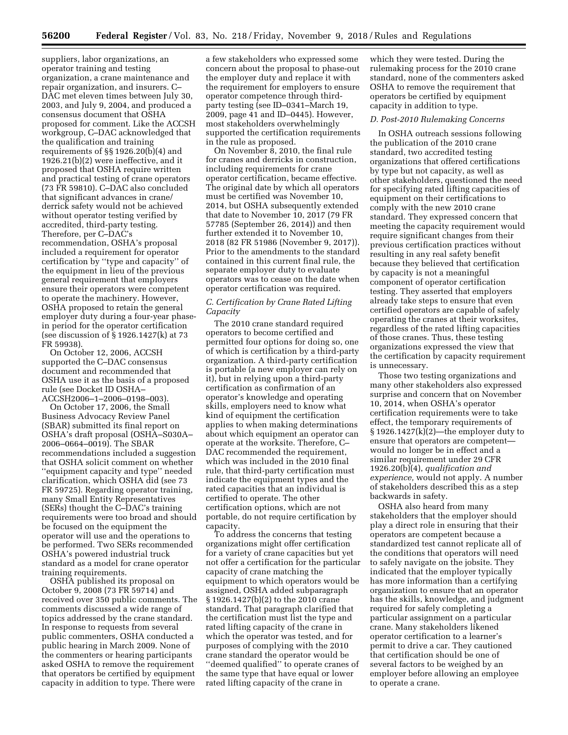suppliers, labor organizations, an operator training and testing organization, a crane maintenance and repair organization, and insurers. C–DAC met eleven times between July 30, 2003, and July 9, 2004, and produced a consensus document that OSHA proposed for comment. Like the ACCSH workgroup, C–DAC acknowledged that the qualification and training requirements of §§ 1926.20(b)(4) and 1926.21(b)(2) were ineffective, and it proposed that OSHA require written and practical testing of crane operators (73 FR 59810). C–DAC also concluded that significant advances in crane/derrick safety would not be achieved without operator testing verified by accredited, third-party testing. Therefore, per C–DAC's recommendation, OSHA's proposal included a requirement for operator certification by ''type and capacity'' of the equipment in lieu of the previous general requirement that employers ensure their operators were competent to operate the machinery. However, OSHA proposed to retain the general employer duty during a four-year phase-in period for the operator certification (see discussion of § 1926.1427(k) at 73 FR 59938).

On October 12, 2006, ACCSH supported the C–DAC consensus document and recommended that OSHA use it as the basis of a proposed rule (see Docket ID OSHA–ACCSH2006–1–2006–0198–003).

On October 17, 2006, the Small Business Advocacy Review Panel (SBAR) submitted its final report on OSHA's draft proposal (OSHA–S030A–2006–0664–0019). The SBAR recommendations included a suggestion that OSHA solicit comment on whether ''equipment capacity and type'' needed clarification, which OSHA did (see 73 FR 59725). Regarding operator training, many Small Entity Representatives (SERs) thought the C–DAC's training requirements were too broad and should be focused on the equipment the operator will use and the operations to be performed. Two SERs recommended OSHA's powered industrial truck standard as a model for crane operator training requirements.

OSHA published its proposal on October 9, 2008 (73 FR 59714) and received over 350 public comments. The comments discussed a wide range of topics addressed by the crane standard. In response to requests from several public commenters, OSHA conducted a public hearing in March 2009. None of the commenters or hearing participants asked OSHA to remove the requirement that operators be certified by equipment capacity in addition to type. There were a few stakeholders who expressed some concern about the proposal to phase-out the employer duty and replace it with the requirement for employers to ensure operator competence through third-party testing (see ID–0341–March 19, 2009, page 41 and ID–0445). However, most stakeholders overwhelmingly supported the certification requirements in the rule as proposed.

On November 8, 2010, the final rule for cranes and derricks in construction, including requirements for crane operator certification, became effective. The original date by which all operators must be certified was November 10, 2014, but OSHA subsequently extended that date to November 10, 2017 (79 FR 57785 (September 26, 2014)) and then further extended it to November 10, 2018 (82 FR 51986 (November 9, 2017)). Prior to the amendments to the standard contained in this current final rule, the separate employer duty to evaluate operators was to cease on the date when operator certification was required.

### C. Certification by Crane Rated Lifting Capacity

The 2010 crane standard required operators to become certified and permitted four options for doing so, one of which is certification by a third-party organization. A third-party certification is portable (a new employer can rely on it), but in relying upon a third-party certification as confirmation of an operator's knowledge and operating skills, employers need to know what kind of equipment the certification applies to when making determinations about which equipment an operator can operate at the worksite. Therefore, C–DAC recommended the requirement, which was included in the 2010 final rule, that third-party certification must indicate the equipment types and the rated capacities that an individual is certified to operate. The other certification options, which are not portable, do not require certification by capacity.

To address the concerns that testing organizations might offer certification for a variety of crane capacities but yet not offer a certification for the particular capacity of crane matching the equipment to which operators would be assigned, OSHA added subparagraph § 1926.1427(b)(2) to the 2010 crane standard. That paragraph clarified that the certification must list the type and rated lifting capacity of the crane in which the operator was tested, and for purposes of complying with the 2010 crane standard the operator would be ''deemed qualified'' to operate cranes of the same type that have equal or lower rated lifting capacity of the crane in which they were tested. During the rulemaking process for the 2010 crane standard, none of the commenters asked OSHA to remove the requirement that operators be certified by equipment capacity in addition to type.

### D. Post-2010 Rulemaking Concerns

In OSHA outreach sessions following the publication of the 2010 crane standard, two accredited testing organizations that offered certifications by type but not capacity, as well as other stakeholders, questioned the need for specifying rated lifting capacities of equipment on their certifications to comply with the new 2010 crane standard. They expressed concern that meeting the capacity requirement would require significant changes from their previous certification practices without resulting in any real safety benefit because they believed that certification by capacity is not a meaningful component of operator certification testing. They asserted that employers already take steps to ensure that even certified operators are capable of safely operating the cranes at their worksites, regardless of the rated lifting capacities of those cranes. Thus, these testing organizations expressed the view that the certification by capacity requirement is unnecessary.

Those two testing organizations and many other stakeholders also expressed surprise and concern that on November 10, 2014, when OSHA's operator certification requirements were to take effect, the temporary requirements of § 1926.1427(k)(2)—the employer duty to ensure that operators are competent—would no longer be in effect and a similar requirement under 29 CFR 1926.20(b)(4), *qualification and experience,* would not apply. A number of stakeholders described this as a step backwards in safety.

OSHA also heard from many stakeholders that the employer should play a direct role in ensuring that their operators are competent because a standardized test cannot replicate all of the conditions that operators will need to safely navigate on the jobsite. They indicated that the employer typically has more information than a certifying organization to ensure that an operator has the skills, knowledge, and judgment required for safely completing a particular assignment on a particular crane. Many stakeholders likened operator certification to a learner's permit to drive a car. They cautioned that certification should be one of several factors to be weighed by an employer before allowing an employee to operate a crane.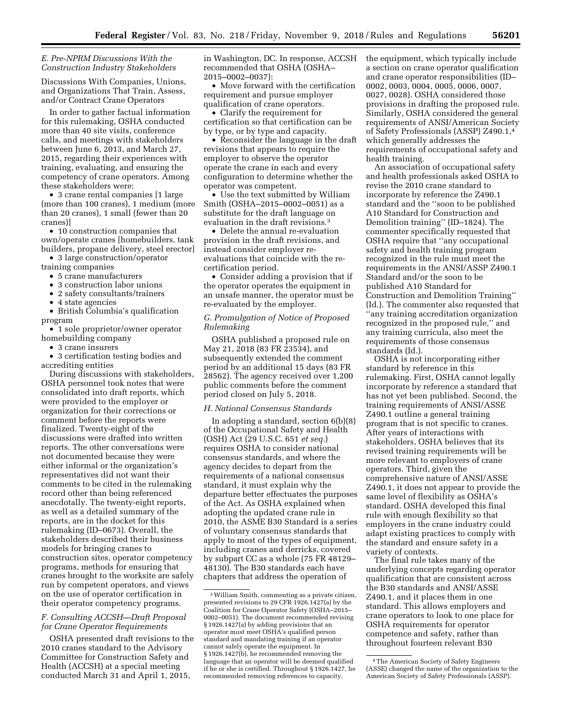### E. Pre-NPRM Discussions With the Construction Industry Stakeholders

Discussions With Companies, Unions, and Organizations That Train, Assess, and/or Contract Crane Operators

In order to gather factual information for this rulemaking, OSHA conducted more than 40 site visits, conference calls, and meetings with stakeholders between June 6, 2013, and March 27, 2015, regarding their experiences with training, evaluating, and ensuring the competency of crane operators. Among these stakeholders were:

- 3 crane rental companies [1 large (more than 100 cranes), 1 medium (more than 20 cranes), 1 small (fewer than 20 cranes)]
- 10 construction companies that own/operate cranes [homebuilders, tank builders, propane delivery, steel erector]
- 3 large construction/operator training companies
- 5 crane manufacturers
- 3 construction labor unions
- 2 safety consultants/trainers
- 4 state agencies
- British Columbia's qualification program
- 1 sole proprietor/owner operator homebuilding company
- 3 crane insurers
- 3 certification testing bodies and accrediting entities

During discussions with stakeholders, OSHA personnel took notes that were consolidated into draft reports, which were provided to the employer or organization for their corrections or comment before the reports were finalized. Twenty-eight of the discussions were drafted into written reports. The other conversations were not documented because they were either informal or the organization's representatives did not want their comments to be cited in the rulemaking record other than being referenced anecdotally. The twenty-eight reports, as well as a detailed summary of the reports, are in the docket for this rulemaking (ID–0673). Overall, the stakeholders described their business models for bringing cranes to construction sites, operator competency programs, methods for ensuring that cranes brought to the worksite are safely run by competent operators, and views on the use of operator certification in their operator competency programs.

### F. Consulting ACCSH—Draft Proposal for Crane Operator Requirements

OSHA presented draft revisions to the 2010 cranes standard to the Advisory Committee for Construction Safety and Health (ACCSH) at a special meeting conducted March 31 and April 1, 2015, in Washington, DC. In response, ACCSH recommended that OSHA (OSHA–2015–0002–0037):

- Move forward with the certification requirement and pursue employer qualification of crane operators.
- Clarify the requirement for certification so that certification can be by type, or by type and capacity.
- Reconsider the language in the draft revisions that appears to require the employer to observe the operator operate the crane in each and every configuration to determine whether the operator was competent.
- Use the text submitted by William Smith (OSHA–2015–0002–0051) as a substitute for the draft language on evaluation in the draft revisions.[3]
- Delete the annual re-evaluation provision in the draft revisions, and instead consider employer re-evaluations that coincide with the re-certification period.
- Consider adding a provision that if the operator operates the equipment in an unsafe manner, the operator must be re-evaluated by the employer.

### G. Promulgation of Notice of Proposed Rulemaking

OSHA published a proposed rule on May 21, 2018 (83 FR 23534), and subsequently extended the comment period by an additional 15 days (83 FR 28562). The agency received over 1,200 public comments before the comment period closed on July 5, 2018.

### H. National Consensus Standards

In adopting a standard, section 6(b)(8) of the Occupational Safety and Health (OSH) Act (29 U.S.C. 651 *et seq.*) requires OSHA to consider national consensus standards, and where the agency decides to depart from the requirements of a national consensus standard, it must explain why the departure better effectuates the purposes of the Act. As OSHA explained when adopting the updated crane rule in 2010, the ASME B30 Standard is a series of voluntary consensus standards that apply to most of the types of equipment, including cranes and derricks, covered by subpart CC as a whole (75 FR 48129–48130). The B30 standards each have chapters that address the operation of the equipment, which typically include a section on crane operator qualification and crane operator responsibilities (ID–0002, 0003, 0004, 0005, 0006, 0007, 0027, 0028). OSHA considered those provisions in drafting the proposed rule. Similarly, OSHA considered the general requirements of ANSI/American Society of Safety Professionals (ASSP) Z490.1,[4] which generally addresses the requirements of occupational safety and health training.

An association of occupational safety and health professionals asked OSHA to revise the 2010 crane standard to incorporate by reference the Z490.1 standard and the "soon to be published A10 Standard for Construction and Demolition training" (ID–1824). The commenter specifically requested that OSHA require that "any occupational safety and health training program recognized in the rule must meet the requirements in the ANSI/ASSP Z490.1 Standard and/or the soon to be published A10 Standard for Construction and Demolition Training" (Id.). The commenter also requested that "any training accreditation organization recognized in the proposed rule," and any training curricula, also meet the requirements of those consensus standards (Id.).

OSHA is not incorporating either standard by reference in this rulemaking. First, OSHA cannot legally incorporate by reference a standard that has not yet been published. Second, the training requirements of ANSI/ASSE Z490.1 outline a general training program that is not specific to cranes. After years of interactions with stakeholders, OSHA believes that its revised training requirements will be more relevant to employers of crane operators. Third, given the comprehensive nature of ANSI/ASSE Z490.1, it does not appear to provide the same level of flexibility as OSHA's standard. OSHA developed this final rule with enough flexibility so that employers in the crane industry could adapt existing practices to comply with the standard and ensure safety in a variety of contexts.

The final rule takes many of the underlying concepts regarding operator qualification that are consistent across the B30 standards and ANSI/ASSE Z490.1, and it places them in one standard. This allows employers and crane operators to look to one place for OSHA requirements for operator competence and safety, rather than throughout fourteen relevant B30

---

[3] William Smith, commenting as a private citizen, presented revisions to 29 CFR 1926.1427(a) by the Coalition for Crane Operator Safety (OSHA–2015–0002–0051). The document recommended revising § 1926.1427(a) by adding provisions that an operator must meet OSHA's qualified person standard and mandating training if an operator cannot safely operate the equipment. In § 1926.1427(b), he recommended removing the language that an operator will be deemed qualified if he or she is certified. Throughout § 1926.1427, he recommended removing references to capacity.

[4] The American Society of Safety Engineers (ASSE) changed the name of the organization to the American Society of Safety Professionals (ASSP).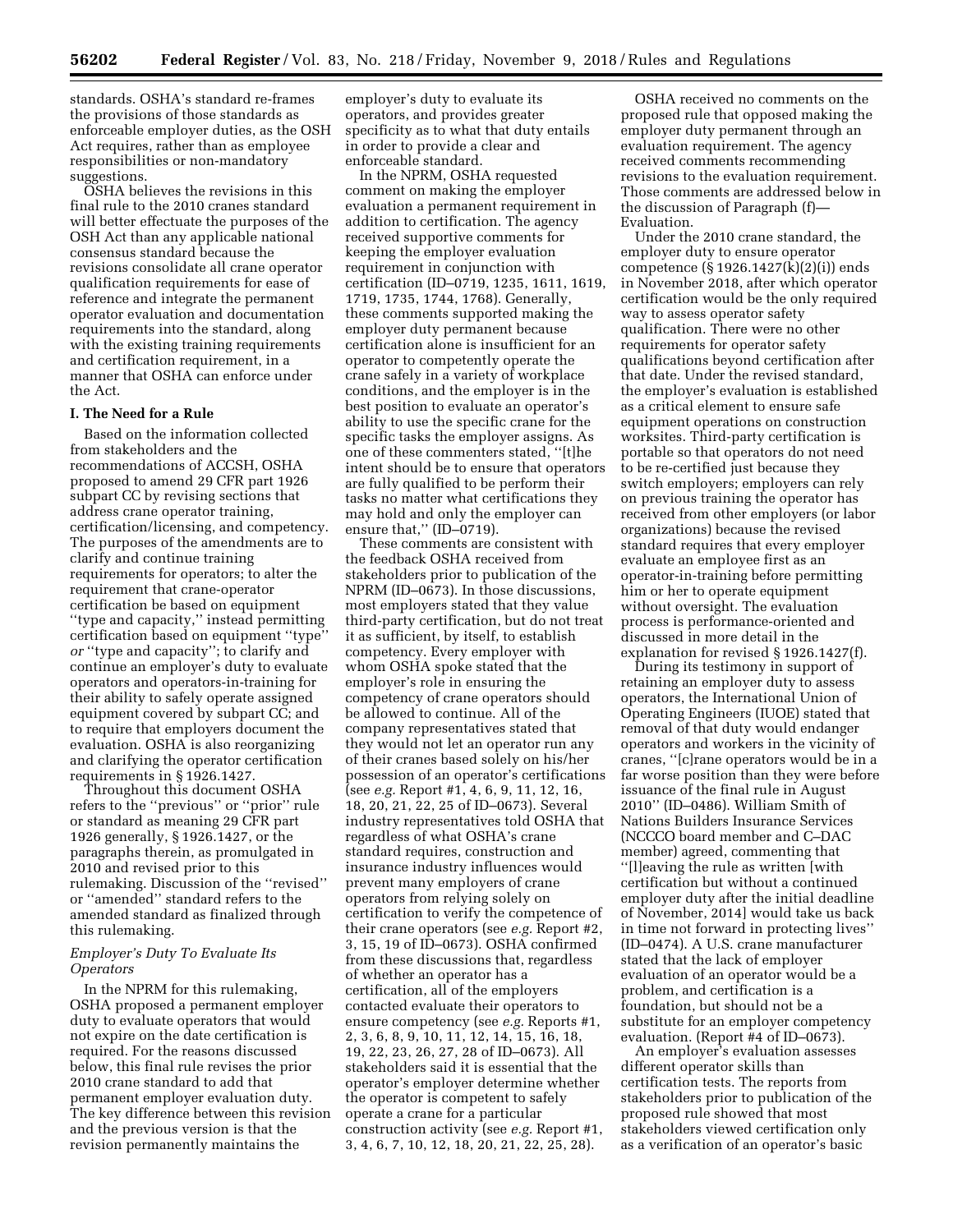standards. OSHA's standard re-frames the provisions of those standards as enforceable employer duties, as the OSH Act requires, rather than as employee responsibilities or non-mandatory suggestions.

OSHA believes the revisions in this final rule to the 2010 cranes standard will better effectuate the purposes of the OSH Act than any applicable national consensus standard because the revisions consolidate all crane operator qualification requirements for ease of reference and integrate the permanent operator evaluation and documentation requirements into the standard, along with the existing training requirements and certification requirement, in a manner that OSHA can enforce under the Act.

### I. The Need for a Rule

Based on the information collected from stakeholders and the recommendations of ACCSH, OSHA proposed to amend 29 CFR part 1926 subpart CC by revising sections that address crane operator training, certification/licensing, and competency. The purposes of the amendments are to clarify and continue training requirements for operators; to alter the requirement that crane-operator certification be based on equipment ''type and capacity,'' instead permitting certification based on equipment ''type'' *or* ''type and capacity''; to clarify and continue an employer's duty to evaluate operators and operators-in-training for their ability to safely operate assigned equipment covered by subpart CC; and to require that employers document the evaluation. OSHA is also reorganizing and clarifying the operator certification requirements in § 1926.1427.

Throughout this document OSHA refers to the ''previous'' or ''prior'' rule or standard as meaning 29 CFR part 1926 generally, § 1926.1427, or the paragraphs therein, as promulgated in 2010 and revised prior to this rulemaking. Discussion of the ''revised'' or ''amended'' standard refers to the amended standard as finalized through this rulemaking.

#### *Employer's Duty To Evaluate Its Operators*

In the NPRM for this rulemaking, OSHA proposed a permanent employer duty to evaluate operators that would not expire on the date certification is required. For the reasons discussed below, this final rule revises the prior 2010 crane standard to add that permanent employer evaluation duty. The key difference between this revision and the previous version is that the revision permanently maintains the employer's duty to evaluate its operators, and provides greater specificity as to what that duty entails in order to provide a clear and enforceable standard.

In the NPRM, OSHA requested comment on making the employer evaluation a permanent requirement in addition to certification. The agency received supportive comments for keeping the employer evaluation requirement in conjunction with certification (ID–0719, 1235, 1611, 1619, 1719, 1735, 1744, 1768). Generally, these comments supported making the employer duty permanent because certification alone is insufficient for an operator to competently operate the crane safely in a variety of workplace conditions, and the employer is in the best position to evaluate an operator's ability to use the specific crane for the specific tasks the employer assigns. As one of these commenters stated, ''[t]he intent should be to ensure that operators are fully qualified to be perform their tasks no matter what certifications they may hold and only the employer can ensure that,'' (ID–0719).

These comments are consistent with the feedback OSHA received from stakeholders prior to publication of the NPRM (ID–0673). In those discussions, most employers stated that they value third-party certification, but do not treat it as sufficient, by itself, to establish competency. Every employer with whom OSHA spoke stated that the employer's role in ensuring the competency of crane operators should be allowed to continue. All of the company representatives stated that they would not let an operator run any of their cranes based solely on his/her possession of an operator's certifications (see *e.g.* Report #1, 4, 6, 9, 11, 12, 16, 18, 20, 21, 22, 25 of ID–0673). Several industry representatives told OSHA that regardless of what OSHA's crane standard requires, construction and insurance industry influences would prevent many employers of crane operators from relying solely on certification to verify the competence of their crane operators (see *e.g.* Report #2, 3, 15, 19 of ID–0673). OSHA confirmed from these discussions that, regardless of whether an operator has a certification, all of the employers contacted evaluate their operators to ensure competency (see *e.g.* Reports #1, 2, 3, 6, 8, 9, 10, 11, 12, 14, 15, 16, 18, 19, 22, 23, 26, 27, 28 of ID–0673). All stakeholders said it is essential that the operator's employer determine whether the operator is competent to safely operate a crane for a particular construction activity (see *e.g.* Report #1, 3, 4, 6, 7, 10, 12, 18, 20, 21, 22, 25, 28).

OSHA received no comments on the proposed rule that opposed making the employer duty permanent through an evaluation requirement. The agency received comments recommending revisions to the evaluation requirement. Those comments are addressed below in the discussion of Paragraph (f)—Evaluation.

Under the 2010 crane standard, the employer duty to ensure operator competence (§ 1926.1427(k)(2)(i)) ends in November 2018, after which operator certification would be the only required way to assess operator safety qualification. There were no other requirements for operator safety qualifications beyond certification after that date. Under the revised standard, the employer's evaluation is established as a critical element to ensure safe equipment operations on construction worksites. Third-party certification is portable so that operators do not need to be re-certified just because they switch employers; employers can rely on previous training the operator has received from other employers (or labor organizations) because the revised standard requires that every employer evaluate an employee first as an operator-in-training before permitting him or her to operate equipment without oversight. The evaluation process is performance-oriented and discussed in more detail in the explanation for revised § 1926.1427(f).

During its testimony in support of retaining an employer duty to assess operators, the International Union of Operating Engineers (IUOE) stated that removal of that duty would endanger operators and workers in the vicinity of cranes, ''[c]rane operators would be in a far worse position than they were before issuance of the final rule in August 2010'' (ID–0486). William Smith of Nations Builders Insurance Services (NCCCO board member and C–DAC member) agreed, commenting that ''[l]eaving the rule as written [with certification but without a continued employer duty after the initial deadline of November, 2014] would take us back in time not forward in protecting lives'' (ID–0474). A U.S. crane manufacturer stated that the lack of employer evaluation of an operator would be a problem, and certification is a foundation, but should not be a substitute for an employer competency evaluation. (Report #4 of ID–0673).

An employer's evaluation assesses different operator skills than certification tests. The reports from stakeholders prior to publication of the proposed rule showed that most stakeholders viewed certification only as a verification of an operator's basic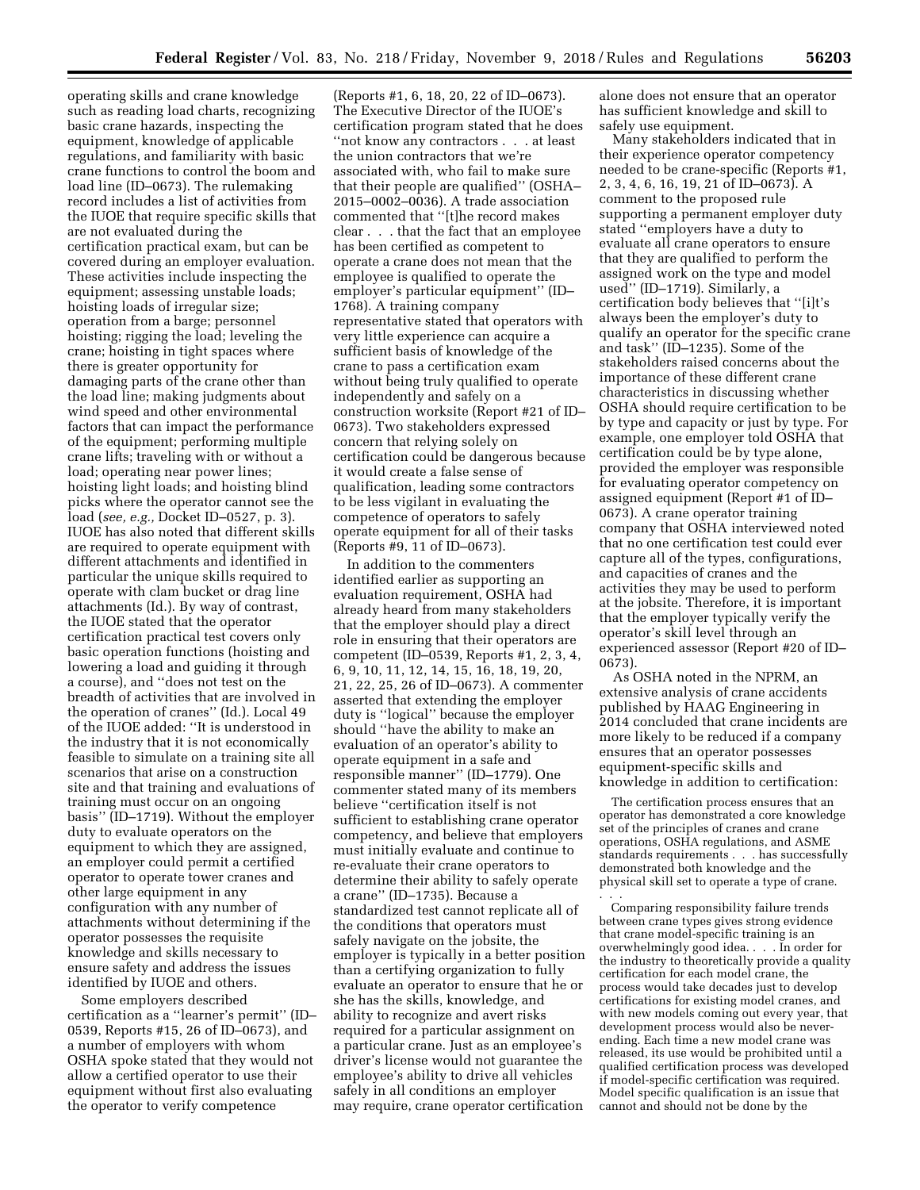operating skills and crane knowledge such as reading load charts, recognizing basic crane hazards, inspecting the equipment, knowledge of applicable regulations, and familiarity with basic crane functions to control the boom and load line (ID–0673). The rulemaking record includes a list of activities from the IUOE that require specific skills that are not evaluated during the certification practical exam, but can be covered during an employer evaluation. These activities include inspecting the equipment; assessing unstable loads; hoisting loads of irregular size; operation from a barge; personnel hoisting; rigging the load; leveling the crane; hoisting in tight spaces where there is greater opportunity for damaging parts of the crane other than the load line; making judgments about wind speed and other environmental factors that can impact the performance of the equipment; performing multiple crane lifts; traveling with or without a load; operating near power lines; hoisting light loads; and hoisting blind picks where the operator cannot see the load (*see, e.g.,* Docket ID–0527, p. 3). IUOE has also noted that different skills are required to operate equipment with different attachments and identified in particular the unique skills required to operate with clam bucket or drag line attachments (Id.). By way of contrast, the IUOE stated that the operator certification practical test covers only basic operation functions (hoisting and lowering a load and guiding it through a course), and ''does not test on the breadth of activities that are involved in the operation of cranes'' (Id.). Local 49 of the IUOE added: ''It is understood in the industry that it is not economically feasible to simulate on a training site all scenarios that arise on a construction site and that training and evaluations of training must occur on an ongoing basis'' (ID–1719). Without the employer duty to evaluate operators on the equipment to which they are assigned, an employer could permit a certified operator to operate tower cranes and other large equipment in any configuration with any number of attachments without determining if the operator possesses the requisite knowledge and skills necessary to ensure safety and address the issues identified by IUOE and others.

Some employers described certification as a ''learner's permit'' (ID–0539, Reports #15, 26 of ID–0673), and a number of employers with whom OSHA spoke stated that they would not allow a certified operator to use their equipment without first also evaluating the operator to verify competence (Reports #1, 6, 18, 20, 22 of ID–0673). The Executive Director of the IUOE's certification program stated that he does ''not know any contractors . . . at least the union contractors that we're associated with, who fail to make sure that their people are qualified'' (OSHA–2015–0002–0036). A trade association commented that ''[t]he record makes clear . . . that the fact that an employee has been certified as competent to operate a crane does not mean that the employee is qualified to operate the employer's particular equipment'' (ID–1768). A training company representative stated that operators with very little experience can acquire a sufficient basis of knowledge of the crane to pass a certification exam without being truly qualified to operate independently and safely on a construction worksite (Report #21 of ID–0673). Two stakeholders expressed concern that relying solely on certification could be dangerous because it would create a false sense of qualification, leading some contractors to be less vigilant in evaluating the competence of operators to safely operate equipment for all of their tasks (Reports #9, 11 of ID–0673).

In addition to the commenters identified earlier as supporting an evaluation requirement, OSHA had already heard from many stakeholders that the employer should play a direct role in ensuring that their operators are competent (ID–0539, Reports #1, 2, 3, 4, 6, 9, 10, 11, 12, 14, 15, 16, 18, 19, 20, 21, 22, 25, 26 of ID–0673). A commenter asserted that extending the employer duty is ''logical'' because the employer should ''have the ability to make an evaluation of an operator's ability to operate equipment in a safe and responsible manner'' (ID–1779). One commenter stated many of its members believe ''certification itself is not sufficient to establishing crane operator competency, and believe that employers must initially evaluate and continue to re-evaluate their crane operators to determine their ability to safely operate a crane'' (ID–1735). Because a standardized test cannot replicate all of the conditions that operators must safely navigate on the jobsite, the employer is typically in a better position than a certifying organization to fully evaluate an operator to ensure that he or she has the skills, knowledge, and ability to recognize and avert risks required for a particular assignment on a particular crane. Just as an employee's driver's license would not guarantee the employee's ability to drive all vehicles safely in all conditions an employer may require, crane operator certification alone does not ensure that an operator has sufficient knowledge and skill to safely use equipment.

Many stakeholders indicated that in their experience operator competency needed to be crane-specific (Reports #1, 2, 3, 4, 6, 16, 19, 21 of ID–0673). A comment to the proposed rule supporting a permanent employer duty stated ''employers have a duty to evaluate all crane operators to ensure that they are qualified to perform the assigned work on the type and model used'' (ID–1719). Similarly, a certification body believes that ''[i]t's always been the employer's duty to qualify an operator for the specific crane and task'' (ID–1235). Some of the stakeholders raised concerns about the importance of these different crane characteristics in discussing whether OSHA should require certification to be by type and capacity or just by type. For example, one employer told OSHA that certification could be by type alone, provided the employer was responsible for evaluating operator competency on assigned equipment (Report #1 of ID–0673). A crane operator training company that OSHA interviewed noted that no one certification test could ever capture all of the types, configurations, and capacities of cranes and the activities they may be used to perform at the jobsite. Therefore, it is important that the employer typically verify the operator's skill level through an experienced assessor (Report #20 of ID–0673).

As OSHA noted in the NPRM, an extensive analysis of crane accidents published by HAAG Engineering in 2014 concluded that crane incidents are more likely to be reduced if a company ensures that an operator possesses equipment-specific skills and knowledge in addition to certification:

> The certification process ensures that an operator has demonstrated a core knowledge set of the principles of cranes and crane operations, OSHA regulations, and ASME standards requirements . . . has successfully demonstrated both knowledge and the physical skill set to operate a type of crane. . . .
>
> Comparing responsibility failure trends between crane types gives strong evidence that crane model-specific training is an overwhelmingly good idea. . . . In order for the industry to theoretically provide a quality certification for each model crane, the process would take decades just to develop certifications for existing model cranes, and with new models coming out every year, that development process would also be never-ending. Each time a new model crane was released, its use would be prohibited until a qualified certification process was developed if model-specific certification was required. Model specific qualification is an issue that cannot and should not be done by the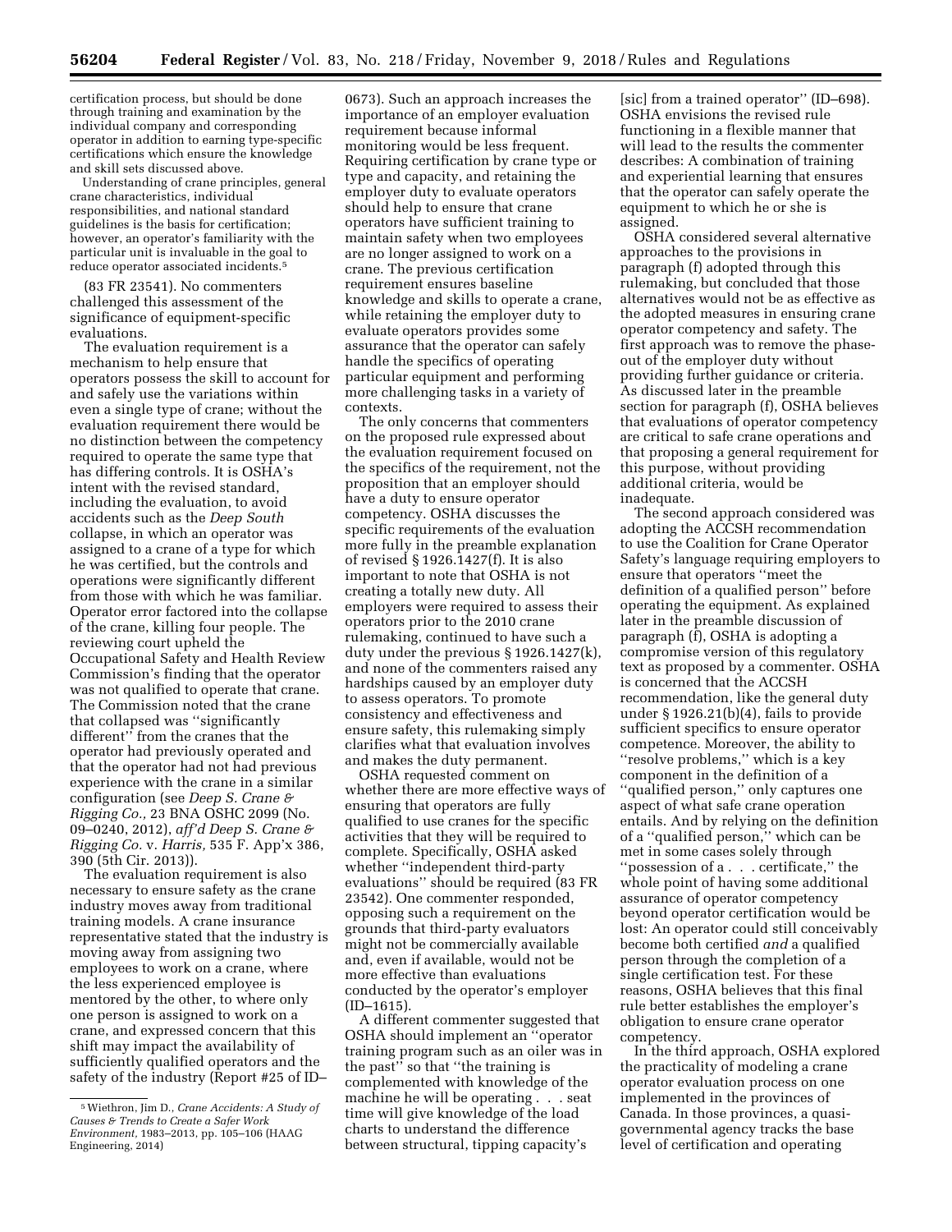certification process, but should be done through training and examination by the individual company and corresponding operator in addition to earning type-specific certifications which ensure the knowledge and skill sets discussed above.

Understanding of crane principles, general crane characteristics, individual responsibilities, and national standard guidelines is the basis for certification; however, an operator's familiarity with the particular unit is invaluable in the goal to reduce operator associated incidents.[5]

(83 FR 23541). No commenters challenged this assessment of the significance of equipment-specific evaluations.

The evaluation requirement is a mechanism to help ensure that operators possess the skill to account for and safely use the variations within even a single type of crane; without the evaluation requirement there would be no distinction between the competency required to operate the same type that has differing controls. It is OSHA's intent with the revised standard, including the evaluation, to avoid accidents such as the *Deep South* collapse, in which an operator was assigned to a crane of a type for which he was certified, but the controls and operations were significantly different from those with which he was familiar. Operator error factored into the collapse of the crane, killing four people. The reviewing court upheld the Occupational Safety and Health Review Commission's finding that the operator was not qualified to operate that crane. The Commission noted that the crane that collapsed was ''significantly different'' from the cranes that the operator had previously operated and that the operator had not had previous experience with the crane in a similar configuration (see *Deep S. Crane & Rigging Co.,* 23 BNA OSHC 2099 (No. 09–0240, 2012), *aff'd Deep S. Crane & Rigging Co.* v. *Harris,* 535 F. App'x 386, 390 (5th Cir. 2013)).

The evaluation requirement is also necessary to ensure safety as the crane industry moves away from traditional training models. A crane insurance representative stated that the industry is moving away from assigning two employees to work on a crane, where the less experienced employee is mentored by the other, to where only one person is assigned to work on a crane, and expressed concern that this shift may impact the availability of sufficiently qualified operators and the safety of the industry (Report #25 of ID–0673). Such an approach increases the importance of an employer evaluation requirement because informal monitoring would be less frequent. Requiring certification by crane type or type and capacity, and retaining the employer duty to evaluate operators should help to ensure that crane operators have sufficient training to maintain safety when two employees are no longer assigned to work on a crane. The previous certification requirement ensures baseline knowledge and skills to operate a crane, while retaining the employer duty to evaluate operators provides some assurance that the operator can safely handle the specifics of operating particular equipment and performing more challenging tasks in a variety of contexts.

The only concerns that commenters on the proposed rule expressed about the evaluation requirement focused on the specifics of the requirement, not the proposition that an employer should have a duty to ensure operator competency. OSHA discusses the specific requirements of the evaluation more fully in the preamble explanation of revised § 1926.1427(f). It is also important to note that OSHA is not creating a totally new duty. All employers were required to assess their operators prior to the 2010 crane rulemaking, continued to have such a duty under the previous § 1926.1427(k), and none of the commenters raised any hardships caused by an employer duty to assess operators. To promote consistency and effectiveness and ensure safety, this rulemaking simply clarifies what that evaluation involves and makes the duty permanent.

OSHA requested comment on whether there are more effective ways of ensuring that operators are fully qualified to use cranes for the specific activities that they will be required to complete. Specifically, OSHA asked whether ''independent third-party evaluations'' should be required (83 FR 23542). One commenter responded, opposing such a requirement on the grounds that third-party evaluators might not be commercially available and, even if available, would not be more effective than evaluations conducted by the operator's employer (ID–1615).

A different commenter suggested that OSHA should implement an ''operator training program such as an oiler was in the past'' so that ''the training is complemented with knowledge of the machine he will be operating . . . seat time will give knowledge of the load charts to understand the difference between structural, tipping capacity's [sic] from a trained operator'' (ID–698). OSHA envisions the revised rule functioning in a flexible manner that will lead to the results the commenter describes: A combination of training and experiential learning that ensures that the operator can safely operate the equipment to which he or she is assigned.

OSHA considered several alternative approaches to the provisions in paragraph (f) adopted through this rulemaking, but concluded that those alternatives would not be as effective as the adopted measures in ensuring crane operator competency and safety. The first approach was to remove the phase-out of the employer duty without providing further guidance or criteria. As discussed later in the preamble section for paragraph (f), OSHA believes that evaluations of operator competency are critical to safe crane operations and that proposing a general requirement for this purpose, without providing additional criteria, would be inadequate.

The second approach considered was adopting the ACCSH recommendation to use the Coalition for Crane Operator Safety's language requiring employers to ensure that operators ''meet the definition of a qualified person'' before operating the equipment. As explained later in the preamble discussion of paragraph (f), OSHA is adopting a compromise version of this regulatory text as proposed by a commenter. OSHA is concerned that the ACCSH recommendation, like the general duty under § 1926.21(b)(4), fails to provide sufficient specifics to ensure operator competence. Moreover, the ability to ''resolve problems,'' which is a key component in the definition of a ''qualified person,'' only captures one aspect of what safe crane operation entails. And by relying on the definition of a ''qualified person,'' which can be met in some cases solely through ''possession of a . . . certificate,'' the whole point of having some additional assurance of operator competency beyond operator certification would be lost: An operator could still conceivably become both certified *and* a qualified person through the completion of a single certification test. For these reasons, OSHA believes that this final rule better establishes the employer's obligation to ensure crane operator competency.

In the third approach, OSHA explored the practicality of modeling a crane operator evaluation process on one implemented in the provinces of Canada. In those provinces, a quasi-governmental agency tracks the base level of certification and operating

[5] Wiethron, Jim D., *Crane Accidents: A Study of Causes & Trends to Create a Safer Work Environment,* 1983–2013, pp. 105–106 (HAAG Engineering, 2014)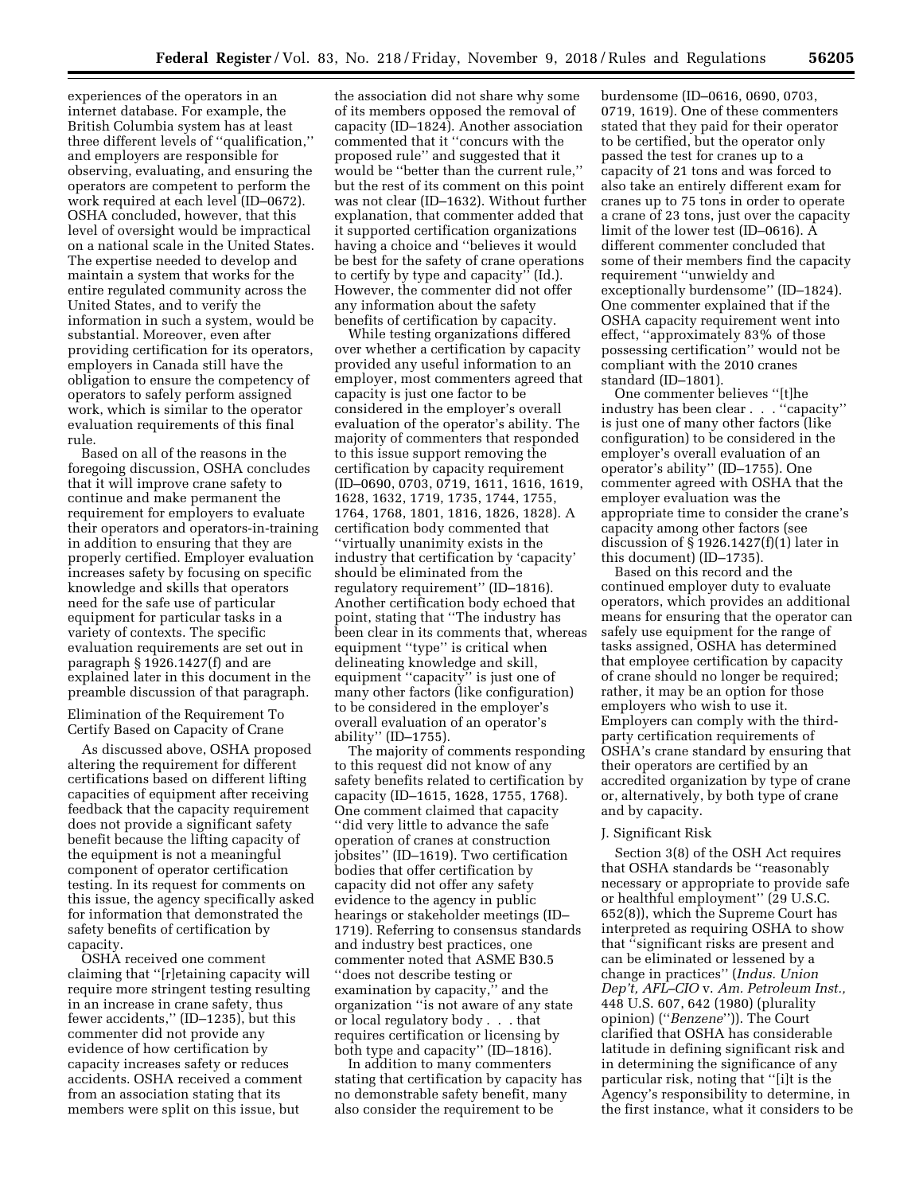experiences of the operators in an internet database. For example, the British Columbia system has at least three different levels of "qualification," and employers are responsible for observing, evaluating, and ensuring the operators are competent to perform the work required at each level (ID–0672). OSHA concluded, however, that this level of oversight would be impractical on a national scale in the United States. The expertise needed to develop and maintain a system that works for the entire regulated community across the United States, and to verify the information in such a system, would be substantial. Moreover, even after providing certification for its operators, employers in Canada still have the obligation to ensure the competency of operators to safely perform assigned work, which is similar to the operator evaluation requirements of this final rule.

Based on all of the reasons in the foregoing discussion, OSHA concludes that it will improve crane safety to continue and make permanent the requirement for employers to evaluate their operators and operators-in-training in addition to ensuring that they are properly certified. Employer evaluation increases safety by focusing on specific knowledge and skills that operators need for the safe use of particular equipment for particular tasks in a variety of contexts. The specific evaluation requirements are set out in paragraph § 1926.1427(f) and are explained later in this document in the preamble discussion of that paragraph.

Elimination of the Requirement To Certify Based on Capacity of Crane

As discussed above, OSHA proposed altering the requirement for different certifications based on different lifting capacities of equipment after receiving feedback that the capacity requirement does not provide a significant safety benefit because the lifting capacity of the equipment is not a meaningful component of operator certification testing. In its request for comments on this issue, the agency specifically asked for information that demonstrated the safety benefits of certification by capacity.

OSHA received one comment claiming that "[r]etaining capacity will require more stringent testing resulting in an increase in crane safety, thus fewer accidents," (ID–1235), but this commenter did not provide any evidence of how certification by capacity increases safety or reduces accidents. OSHA received a comment from an association stating that its members were split on this issue, but the association did not share why some of its members opposed the removal of capacity (ID–1824). Another association commented that it "concurs with the proposed rule" and suggested that it would be "better than the current rule," but the rest of its comment on this point was not clear (ID–1632). Without further explanation, that commenter added that it supported certification organizations having a choice and "believes it would be best for the safety of crane operations to certify by type and capacity" (Id.). However, the commenter did not offer any information about the safety benefits of certification by capacity.

While testing organizations differed over whether a certification by capacity provided any useful information to an employer, most commenters agreed that capacity is just one factor to be considered in the employer's overall evaluation of the operator's ability. The majority of commenters that responded to this issue support removing the certification by capacity requirement (ID–0690, 0703, 0719, 1611, 1616, 1619, 1628, 1632, 1719, 1735, 1744, 1755, 1764, 1768, 1801, 1816, 1826, 1828). A certification body commented that "virtually unanimity exists in the industry that certification by 'capacity' should be eliminated from the regulatory requirement" (ID–1816). Another certification body echoed that point, stating that "The industry has been clear in its comments that, whereas equipment "type" is critical when delineating knowledge and skill, equipment "capacity" is just one of many other factors (like configuration) to be considered in the employer's overall evaluation of an operator's ability" (ID–1755).

The majority of comments responding to this request did not know of any safety benefits related to certification by capacity (ID–1615, 1628, 1755, 1768). One comment claimed that capacity "did very little to advance the safe operation of cranes at construction jobsites" (ID–1619). Two certification bodies that offer certification by capacity did not offer any safety evidence to the agency in public hearings or stakeholder meetings (ID–1719). Referring to consensus standards and industry best practices, one commenter noted that ASME B30.5 "does not describe testing or examination by capacity," and the organization "is not aware of any state or local regulatory body . . . that requires certification or licensing by both type and capacity" (ID–1816).

In addition to many commenters stating that certification by capacity has no demonstrable safety benefit, many also consider the requirement to be burdensome (ID–0616, 0690, 0703, 0719, 1619). One of these commenters stated that they paid for their operator to be certified, but the operator only passed the test for cranes up to a capacity of 21 tons and was forced to also take an entirely different exam for cranes up to 75 tons in order to operate a crane of 23 tons, just over the capacity limit of the lower test (ID–0616). A different commenter concluded that some of their members find the capacity requirement "unwieldy and exceptionally burdensome" (ID–1824). One commenter explained that if the OSHA capacity requirement went into effect, "approximately 83% of those possessing certification" would not be compliant with the 2010 cranes standard (ID–1801).

One commenter believes "[t]he industry has been clear . . . "capacity" is just one of many other factors (like configuration) to be considered in the employer's overall evaluation of an operator's ability" (ID–1755). One commenter agreed with OSHA that the employer evaluation was the appropriate time to consider the crane's capacity among other factors (see discussion of § 1926.1427(f)(1) later in this document) (ID–1735).

Based on this record and the continued employer duty to evaluate operators, which provides an additional means for ensuring that the operator can safely use equipment for the range of tasks assigned, OSHA has determined that employee certification by capacity of crane should no longer be required; rather, it may be an option for those employers who wish to use it. Employers can comply with the third-party certification requirements of OSHA's crane standard by ensuring that their operators are certified by an accredited organization by type of crane or, alternatively, by both type of crane and by capacity.

J. Significant Risk

Section 3(8) of the OSH Act requires that OSHA standards be "reasonably necessary or appropriate to provide safe or healthful employment" (29 U.S.C. 652(8)), which the Supreme Court has interpreted as requiring OSHA to show that "significant risks are present and can be eliminated or lessened by a change in practices" (*Indus. Union Dep't, AFL–CIO* v. *Am. Petroleum Inst.,* 448 U.S. 607, 642 (1980) (plurality opinion) ("*Benzene*")). The Court clarified that OSHA has considerable latitude in defining significant risk and in determining the significance of any particular risk, noting that "[i]t is the Agency's responsibility to determine, in the first instance, what it considers to be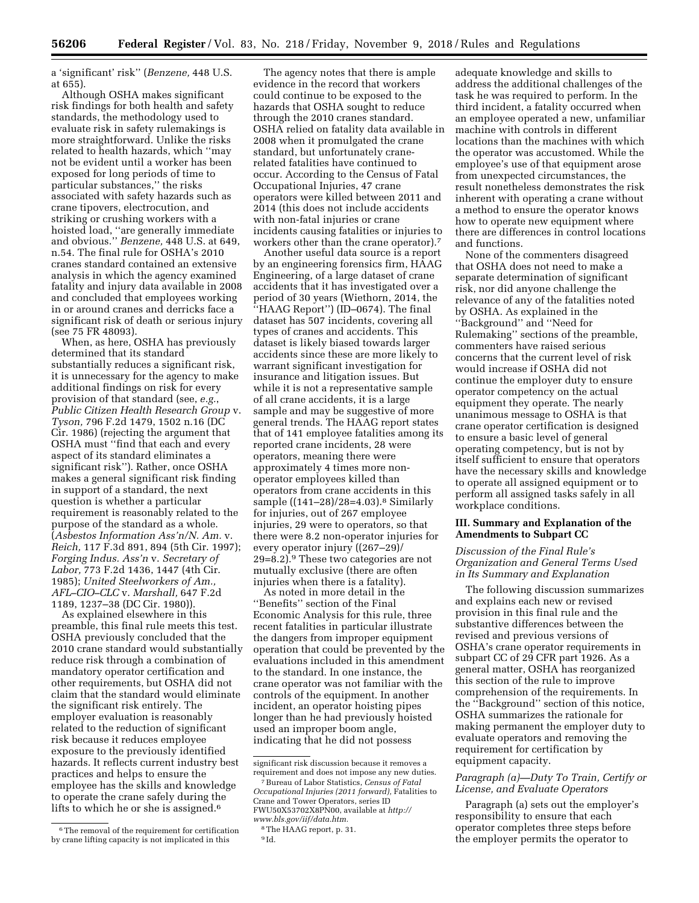a 'significant' risk'' (*Benzene,* 448 U.S. at 655).

Although OSHA makes significant risk findings for both health and safety standards, the methodology used to evaluate risk in safety rulemakings is more straightforward. Unlike the risks related to health hazards, which ''may not be evident until a worker has been exposed for long periods of time to particular substances,'' the risks associated with safety hazards such as crane tipovers, electrocution, and striking or crushing workers with a hoisted load, ''are generally immediate and obvious.'' *Benzene,* 448 U.S. at 649, n.54. The final rule for OSHA's 2010 cranes standard contained an extensive analysis in which the agency examined fatality and injury data available in 2008 and concluded that employees working in or around cranes and derricks face a significant risk of death or serious injury (see 75 FR 48093).

When, as here, OSHA has previously determined that its standard substantially reduces a significant risk, it is unnecessary for the agency to make additional findings on risk for every provision of that standard (see, *e.g., Public Citizen Health Research Group* v. *Tyson,* 796 F.2d 1479, 1502 n.16 (DC Cir. 1986) (rejecting the argument that OSHA must ''find that each and every aspect of its standard eliminates a significant risk'')). Rather, once OSHA makes a general significant risk finding in support of a standard, the next question is whether a particular requirement is reasonably related to the purpose of the standard as a whole. (*Asbestos Information Ass'n/N. Am.* v. *Reich,* 117 F.3d 891, 894 (5th Cir. 1997); *Forging Indus. Ass'n* v. *Secretary of Labor,* 773 F.2d 1436, 1447 (4th Cir. 1985); *United Steelworkers of Am., AFL–CIO–CLC* v. *Marshall,* 647 F.2d 1189, 1237–38 (DC Cir. 1980)).

As explained elsewhere in this preamble, this final rule meets this test. OSHA previously concluded that the 2010 crane standard would substantially reduce risk through a combination of mandatory operator certification and other requirements, but OSHA did not claim that the standard would eliminate the significant risk entirely. The employer evaluation is reasonably related to the reduction of significant risk because it reduces employee exposure to the previously identified hazards. It reflects current industry best practices and helps to ensure the employee has the skills and knowledge to operate the crane safely during the lifts to which he or she is assigned.[6]

The agency notes that there is ample evidence in the record that workers could continue to be exposed to the hazards that OSHA sought to reduce through the 2010 cranes standard. OSHA relied on fatality data available in 2008 when it promulgated the crane standard, but unfortunately crane-related fatalities have continued to occur. According to the Census of Fatal Occupational Injuries, 47 crane operators were killed between 2011 and 2014 (this does not include accidents with non-fatal injuries or crane incidents causing fatalities or injuries to workers other than the crane operator).[7]

Another useful data source is a report by an engineering forensics firm, HAAG Engineering, of a large dataset of crane accidents that it has investigated over a period of 30 years (Wiethorn, 2014, the ''HAAG Report'') (ID–0674). The final dataset has 507 incidents, covering all types of cranes and accidents. This dataset is likely biased towards larger accidents since these are more likely to warrant significant investigation for insurance and litigation issues. But while it is not a representative sample of all crane accidents, it is a large sample and may be suggestive of more general trends. The HAAG report states that of 141 employee fatalities among its reported crane incidents, 28 were operators, meaning there were approximately 4 times more non-operator employees killed than operators from crane accidents in this sample ((141–28)/28=4.03).[8] Similarly for injuries, out of 267 employee injuries, 29 were to operators, so that there were 8.2 non-operator injuries for every operator injury ((267–29)/29=8.2).[9] These two categories are not mutually exclusive (there are often injuries when there is a fatality).

As noted in more detail in the ''Benefits'' section of the Final Economic Analysis for this rule, three recent fatalities in particular illustrate the dangers from improper equipment operation that could be prevented by the evaluations included in this amendment to the standard. In one instance, the crane operator was not familiar with the controls of the equipment. In another incident, an operator hoisting pipes longer than he had previously hoisted used an improper boom angle, indicating that he did not possess adequate knowledge and skills to address the additional challenges of the task he was required to perform. In the third incident, a fatality occurred when an employee operated a new, unfamiliar machine with controls in different locations than the machines with which the operator was accustomed. While the employee's use of that equipment arose from unexpected circumstances, the result nonetheless demonstrates the risk inherent with operating a crane without a method to ensure the operator knows how to operate new equipment where there are differences in control locations and functions.

None of the commenters disagreed that OSHA does not need to make a separate determination of significant risk, nor did anyone challenge the relevance of any of the fatalities noted by OSHA. As explained in the ''Background'' and ''Need for Rulemaking'' sections of the preamble, commenters have raised serious concerns that the current level of risk would increase if OSHA did not continue the employer duty to ensure operator competency on the actual equipment they operate. The nearly unanimous message to OSHA is that crane operator certification is designed to ensure a basic level of general operating competency, but is not by itself sufficient to ensure that operators have the necessary skills and knowledge to operate all assigned equipment or to perform all assigned tasks safely in all workplace conditions.

## III. Summary and Explanation of the Amendments to Subpart CC

### *Discussion of the Final Rule's Organization and General Terms Used in Its Summary and Explanation*

The following discussion summarizes and explains each new or revised provision in this final rule and the substantive differences between the revised and previous versions of OSHA's crane operator requirements in subpart CC of 29 CFR part 1926. As a general matter, OSHA has reorganized this section of the rule to improve comprehension of the requirements. In the ''Background'' section of this notice, OSHA summarizes the rationale for making permanent the employer duty to evaluate operators and removing the requirement for certification by equipment capacity.

### *Paragraph (a)—Duty To Train, Certify or License, and Evaluate Operators*

Paragraph (a) sets out the employer's responsibility to ensure that each operator completes three steps before the employer permits the operator to

---

[6] The removal of the requirement for certification by crane lifting capacity is not implicated in this significant risk discussion because it removes a requirement and does not impose any new duties.

[7] Bureau of Labor Statistics, *Census of Fatal Occupational Injuries (2011 forward),* Fatalities to Crane and Tower Operators, series ID FWU50X53702X8PN00, available at *http://www.bls.gov/iif/data.htm.*

[8] The HAAG report, p. 31.

[9] Id.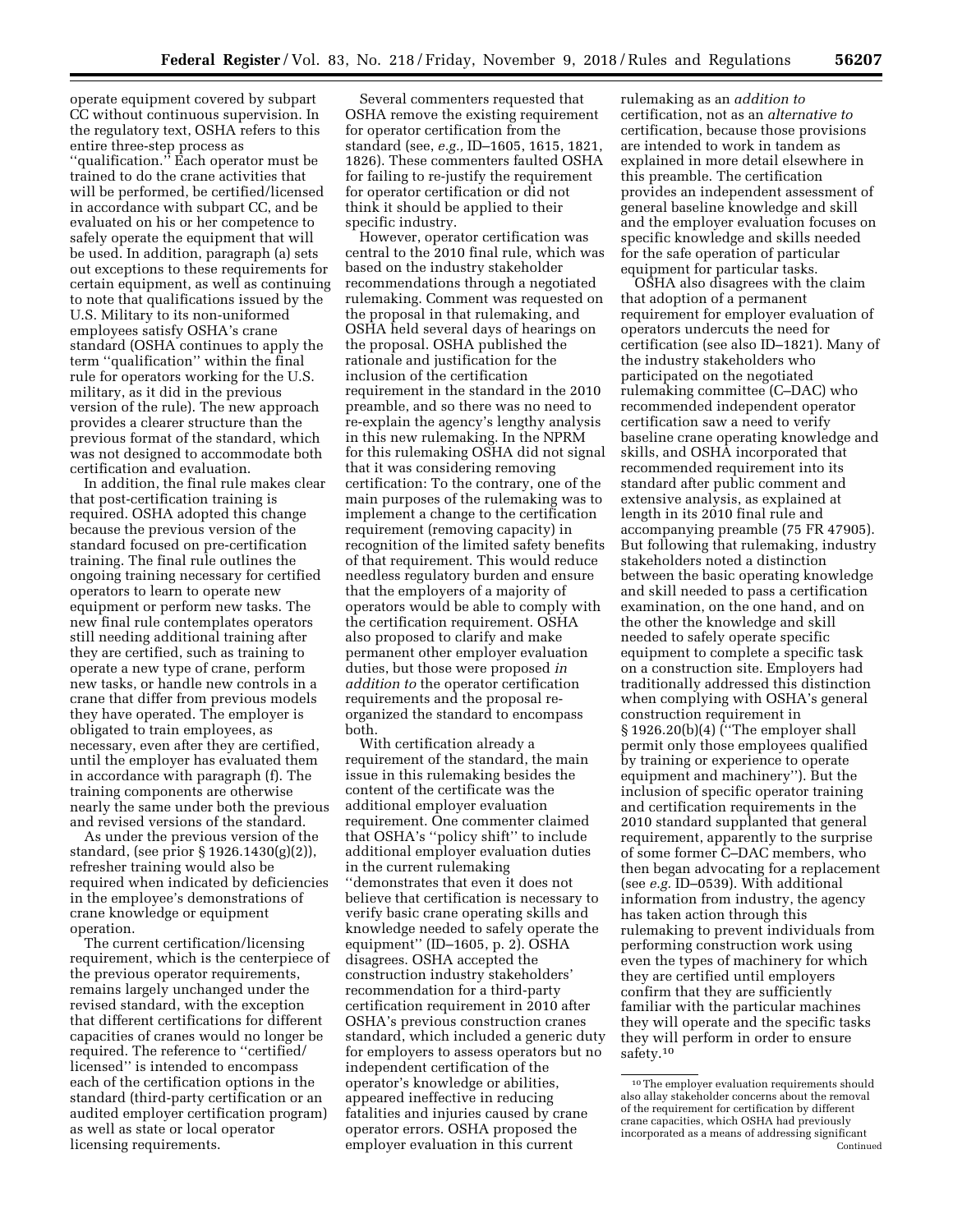operate equipment covered by subpart CC without continuous supervision. In the regulatory text, OSHA refers to this entire three-step process as ''qualification.'' Each operator must be trained to do the crane activities that will be performed, be certified/licensed in accordance with subpart CC, and be evaluated on his or her competence to safely operate the equipment that will be used. In addition, paragraph (a) sets out exceptions to these requirements for certain equipment, as well as continuing to note that qualifications issued by the U.S. Military to its non-uniformed employees satisfy OSHA's crane standard (OSHA continues to apply the term ''qualification'' within the final rule for operators working for the U.S. military, as it did in the previous version of the rule). The new approach provides a clearer structure than the previous format of the standard, which was not designed to accommodate both certification and evaluation.

In addition, the final rule makes clear that post-certification training is required. OSHA adopted this change because the previous version of the standard focused on pre-certification training. The final rule outlines the ongoing training necessary for certified operators to learn to operate new equipment or perform new tasks. The new final rule contemplates operators still needing additional training after they are certified, such as training to operate a new type of crane, perform new tasks, or handle new controls in a crane that differ from previous models they have operated. The employer is obligated to train employees, as necessary, even after they are certified, until the employer has evaluated them in accordance with paragraph (f). The training components are otherwise nearly the same under both the previous and revised versions of the standard.

As under the previous version of the standard, (see prior § 1926.1430(g)(2)), refresher training would also be required when indicated by deficiencies in the employee's demonstrations of crane knowledge or equipment operation.

The current certification/licensing requirement, which is the centerpiece of the previous operator requirements, remains largely unchanged under the revised standard, with the exception that different certifications for different capacities of cranes would no longer be required. The reference to ''certified/licensed'' is intended to encompass each of the certification options in the standard (third-party certification or an audited employer certification program) as well as state or local operator licensing requirements.

Several commenters requested that OSHA remove the existing requirement for operator certification from the standard (see, *e.g.*, ID–1605, 1615, 1821, 1826). These commenters faulted OSHA for failing to re-justify the requirement for operator certification or did not think it should be applied to their specific industry.

However, operator certification was central to the 2010 final rule, which was based on the industry stakeholder recommendations through a negotiated rulemaking. Comment was requested on the proposal in that rulemaking, and OSHA held several days of hearings on the proposal. OSHA published the rationale and justification for the inclusion of the certification requirement in the standard in the 2010 preamble, and so there was no need to re-explain the agency's lengthy analysis in this new rulemaking. In the NPRM for this rulemaking OSHA did not signal that it was considering removing certification: To the contrary, one of the main purposes of the rulemaking was to implement a change to the certification requirement (removing capacity) in recognition of the limited safety benefits of that requirement. This would reduce needless regulatory burden and ensure that the employers of a majority of operators would be able to comply with the certification requirement. OSHA also proposed to clarify and make permanent other employer evaluation duties, but those were proposed *in addition to* the operator certification requirements and the proposal re-organized the standard to encompass both.

With certification already a requirement of the standard, the main issue in this rulemaking besides the content of the certificate was the additional employer evaluation requirement. One commenter claimed that OSHA's ''policy shift'' to include additional employer evaluation duties in the current rulemaking ''demonstrates that even it does not believe that certification is necessary to verify basic crane operating skills and knowledge needed to safely operate the equipment'' (ID–1605, p. 2). OSHA disagrees. OSHA accepted the construction industry stakeholders' recommendation for a third-party certification requirement in 2010 after OSHA's previous construction cranes standard, which included a generic duty for employers to assess operators but no independent certification of the operator's knowledge or abilities, appeared ineffective in reducing fatalities and injuries caused by crane operator errors. OSHA proposed the employer evaluation in this current rulemaking as an *addition to* certification, not as an *alternative to* certification, because those provisions are intended to work in tandem as explained in more detail elsewhere in this preamble. The certification provides an independent assessment of general baseline knowledge and skill and the employer evaluation focuses on specific knowledge and skills needed for the safe operation of particular equipment for particular tasks.

OSHA also disagrees with the claim that adoption of a permanent requirement for employer evaluation of operators undercuts the need for certification (see also ID–1821). Many of the industry stakeholders who participated on the negotiated rulemaking committee (C–DAC) who recommended independent operator certification saw a need to verify baseline crane operating knowledge and skills, and OSHA incorporated that recommended requirement into its standard after public comment and extensive analysis, as explained at length in its 2010 final rule and accompanying preamble (75 FR 47905). But following that rulemaking, industry stakeholders noted a distinction between the basic operating knowledge and skill needed to pass a certification examination, on the one hand, and on the other the knowledge and skill needed to safely operate specific equipment to complete a specific task on a construction site. Employers had traditionally addressed this distinction when complying with OSHA's general construction requirement in § 1926.20(b)(4) (''The employer shall permit only those employees qualified by training or experience to operate equipment and machinery''). But the inclusion of specific operator training and certification requirements in the 2010 standard supplanted that general requirement, apparently to the surprise of some former C–DAC members, who then began advocating for a replacement (see *e.g.* ID–0539). With additional information from industry, the agency has taken action through this rulemaking to prevent individuals from performing construction work using even the types of machinery for which they are certified until employers confirm that they are sufficiently familiar with the particular machines they will operate and the specific tasks they will perform in order to ensure safety.[10]

[10] The employer evaluation requirements should also allay stakeholder concerns about the removal of the requirement for certification by different crane capacities, which OSHA had previously incorporated as a means of addressing significant
Continued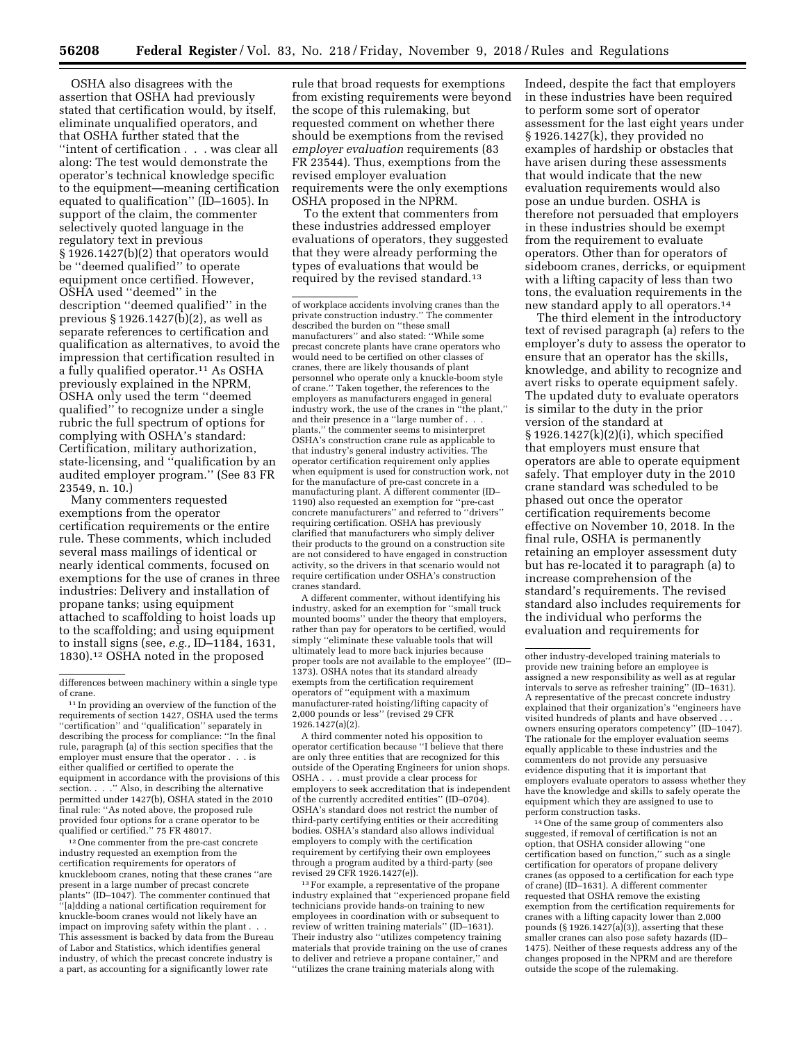OSHA also disagrees with the assertion that OSHA had previously stated that certification would, by itself, eliminate unqualified operators, and that OSHA further stated that the "intent of certification . . . was clear all along: The test would demonstrate the operator's technical knowledge specific to the equipment—meaning certification equated to qualification" (ID–1605). In support of the claim, the commenter selectively quoted language in the regulatory text in previous § 1926.1427(b)(2) that operators would be "deemed qualified" to operate equipment once certified. However, OSHA used "deemed" in the description "deemed qualified" in the previous § 1926.1427(b)(2), as well as separate references to certification and qualification as alternatives, to avoid the impression that certification resulted in a fully qualified operator.[11] As OSHA previously explained in the NPRM, OSHA only used the term "deemed qualified" to recognize under a single rubric the full spectrum of options for complying with OSHA's standard: Certification, military authorization, state-licensing, and "qualification by an audited employer program." (See 83 FR 23549, n. 10.)

Many commenters requested exemptions from the operator certification requirements or the entire rule. These comments, which included several mass mailings of identical or nearly identical comments, focused on exemptions for the use of cranes in three industries: Delivery and installation of propane tanks; using equipment attached to scaffolding to hoist loads up to the scaffolding; and using equipment to install signs (see, *e.g.,* ID–1184, 1631, 1830).[12] OSHA noted in the proposed rule that broad requests for exemptions from existing requirements were beyond the scope of this rulemaking, but requested comment on whether there should be exemptions from the revised *employer evaluation* requirements (83 FR 23544). Thus, exemptions from the revised employer evaluation requirements were the only exemptions OSHA proposed in the NPRM.

To the extent that commenters from these industries addressed employer evaluations of operators, they suggested that they were already performing the types of evaluations that would be required by the revised standard.[13] Indeed, despite the fact that employers in these industries have been required to perform some sort of operator assessment for the last eight years under § 1926.1427(k), they provided no examples of hardship or obstacles that have arisen during these assessments that would indicate that the new evaluation requirements would also pose an undue burden. OSHA is therefore not persuaded that employers in these industries should be exempt from the requirement to evaluate operators. Other than for operators of sideboom cranes, derricks, or equipment with a lifting capacity of less than two tons, the evaluation requirements in the new standard apply to all operators.[14]

The third element in the introductory text of revised paragraph (a) refers to the employer's duty to assess the operator to ensure that an operator has the skills, knowledge, and ability to recognize and avert risks to operate equipment safely. The updated duty to evaluate operators is similar to the duty in the prior version of the standard at § 1926.1427(k)(2)(i), which specified that employers must ensure that operators are able to operate equipment safely. That employer duty in the 2010 crane standard was scheduled to be phased out once the operator certification requirements become effective on November 10, 2018. In the final rule, OSHA is permanently retaining an employer assessment duty but has re-located it to paragraph (a) to increase comprehension of the standard's requirements. The revised standard also includes requirements for the individual who performs the evaluation and requirements for

---

differences between machinery within a single type of crane.

[11] In providing an overview of the function of the requirements of section 1427, OSHA used the terms "certification" and "qualification" separately in describing the process for compliance: "In the final rule, paragraph (a) of this section specifies that the employer must ensure that the operator . . . is either qualified or certified to operate the equipment in accordance with the provisions of this section. . . ." Also, in describing the alternative permitted under 1427(b), OSHA stated in the 2010 final rule: "As noted above, the proposed rule provided four options for a crane operator to be qualified or certified." 75 FR 48017.

[12] One commenter from the pre-cast concrete industry requested an exemption from the certification requirements for operators of knuckleboom cranes, noting that these cranes "are present in a large number of precast concrete plants" (ID–1047). The commenter continued that "[a]dding a national certification requirement for knuckle-boom cranes would not likely have an impact on improving safety within the plant . . . This assessment is backed by data from the Bureau of Labor and Statistics, which identifies general industry, of which the precast concrete industry is a part, as accounting for a significantly lower rate of workplace accidents involving cranes than the private construction industry." The commenter described the burden on "these small manufacturers" and also stated: "While some precast concrete plants have crane operators who would need to be certified on other classes of cranes, there are likely thousands of plant personnel who operate only a knuckle-boom style of crane." Taken together, the references to the employers as manufacturers engaged in general industry work, the use of the cranes in "the plant," and their presence in a "large number of . . . plants," the commenter seems to misinterpret OSHA's construction crane rule as applicable to that industry's general industry activities. The operator certification requirement only applies when equipment is used for construction work, not for the manufacture of pre-cast concrete in a manufacturing plant. A different commenter (ID–1190) also requested an exemption for "pre-cast concrete manufacturers" and referred to "drivers" requiring certification. OSHA has previously clarified that manufacturers who simply deliver their products to the ground on a construction site are not considered to have engaged in construction activity, so the drivers in that scenario would not require certification under OSHA's construction cranes standard.

A different commenter, without identifying his industry, asked for an exemption for "small truck mounted booms" under the theory that employers, rather than pay for operators to be certified, would simply "eliminate these valuable tools that will ultimately lead to more back injuries because proper tools are not available to the employee" (ID–1373). OSHA notes that its standard already exempts from the certification requirement operators of "equipment with a maximum manufacturer-rated hoisting/lifting capacity of 2,000 pounds or less" (revised 29 CFR 1926.1427(a)(2).

A third commenter noted his opposition to operator certification because "I believe that there are only three entities that are recognized for this outside of the Operating Engineers for union shops. OSHA . . . must provide a clear process for employers to seek accreditation that is independent of the currently accredited entities" (ID–0704). OSHA's standard does not restrict the number of third-party certifying entities or their accrediting bodies. OSHA's standard also allows individual employers to comply with the certification requirement by certifying their own employees through a program audited by a third-party (see revised 29 CFR 1926.1427(e)).

[13] For example, a representative of the propane industry explained that "experienced propane field technicians provide hands-on training to new employees in coordination with or subsequent to review of written training materials" (ID–1631). Their industry also "utilizes competency training materials that provide training on the use of cranes to deliver and retrieve a propane container," and "utilizes the crane training materials along with other industry-developed training materials to provide new training before an employee is assigned a new responsibility as well as at regular intervals to serve as refresher training" (ID–1631). A representative of the precast concrete industry explained that their organization's "engineers have visited hundreds of plants and have observed . . . owners ensuring operators competency" (ID–1047). The rationale for the employer evaluation seems equally applicable to these industries and the commenters do not provide any persuasive evidence disputing that it is important that employers evaluate operators to assess whether they have the knowledge and skills to safely operate the equipment which they are assigned to use to perform construction tasks.

[14] One of the same group of commenters also suggested, if removal of certification is not an option, that OSHA consider allowing "one certification based on function," such as a single certification for operators of propane delivery cranes (as opposed to a certification for each type of crane) (ID–1631). A different commenter requested that OSHA remove the existing exemption from the certification requirements for cranes with a lifting capacity lower than 2,000 pounds (§ 1926.1427(a)(3)), asserting that these smaller cranes can also pose safety hazards (ID–1475). Neither of these requests address any of the changes proposed in the NPRM and are therefore outside the scope of the rulemaking.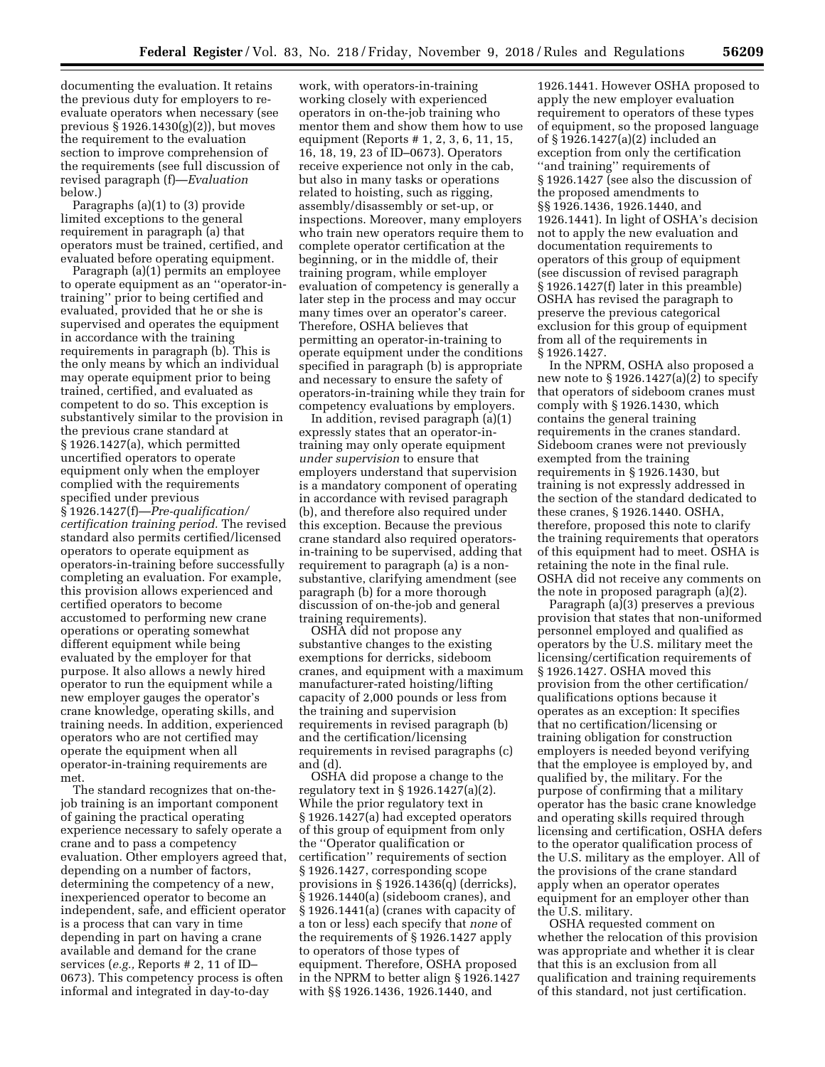documenting the evaluation. It retains the previous duty for employers to re-evaluate operators when necessary (see previous § 1926.1430(g)(2)), but moves the requirement to the evaluation section to improve comprehension of the requirements (see full discussion of revised paragraph (f)—*Evaluation* below.)

Paragraphs (a)(1) to (3) provide limited exceptions to the general requirement in paragraph (a) that operators must be trained, certified, and evaluated before operating equipment.

Paragraph (a)(1) permits an employee to operate equipment as an ''operator-in-training'' prior to being certified and evaluated, provided that he or she is supervised and operates the equipment in accordance with the training requirements in paragraph (b). This is the only means by which an individual may operate equipment prior to being trained, certified, and evaluated as competent to do so. This exception is substantively similar to the provision in the previous crane standard at § 1926.1427(a), which permitted uncertified operators to operate equipment only when the employer complied with the requirements specified under previous § 1926.1427(f)—*Pre-qualification/certification training period.* The revised standard also permits certified/licensed operators to operate equipment as operators-in-training before successfully completing an evaluation. For example, this provision allows experienced and certified operators to become accustomed to performing new crane operations or operating somewhat different equipment while being evaluated by the employer for that purpose. It also allows a newly hired operator to run the equipment while a new employer gauges the operator's crane knowledge, operating skills, and training needs. In addition, experienced operators who are not certified may operate the equipment when all operator-in-training requirements are met.

The standard recognizes that on-the-job training is an important component of gaining the practical operating experience necessary to safely operate a crane and to pass a competency evaluation. Other employers agreed that, depending on a number of factors, determining the competency of a new, inexperienced operator to become an independent, safe, and efficient operator is a process that can vary in time depending in part on having a crane available and demand for the crane services (*e.g.,* Reports # 2, 11 of ID–0673). This competency process is often informal and integrated in day-to-day work, with operators-in-training working closely with experienced operators in on-the-job training who mentor them and show them how to use equipment (Reports # 1, 2, 3, 6, 11, 15, 16, 18, 19, 23 of ID–0673). Operators receive experience not only in the cab, but also in many tasks or operations related to hoisting, such as rigging, assembly/disassembly or set-up, or inspections. Moreover, many employers who train new operators require them to complete operator certification at the beginning, or in the middle of, their training program, while employer evaluation of competency is generally a later step in the process and may occur many times over an operator's career. Therefore, OSHA believes that permitting an operator-in-training to operate equipment under the conditions specified in paragraph (b) is appropriate and necessary to ensure the safety of operators-in-training while they train for competency evaluations by employers.

In addition, revised paragraph (a)(1) expressly states that an operator-in-training may only operate equipment *under supervision* to ensure that employers understand that supervision is a mandatory component of operating in accordance with revised paragraph (b), and therefore also required under this exception. Because the previous crane standard also required operators-in-training to be supervised, adding that requirement to paragraph (a) is a non-substantive, clarifying amendment (see paragraph (b) for a more thorough discussion of on-the-job and general training requirements).

OSHA did not propose any substantive changes to the existing exemptions for derricks, sideboom cranes, and equipment with a maximum manufacturer-rated hoisting/lifting capacity of 2,000 pounds or less from the training and supervision requirements in revised paragraph (b) and the certification/licensing requirements in revised paragraphs (c) and (d).

OSHA did propose a change to the regulatory text in § 1926.1427(a)(2). While the prior regulatory text in § 1926.1427(a) had excepted operators of this group of equipment from only the ''Operator qualification or certification'' requirements of section § 1926.1427, corresponding scope provisions in § 1926.1436(q) (derricks), § 1926.1440(a) (sideboom cranes), and § 1926.1441(a) (cranes with capacity of a ton or less) each specify that *none* of the requirements of § 1926.1427 apply to operators of those types of equipment. Therefore, OSHA proposed in the NPRM to better align § 1926.1427 with §§ 1926.1436, 1926.1440, and 1926.1441. However OSHA proposed to apply the new employer evaluation requirement to operators of these types of equipment, so the proposed language of § 1926.1427(a)(2) included an exception from only the certification ''and training'' requirements of § 1926.1427 (see also the discussion of the proposed amendments to §§ 1926.1436, 1926.1440, and 1926.1441). In light of OSHA's decision not to apply the new evaluation and documentation requirements to operators of this group of equipment (see discussion of revised paragraph § 1926.1427(f) later in this preamble) OSHA has revised the paragraph to preserve the previous categorical exclusion for this group of equipment from all of the requirements in § 1926.1427.

In the NPRM, OSHA also proposed a new note to § 1926.1427(a)(2) to specify that operators of sideboom cranes must comply with § 1926.1430, which contains the general training requirements in the cranes standard. Sideboom cranes were not previously exempted from the training requirements in § 1926.1430, but training is not expressly addressed in the section of the standard dedicated to these cranes, § 1926.1440. OSHA, therefore, proposed this note to clarify the training requirements that operators of this equipment had to meet. OSHA is retaining the note in the final rule. OSHA did not receive any comments on the note in proposed paragraph (a)(2).

Paragraph (a)(3) preserves a previous provision that states that non-uniformed personnel employed and qualified as operators by the U.S. military meet the licensing/certification requirements of § 1926.1427. OSHA moved this provision from the other certification/qualifications options because it operates as an exception: It specifies that no certification/licensing or training obligation for construction employers is needed beyond verifying that the employee is employed by, and qualified by, the military. For the purpose of confirming that a military operator has the basic crane knowledge and operating skills required through licensing and certification, OSHA defers to the operator qualification process of the U.S. military as the employer. All of the provisions of the crane standard apply when an operator operates equipment for an employer other than the U.S. military.

OSHA requested comment on whether the relocation of this provision was appropriate and whether it is clear that this is an exclusion from all qualification and training requirements of this standard, not just certification.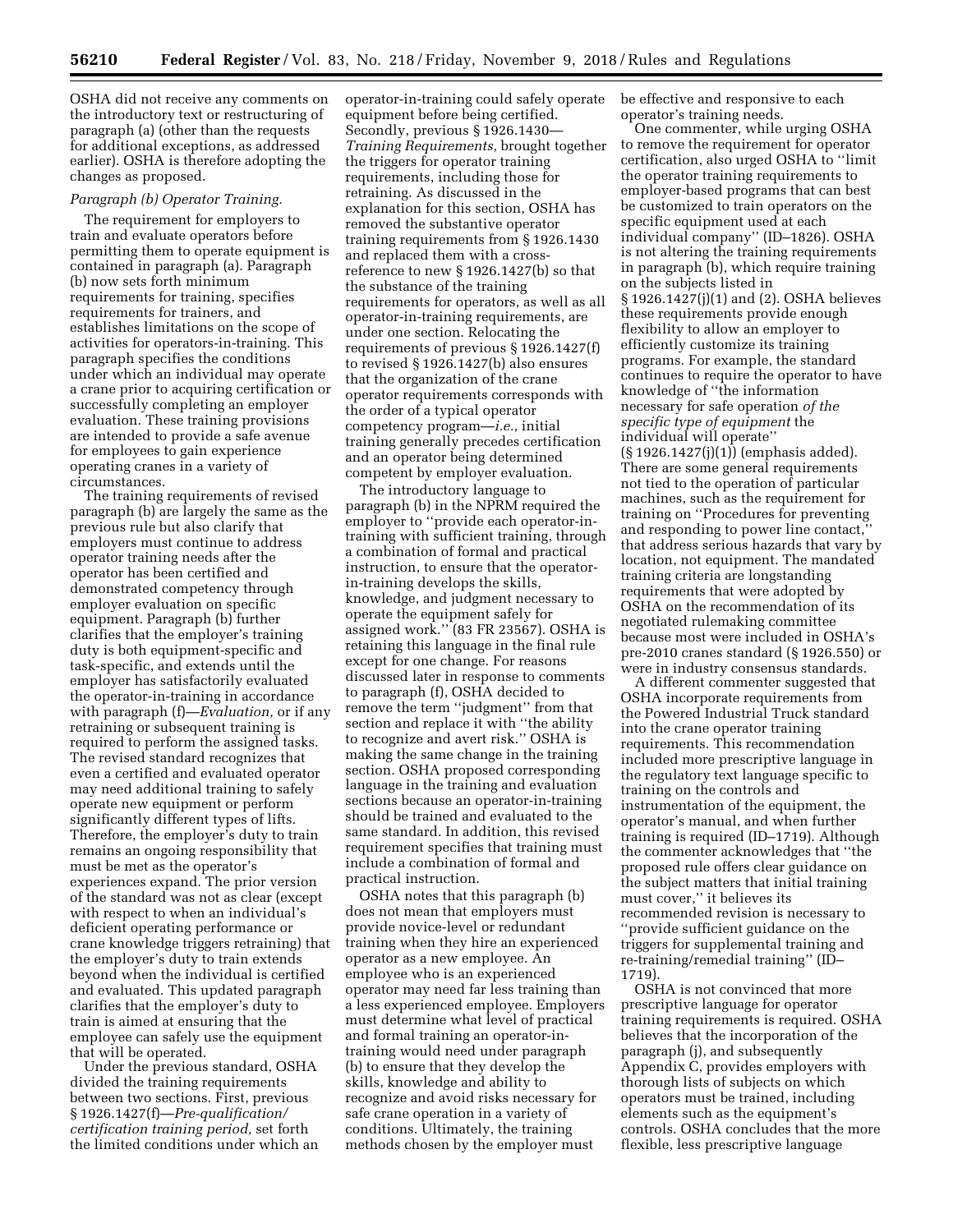OSHA did not receive any comments on the introductory text or restructuring of paragraph (a) (other than the requests for additional exceptions, as addressed earlier). OSHA is therefore adopting the changes as proposed.

*Paragraph (b) Operator Training.*

The requirement for employers to train and evaluate operators before permitting them to operate equipment is contained in paragraph (a). Paragraph (b) now sets forth minimum requirements for training, specifies requirements for trainers, and establishes limitations on the scope of activities for operators-in-training. This paragraph specifies the conditions under which an individual may operate a crane prior to acquiring certification or successfully completing an employer evaluation. These training provisions are intended to provide a safe avenue for employees to gain experience operating cranes in a variety of circumstances.

The training requirements of revised paragraph (b) are largely the same as the previous rule but also clarify that employers must continue to address operator training needs after the operator has been certified and demonstrated competency through employer evaluation on specific equipment. Paragraph (b) further clarifies that the employer's training duty is both equipment-specific and task-specific, and extends until the employer has satisfactorily evaluated the operator-in-training in accordance with paragraph (f)—*Evaluation,* or if any retraining or subsequent training is required to perform the assigned tasks. The revised standard recognizes that even a certified and evaluated operator may need additional training to safely operate new equipment or perform significantly different types of lifts. Therefore, the employer's duty to train remains an ongoing responsibility that must be met as the operator's experiences expand. The prior version of the standard was not as clear (except with respect to when an individual's deficient operating performance or crane knowledge triggers retraining) that the employer's duty to train extends beyond when the individual is certified and evaluated. This updated paragraph clarifies that the employer's duty to train is aimed at ensuring that the employee can safely use the equipment that will be operated.

Under the previous standard, OSHA divided the training requirements between two sections. First, previous § 1926.1427(f)—*Pre-qualification/certification training period,* set forth the limited conditions under which an operator-in-training could safely operate equipment before being certified. Secondly, previous § 1926.1430—*Training Requirements,* brought together the triggers for operator training requirements, including those for retraining. As discussed in the explanation for this section, OSHA has removed the substantive operator training requirements from § 1926.1430 and replaced them with a cross-reference to new § 1926.1427(b) so that the substance of the training requirements for operators, as well as all operator-in-training requirements, are under one section. Relocating the requirements of previous § 1926.1427(f) to revised § 1926.1427(b) also ensures that the organization of the crane operator requirements corresponds with the order of a typical operator competency program—*i.e.,* initial training generally precedes certification and an operator being determined competent by employer evaluation.

The introductory language to paragraph (b) in the NPRM required the employer to ''provide each operator-in-training with sufficient training, through a combination of formal and practical instruction, to ensure that the operator-in-training develops the skills, knowledge, and judgment necessary to operate the equipment safely for assigned work.'' (83 FR 23567). OSHA is retaining this language in the final rule except for one change. For reasons discussed later in response to comments to paragraph (f), OSHA decided to remove the term ''judgment'' from that section and replace it with ''the ability to recognize and avert risk.'' OSHA is making the same change in the training section. OSHA proposed corresponding language in the training and evaluation sections because an operator-in-training should be trained and evaluated to the same standard. In addition, this revised requirement specifies that training must include a combination of formal and practical instruction.

OSHA notes that this paragraph (b) does not mean that employers must provide novice-level or redundant training when they hire an experienced operator as a new employee. An employee who is an experienced operator may need far less training than a less experienced employee. Employers must determine what level of practical and formal training an operator-in-training would need under paragraph (b) to ensure that they develop the skills, knowledge and ability to recognize and avoid risks necessary for safe crane operation in a variety of conditions. Ultimately, the training methods chosen by the employer must be effective and responsive to each operator's training needs.

One commenter, while urging OSHA to remove the requirement for operator certification, also urged OSHA to ''limit the operator training requirements to employer-based programs that can best be customized to train operators on the specific equipment used at each individual company'' (ID–1826). OSHA is not altering the training requirements in paragraph (b), which require training on the subjects listed in § 1926.1427(j)(1) and (2). OSHA believes these requirements provide enough flexibility to allow an employer to efficiently customize its training programs. For example, the standard continues to require the operator to have knowledge of ''the information necessary for safe operation *of the specific type of equipment* the individual will operate'' (§ 1926.1427(j)(1)) (emphasis added). There are some general requirements not tied to the operation of particular machines, such as the requirement for training on ''Procedures for preventing and responding to power line contact,'' that address serious hazards that vary by location, not equipment. The mandated training criteria are longstanding requirements that were adopted by OSHA on the recommendation of its negotiated rulemaking committee because most were included in OSHA's pre-2010 cranes standard (§ 1926.550) or were in industry consensus standards.

A different commenter suggested that OSHA incorporate requirements from the Powered Industrial Truck standard into the crane operator training requirements. This recommendation included more prescriptive language in the regulatory text language specific to training on the controls and instrumentation of the equipment, the operator's manual, and when further training is required (ID–1719). Although the commenter acknowledges that ''the proposed rule offers clear guidance on the subject matters that initial training must cover,'' it believes its recommended revision is necessary to ''provide sufficient guidance on the triggers for supplemental training and re-training/remedial training'' (ID–1719).

OSHA is not convinced that more prescriptive language for operator training requirements is required. OSHA believes that the incorporation of the paragraph (j), and subsequently Appendix C, provides employers with thorough lists of subjects on which operators must be trained, including elements such as the equipment's controls. OSHA concludes that the more flexible, less prescriptive language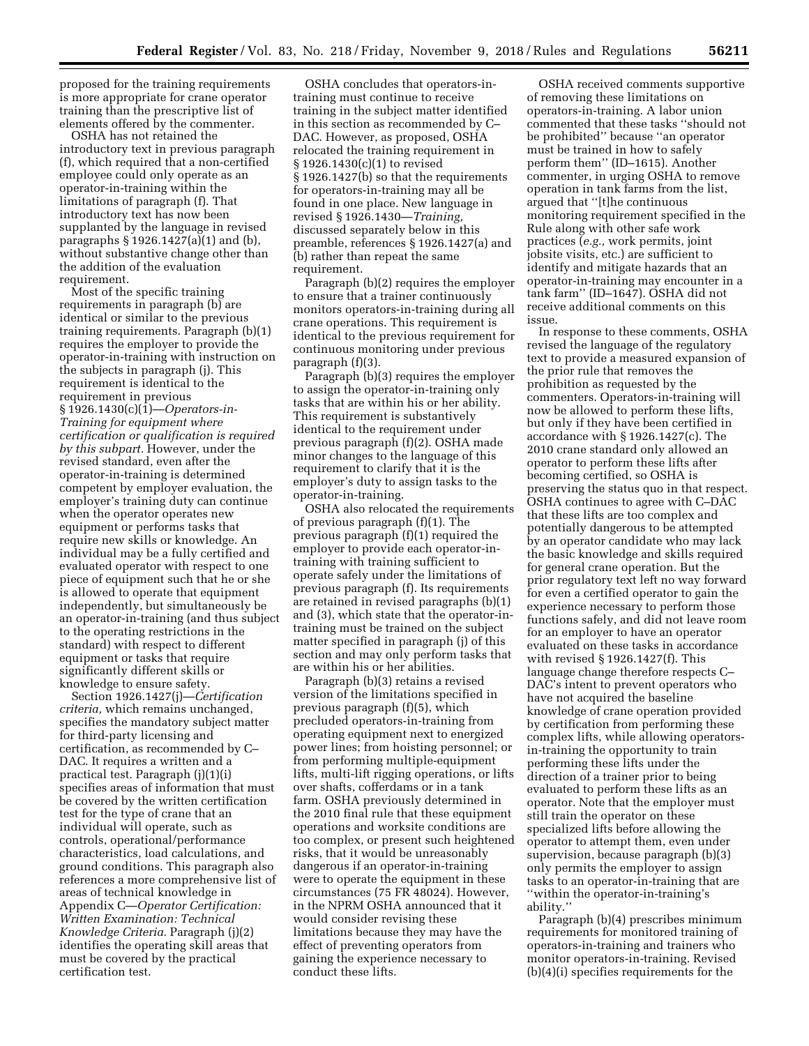proposed for the training requirements is more appropriate for crane operator training than the prescriptive list of elements offered by the commenter.

OSHA has not retained the introductory text in previous paragraph (f), which required that a non-certified employee could only operate as an operator-in-training within the limitations of paragraph (f). That introductory text has now been supplanted by the language in revised paragraphs § 1926.1427(a)(1) and (b), without substantive change other than the addition of the evaluation requirement.

Most of the specific training requirements in paragraph (b) are identical or similar to the previous training requirements. Paragraph (b)(1) requires the employer to provide the operator-in-training with instruction on the subjects in paragraph (j). This requirement is identical to the requirement in previous § 1926.1430(c)(1)—*Operators-in-Training for equipment where certification or qualification is required by this subpart.* However, under the revised standard, even after the operator-in-training is determined competent by employer evaluation, the employer's training duty can continue when the operator operates new equipment or performs tasks that require new skills or knowledge. An individual may be a fully certified and evaluated operator with respect to one piece of equipment such that he or she is allowed to operate that equipment independently, but simultaneously be an operator-in-training (and thus subject to the operating restrictions in the standard) with respect to different equipment or tasks that require significantly different skills or knowledge to ensure safety.

Section 1926.1427(j)—*Certification criteria,* which remains unchanged, specifies the mandatory subject matter for third-party licensing and certification, as recommended by C–DAC. It requires a written and a practical test. Paragraph (j)(1)(i) specifies areas of information that must be covered by the written certification test for the type of crane that an individual will operate, such as controls, operational/performance characteristics, load calculations, and ground conditions. This paragraph also references a more comprehensive list of areas of technical knowledge in Appendix C—*Operator Certification: Written Examination: Technical Knowledge Criteria.* Paragraph (j)(2) identifies the operating skill areas that must be covered by the practical certification test.

OSHA concludes that operators-in-training must continue to receive training in the subject matter identified in this section as recommended by C–DAC. However, as proposed, OSHA relocated the training requirement in § 1926.1430(c)(1) to revised § 1926.1427(b) so that the requirements for operators-in-training may all be found in one place. New language in revised § 1926.1430—*Training,* discussed separately below in this preamble, references § 1926.1427(a) and (b) rather than repeat the same requirement.

Paragraph (b)(2) requires the employer to ensure that a trainer continuously monitors operators-in-training during all crane operations. This requirement is identical to the previous requirement for continuous monitoring under previous paragraph (f)(3).

Paragraph (b)(3) requires the employer to assign the operator-in-training only tasks that are within his or her ability. This requirement is substantively identical to the requirement under previous paragraph (f)(2). OSHA made minor changes to the language of this requirement to clarify that it is the employer's duty to assign tasks to the operator-in-training.

OSHA also relocated the requirements of previous paragraph (f)(1). The previous paragraph (f)(1) required the employer to provide each operator-in-training with training sufficient to operate safely under the limitations of previous paragraph (f). Its requirements are retained in revised paragraphs (b)(1) and (3), which state that the operator-in-training must be trained on the subject matter specified in paragraph (j) of this section and may only perform tasks that are within his or her abilities.

Paragraph (b)(3) retains a revised version of the limitations specified in previous paragraph (f)(5), which precluded operators-in-training from operating equipment next to energized power lines; from hoisting personnel; or from performing multiple-equipment lifts, multi-lift rigging operations, or lifts over shafts, cofferdams or in a tank farm. OSHA previously determined in the 2010 final rule that these equipment operations and worksite conditions are too complex, or present such heightened risks, that it would be unreasonably dangerous if an operator-in-training were to operate the equipment in these circumstances (75 FR 48024). However, in the NPRM OSHA announced that it would consider revising these limitations because they may have the effect of preventing operators from gaining the experience necessary to conduct these lifts.

OSHA received comments supportive of removing these limitations on operators-in-training. A labor union commented that these tasks ''should not be prohibited'' because ''an operator must be trained in how to safely perform them'' (ID–1615). Another commenter, in urging OSHA to remove operation in tank farms from the list, argued that ''[t]he continuous monitoring requirement specified in the Rule along with other safe work practices (*e.g.,* work permits, joint jobsite visits, etc.) are sufficient to identify and mitigate hazards that an operator-in-training may encounter in a tank farm'' (ID–1647). OSHA did not receive additional comments on this issue.

In response to these comments, OSHA revised the language of the regulatory text to provide a measured expansion of the prior rule that removes the prohibition as requested by the commenters. Operators-in-training will now be allowed to perform these lifts, but only if they have been certified in accordance with § 1926.1427(c). The 2010 crane standard only allowed an operator to perform these lifts after becoming certified, so OSHA is preserving the status quo in that respect. OSHA continues to agree with C–DAC that these lifts are too complex and potentially dangerous to be attempted by an operator candidate who may lack the basic knowledge and skills required for general crane operation. But the prior regulatory text left no way forward for even a certified operator to gain the experience necessary to perform those functions safely, and did not leave room for an employer to have an operator evaluated on these tasks in accordance with revised § 1926.1427(f). This language change therefore respects C–DAC's intent to prevent operators who have not acquired the baseline knowledge of crane operation provided by certification from performing these complex lifts, while allowing operators-in-training the opportunity to train performing these lifts under the direction of a trainer prior to being evaluated to perform these lifts as an operator. Note that the employer must still train the operator on these specialized lifts before allowing the operator to attempt them, even under supervision, because paragraph (b)(3) only permits the employer to assign tasks to an operator-in-training that are ''within the operator-in-training's ability.''

Paragraph (b)(4) prescribes minimum requirements for monitored training of operators-in-training and trainers who monitor operators-in-training. Revised (b)(4)(i) specifies requirements for the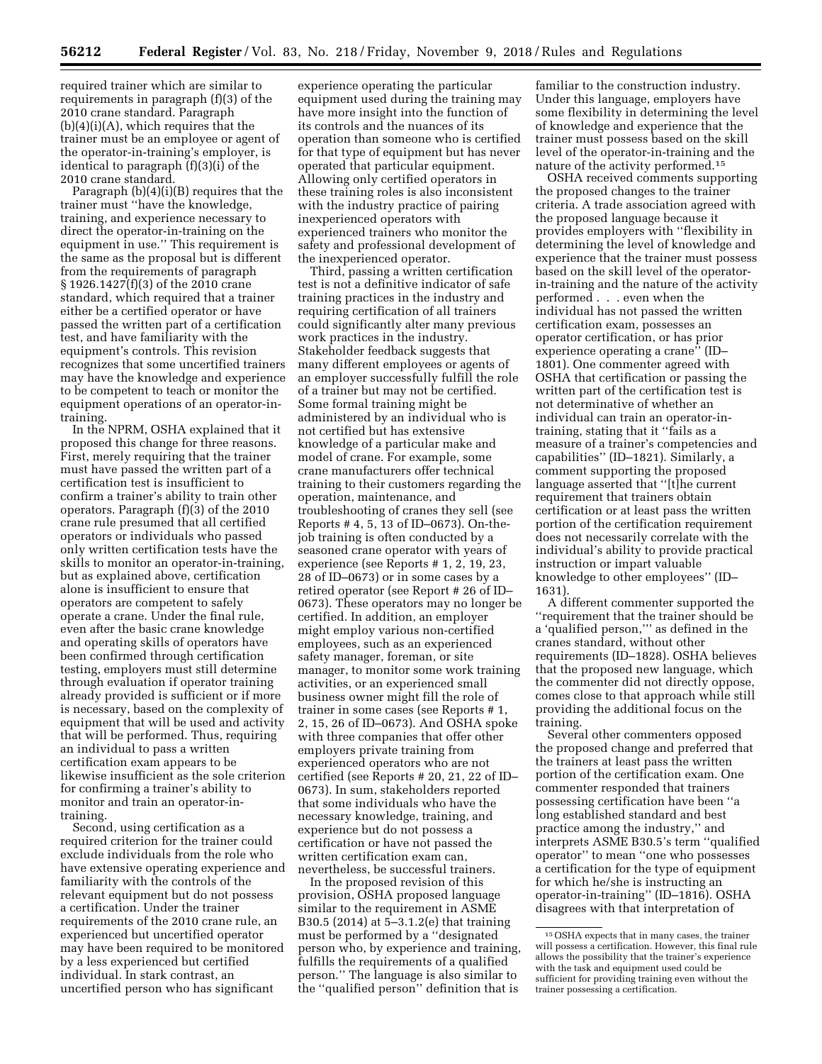required trainer which are similar to requirements in paragraph (f)(3) of the 2010 crane standard. Paragraph (b)(4)(i)(A), which requires that the trainer must be an employee or agent of the operator-in-training's employer, is identical to paragraph (f)(3)(i) of the 2010 crane standard.

Paragraph (b)(4)(i)(B) requires that the trainer must "have the knowledge, training, and experience necessary to direct the operator-in-training on the equipment in use." This requirement is the same as the proposal but is different from the requirements of paragraph § 1926.1427(f)(3) of the 2010 crane standard, which required that a trainer either be a certified operator or have passed the written part of a certification test, and have familiarity with the equipment's controls. This revision recognizes that some uncertified trainers may have the knowledge and experience to be competent to teach or monitor the equipment operations of an operator-in-training.

In the NPRM, OSHA explained that it proposed this change for three reasons. First, merely requiring that the trainer must have passed the written part of a certification test is insufficient to confirm a trainer's ability to train other operators. Paragraph (f)(3) of the 2010 crane rule presumed that all certified operators or individuals who passed only written certification tests have the skills to monitor an operator-in-training, but as explained above, certification alone is insufficient to ensure that operators are competent to safely operate a crane. Under the final rule, even after the basic crane knowledge and operating skills of operators have been confirmed through certification testing, employers must still determine through evaluation if operator training already provided is sufficient or if more is necessary, based on the complexity of equipment that will be used and activity that will be performed. Thus, requiring an individual to pass a written certification exam appears to be likewise insufficient as the sole criterion for confirming a trainer's ability to monitor and train an operator-in-training.

Second, using certification as a required criterion for the trainer could exclude individuals from the role who have extensive operating experience and familiarity with the controls of the relevant equipment but do not possess a certification. Under the trainer requirements of the 2010 crane rule, an experienced but uncertified operator may have been required to be monitored by a less experienced but certified individual. In stark contrast, an uncertified person who has significant experience operating the particular equipment used during the training may have more insight into the function of its controls and the nuances of its operation than someone who is certified for that type of equipment but has never operated that particular equipment. Allowing only certified operators in these training roles is also inconsistent with the industry practice of pairing inexperienced operators with experienced trainers who monitor the safety and professional development of the inexperienced operator.

Third, passing a written certification test is not a definitive indicator of safe training practices in the industry and requiring certification of all trainers could significantly alter many previous work practices in the industry. Stakeholder feedback suggests that many different employees or agents of an employer successfully fulfill the role of a trainer but may not be certified. Some formal training might be administered by an individual who is not certified but has extensive knowledge of a particular make and model of crane. For example, some crane manufacturers offer technical training to their customers regarding the operation, maintenance, and troubleshooting of cranes they sell (see Reports # 4, 5, 13 of ID–0673). On-the-job training is often conducted by a seasoned crane operator with years of experience (see Reports # 1, 2, 19, 23, 28 of ID–0673) or in some cases by a retired operator (see Report # 26 of ID–0673). These operators may no longer be certified. In addition, an employer might employ various non-certified employees, such as an experienced safety manager, foreman, or site manager, to monitor some work training activities, or an experienced small business owner might fill the role of trainer in some cases (see Reports # 1, 2, 15, 26 of ID–0673). And OSHA spoke with three companies that offer other employers private training from experienced operators who are not certified (see Reports # 20, 21, 22 of ID–0673). In sum, stakeholders reported that some individuals who have the necessary knowledge, training, and experience but do not possess a certification or have not passed the written certification exam can, nevertheless, be successful trainers.

In the proposed revision of this provision, OSHA proposed language similar to the requirement in ASME B30.5 (2014) at 5–3.1.2(e) that training must be performed by a "designated person who, by experience and training, fulfills the requirements of a qualified person." The language is also similar to the "qualified person" definition that is familiar to the construction industry. Under this language, employers have some flexibility in determining the level of knowledge and experience that the trainer must possess based on the skill level of the operator-in-training and the nature of the activity performed.[15]

OSHA received comments supporting the proposed changes to the trainer criteria. A trade association agreed with the proposed language because it provides employers with "flexibility in determining the level of knowledge and experience that the trainer must possess based on the skill level of the operator-in-training and the nature of the activity performed . . . even when the individual has not passed the written certification exam, possesses an operator certification, or has prior experience operating a crane" (ID–1801). One commenter agreed with OSHA that certification or passing the written part of the certification test is not determinative of whether an individual can train an operator-in-training, stating that it "fails as a measure of a trainer's competencies and capabilities" (ID–1821). Similarly, a comment supporting the proposed language asserted that "[t]he current requirement that trainers obtain certification or at least pass the written portion of the certification requirement does not necessarily correlate with the individual's ability to provide practical instruction or impart valuable knowledge to other employees" (ID–1631).

A different commenter supported the "requirement that the trainer should be a 'qualified person,'" as defined in the cranes standard, without other requirements (ID–1828). OSHA believes that the proposed new language, which the commenter did not directly oppose, comes close to that approach while still providing the additional focus on the training.

Several other commenters opposed the proposed change and preferred that the trainers at least pass the written portion of the certification exam. One commenter responded that trainers possessing certification have been "a long established standard and best practice among the industry," and interprets ASME B30.5's term "qualified operator" to mean "one who possesses a certification for the type of equipment for which he/she is instructing an operator-in-training" (ID–1816). OSHA disagrees with that interpretation of

[15] OSHA expects that in many cases, the trainer will possess a certification. However, this final rule allows the possibility that the trainer's experience with the task and equipment used could be sufficient for providing training even without the trainer possessing a certification.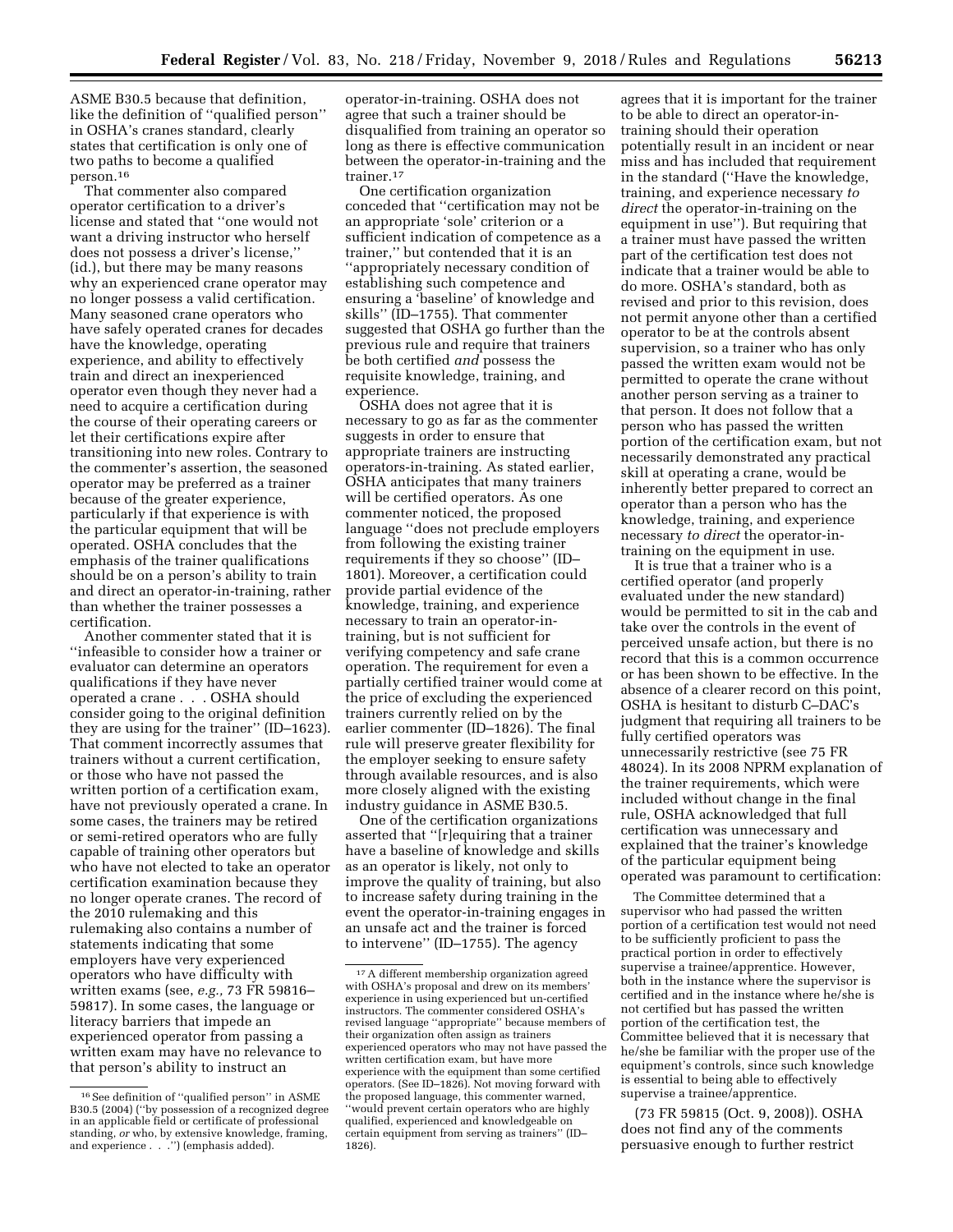ASME B30.5 because that definition, like the definition of "qualified person" in OSHA's cranes standard, clearly states that certification is only one of two paths to become a qualified person.[16]

That commenter also compared operator certification to a driver's license and stated that "one would not want a driving instructor who herself does not possess a driver's license," (id.), but there may be many reasons why an experienced crane operator may no longer possess a valid certification. Many seasoned crane operators who have safely operated cranes for decades have the knowledge, operating experience, and ability to effectively train and direct an inexperienced operator even though they never had a need to acquire a certification during the course of their operating careers or let their certifications expire after transitioning into new roles. Contrary to the commenter's assertion, the seasoned operator may be preferred as a trainer because of the greater experience, particularly if that experience is with the particular equipment that will be operated. OSHA concludes that the emphasis of the trainer qualifications should be on a person's ability to train and direct an operator-in-training, rather than whether the trainer possesses a certification.

Another commenter stated that it is "infeasible to consider how a trainer or evaluator can determine an operators qualifications if they have never operated a crane . . . OSHA should consider going to the original definition they are using for the trainer" (ID–1623). That comment incorrectly assumes that trainers without a current certification, or those who have not passed the written portion of a certification exam, have not previously operated a crane. In some cases, the trainers may be retired or semi-retired operators who are fully capable of training other operators but who have not elected to take an operator certification examination because they no longer operate cranes. The record of the 2010 rulemaking and this rulemaking also contains a number of statements indicating that some employers have very experienced operators who have difficulty with written exams (see, *e.g.,* 73 FR 59816–59817). In some cases, the language or literacy barriers that impede an experienced operator from passing a written exam may have no relevance to that person's ability to instruct an operator-in-training. OSHA does not agree that such a trainer should be disqualified from training an operator so long as there is effective communication between the operator-in-training and the trainer.[17]

One certification organization conceded that "certification may not be an appropriate 'sole' criterion or a sufficient indication of competence as a trainer," but contended that it is an "appropriately necessary condition of establishing such competence and ensuring a 'baseline' of knowledge and skills" (ID–1755). That commenter suggested that OSHA go further than the previous rule and require that trainers be both certified *and* possess the requisite knowledge, training, and experience.

OSHA does not agree that it is necessary to go as far as the commenter suggests in order to ensure that appropriate trainers are instructing operators-in-training. As stated earlier, OSHA anticipates that many trainers will be certified operators. As one commenter noticed, the proposed language "does not preclude employers from following the existing trainer requirements if they so choose" (ID–1801). Moreover, a certification could provide partial evidence of the knowledge, training, and experience necessary to train an operator-in-training, but is not sufficient for verifying competency and safe crane operation. The requirement for even a partially certified trainer would come at the price of excluding the experienced trainers currently relied on by the earlier commenter (ID–1826). The final rule will preserve greater flexibility for the employer seeking to ensure safety through available resources, and is also more closely aligned with the existing industry guidance in ASME B30.5.

One of the certification organizations asserted that "[r]equiring that a trainer have a baseline of knowledge and skills as an operator is likely, not only to improve the quality of training, but also to increase safety during training in the event the operator-in-training engages in an unsafe act and the trainer is forced to intervene" (ID–1755). The agency agrees that it is important for the trainer to be able to direct an operator-in-training should their operation potentially result in an incident or near miss and has included that requirement in the standard ("Have the knowledge, training, and experience necessary *to direct* the operator-in-training on the equipment in use"). But requiring that a trainer must have passed the written part of the certification test does not indicate that a trainer would be able to do more. OSHA's standard, both as revised and prior to this revision, does not permit anyone other than a certified operator to be at the controls absent supervision, so a trainer who has only passed the written exam would not be permitted to operate the crane without another person serving as a trainer to that person. It does not follow that a person who has passed the written portion of the certification exam, but not necessarily demonstrated any practical skill at operating a crane, would be inherently better prepared to correct an operator than a person who has the knowledge, training, and experience necessary *to direct* the operator-in-training on the equipment in use.

It is true that a trainer who is a certified operator (and properly evaluated under the new standard) would be permitted to sit in the cab and take over the controls in the event of perceived unsafe action, but there is no record that this is a common occurrence or has been shown to be effective. In the absence of a clearer record on this point, OSHA is hesitant to disturb C–DAC's judgment that requiring all trainers to be fully certified operators was unnecessarily restrictive (see 75 FR 48024). In its 2008 NPRM explanation of the trainer requirements, which were included without change in the final rule, OSHA acknowledged that full certification was unnecessary and explained that the trainer's knowledge of the particular equipment being operated was paramount to certification:

> The Committee determined that a supervisor who had passed the written portion of a certification test would not need to be sufficiently proficient to pass the practical portion in order to effectively supervise a trainee/apprentice. However, both in the instance where the supervisor is certified and in the instance where he/she is not certified but has passed the written portion of the certification test, the Committee believed that it is necessary that he/she be familiar with the proper use of the equipment's controls, since such knowledge is essential to being able to effectively supervise a trainee/apprentice.

(73 FR 59815 (Oct. 9, 2008)). OSHA does not find any of the comments persuasive enough to further restrict

---

[16] See definition of "qualified person" in ASME B30.5 (2004) ("by possession of a recognized degree in an applicable field or certificate of professional standing, *or* who, by extensive knowledge, framing, and experience . . .") (emphasis added).

[17] A different membership organization agreed with OSHA's proposal and drew on its members' experience in using experienced but un-certified instructors. The commenter considered OSHA's revised language "appropriate" because members of their organization often assign as trainers experienced operators who may not have passed the written certification exam, but have more experience with the equipment than some certified operators. (See ID–1826). Not moving forward with the proposed language, this commenter warned, "would prevent certain operators who are highly qualified, experienced and knowledgeable on certain equipment from serving as trainers" (ID–1826).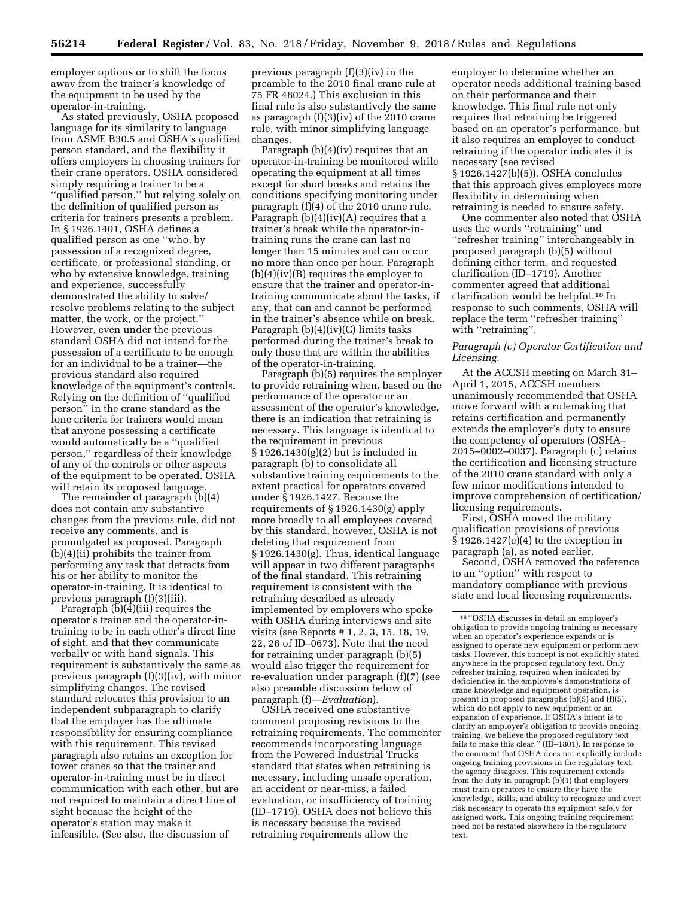employer options or to shift the focus away from the trainer's knowledge of the equipment to be used by the operator-in-training.

As stated previously, OSHA proposed language for its similarity to language from ASME B30.5 and OSHA's qualified person standard, and the flexibility it offers employers in choosing trainers for their crane operators. OSHA considered simply requiring a trainer to be a ''qualified person,'' but relying solely on the definition of qualified person as criteria for trainers presents a problem. In § 1926.1401, OSHA defines a qualified person as one ''who, by possession of a recognized degree, certificate, or professional standing, or who by extensive knowledge, training and experience, successfully demonstrated the ability to solve/resolve problems relating to the subject matter, the work, or the project.'' However, even under the previous standard OSHA did not intend for the possession of a certificate to be enough for an individual to be a trainer—the previous standard also required knowledge of the equipment's controls. Relying on the definition of ''qualified person'' in the crane standard as the lone criteria for trainers would mean that anyone possessing a certificate would automatically be a ''qualified person,'' regardless of their knowledge of any of the controls or other aspects of the equipment to be operated. OSHA will retain its proposed language.

The remainder of paragraph (b)(4) does not contain any substantive changes from the previous rule, did not receive any comments, and is promulgated as proposed. Paragraph (b)(4)(ii) prohibits the trainer from performing any task that detracts from his or her ability to monitor the operator-in-training. It is identical to previous paragraph (f)(3)(iii).

Paragraph (b)(4)(iii) requires the operator's trainer and the operator-in-training to be in each other's direct line of sight, and that they communicate verbally or with hand signals. This requirement is substantively the same as previous paragraph (f)(3)(iv), with minor simplifying changes. The revised standard relocates this provision to an independent subparagraph to clarify that the employer has the ultimate responsibility for ensuring compliance with this requirement. This revised paragraph also retains an exception for tower cranes so that the trainer and operator-in-training must be in direct communication with each other, but are not required to maintain a direct line of sight because the height of the operator's station may make it infeasible. (See also, the discussion of previous paragraph (f)(3)(iv) in the preamble to the 2010 final crane rule at 75 FR 48024.) This exclusion in this final rule is also substantively the same as paragraph (f)(3)(iv) of the 2010 crane rule, with minor simplifying language changes.

Paragraph (b)(4)(iv) requires that an operator-in-training be monitored while operating the equipment at all times except for short breaks and retains the conditions specifying monitoring under paragraph (f)(4) of the 2010 crane rule. Paragraph (b)(4)(iv)(A) requires that a trainer's break while the operator-in-training runs the crane can last no longer than 15 minutes and can occur no more than once per hour. Paragraph (b)(4)(iv)(B) requires the employer to ensure that the trainer and operator-in-training communicate about the tasks, if any, that can and cannot be performed in the trainer's absence while on break. Paragraph (b)(4)(iv)(C) limits tasks performed during the trainer's break to only those that are within the abilities of the operator-in-training.

Paragraph (b)(5) requires the employer to provide retraining when, based on the performance of the operator or an assessment of the operator's knowledge, there is an indication that retraining is necessary. This language is identical to the requirement in previous § 1926.1430(g)(2) but is included in paragraph (b) to consolidate all substantive training requirements to the extent practical for operators covered under § 1926.1427. Because the requirements of § 1926.1430(g) apply more broadly to all employees covered by this standard, however, OSHA is not deleting that requirement from § 1926.1430(g). Thus, identical language will appear in two different paragraphs of the final standard. This retraining requirement is consistent with the retraining described as already implemented by employers who spoke with OSHA during interviews and site visits (see Reports # 1, 2, 3, 15, 18, 19, 22, 26 of ID–0673). Note that the need for retraining under paragraph (b)(5) would also trigger the requirement for re-evaluation under paragraph (f)(7) (see also preamble discussion below of paragraph (f)—*Evaluation*).

OSHA received one substantive comment proposing revisions to the retraining requirements. The commenter recommends incorporating language from the Powered Industrial Trucks standard that states when retraining is necessary, including unsafe operation, an accident or near-miss, a failed evaluation, or insufficiency of training (ID–1719). OSHA does not believe this is necessary because the revised retraining requirements allow the employer to determine whether an operator needs additional training based on their performance and their knowledge. This final rule not only requires that retraining be triggered based on an operator's performance, but it also requires an employer to conduct retraining if the operator indicates it is necessary (see revised § 1926.1427(b)(5)). OSHA concludes that this approach gives employers more flexibility in determining when retraining is needed to ensure safety.

One commenter also noted that OSHA uses the words ''retraining'' and ''refresher training'' interchangeably in proposed paragraph (b)(5) without defining either term, and requested clarification (ID–1719). Another commenter agreed that additional clarification would be helpful.[18] In response to such comments, OSHA will replace the term ''refresher training'' with ''retraining''.

### *Paragraph (c) Operator Certification and Licensing.*

At the ACCSH meeting on March 31–April 1, 2015, ACCSH members unanimously recommended that OSHA move forward with a rulemaking that retains certification and permanently extends the employer's duty to ensure the competency of operators (OSHA–2015–0002–0037). Paragraph (c) retains the certification and licensing structure of the 2010 crane standard with only a few minor modifications intended to improve comprehension of certification/licensing requirements.

First, OSHA moved the military qualification provisions of previous § 1926.1427(e)(4) to the exception in paragraph (a), as noted earlier.

Second, OSHA removed the reference to an ''option'' with respect to mandatory compliance with previous state and local licensing requirements.

---

[18] ''OSHA discusses in detail an employer's obligation to provide ongoing training as necessary when an operator's experience expands or is assigned to operate new equipment or perform new tasks. However, this concept is not explicitly stated anywhere in the proposed regulatory text. Only refresher training, required when indicated by deficiencies in the employee's demonstrations of crane knowledge and equipment operation, is present in proposed paragraphs (b)(5) and (f)(5), which do not apply to new equipment or an expansion of experience. If OSHA's intent is to clarify an employer's obligation to provide ongoing training, we believe the proposed regulatory text fails to make this clear.'' (ID–1801). In response to the comment that OSHA does not explicitly include ongoing training provisions in the regulatory text, the agency disagrees. This requirement extends from the duty in paragraph (b)(1) that employers must train operators to ensure they have the knowledge, skills, and ability to recognize and avert risk necessary to operate the equipment safely for assigned work. This ongoing training requirement need not be restated elsewhere in the regulatory text.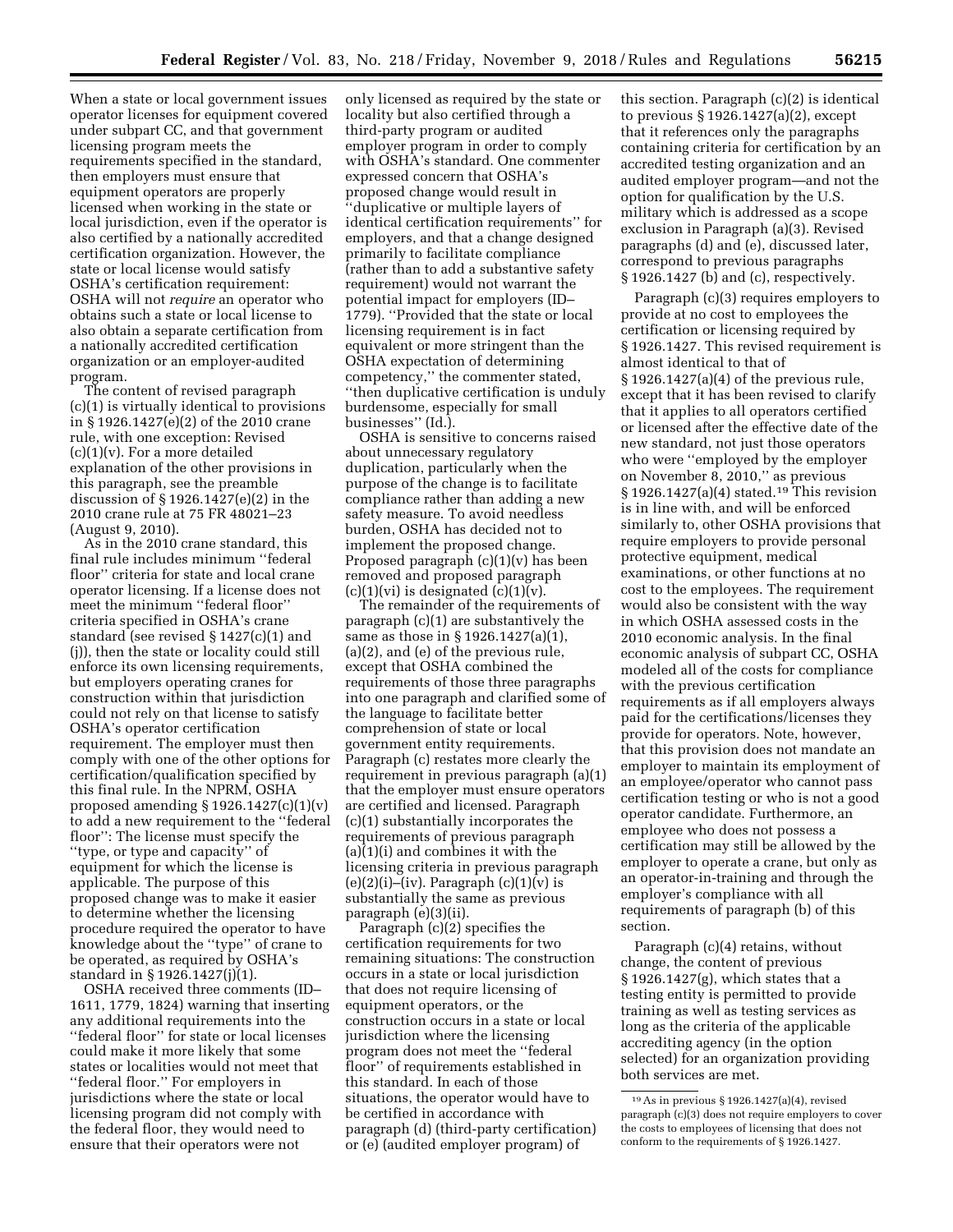When a state or local government issues operator licenses for equipment covered under subpart CC, and that government licensing program meets the requirements specified in the standard, then employers must ensure that equipment operators are properly licensed when working in the state or local jurisdiction, even if the operator is also certified by a nationally accredited certification organization. However, the state or local license would satisfy OSHA's certification requirement: OSHA will not *require* an operator who obtains such a state or local license to also obtain a separate certification from a nationally accredited certification organization or an employer-audited program.

The content of revised paragraph (c)(1) is virtually identical to provisions in § 1926.1427(e)(2) of the 2010 crane rule, with one exception: Revised (c)(1)(v). For a more detailed explanation of the other provisions in this paragraph, see the preamble discussion of § 1926.1427(e)(2) in the 2010 crane rule at 75 FR 48021–23 (August 9, 2010).

As in the 2010 crane standard, this final rule includes minimum ''federal floor'' criteria for state and local crane operator licensing. If a license does not meet the minimum ''federal floor'' criteria specified in OSHA's crane standard (see revised § 1427(c)(1) and (j)), then the state or locality could still enforce its own licensing requirements, but employers operating cranes for construction within that jurisdiction could not rely on that license to satisfy OSHA's operator certification requirement. The employer must then comply with one of the other options for certification/qualification specified by this final rule. In the NPRM, OSHA proposed amending § 1926.1427(c)(1)(v) to add a new requirement to the ''federal floor'': The license must specify the ''type, or type and capacity'' of equipment for which the license is applicable. The purpose of this proposed change was to make it easier to determine whether the licensing procedure required the operator to have knowledge about the ''type'' of crane to be operated, as required by OSHA's standard in § 1926.1427(j)(1).

OSHA received three comments (ID–1611, 1779, 1824) warning that inserting any additional requirements into the ''federal floor'' for state or local licenses could make it more likely that some states or localities would not meet that ''federal floor.'' For employers in jurisdictions where the state or local licensing program did not comply with the federal floor, they would need to ensure that their operators were not only licensed as required by the state or locality but also certified through a third-party program or audited employer program in order to comply with OSHA's standard. One commenter expressed concern that OSHA's proposed change would result in ''duplicative or multiple layers of identical certification requirements'' for employers, and that a change designed primarily to facilitate compliance (rather than to add a substantive safety requirement) would not warrant the potential impact for employers (ID–1779). ''Provided that the state or local licensing requirement is in fact equivalent or more stringent than the OSHA expectation of determining competency,'' the commenter stated, ''then duplicative certification is unduly burdensome, especially for small businesses'' (Id.).

OSHA is sensitive to concerns raised about unnecessary regulatory duplication, particularly when the purpose of the change is to facilitate compliance rather than adding a new safety measure. To avoid needless burden, OSHA has decided not to implement the proposed change. Proposed paragraph (c)(1)(v) has been removed and proposed paragraph (c)(1)(vi) is designated (c)(1)(v).

The remainder of the requirements of paragraph (c)(1) are substantively the same as those in § 1926.1427(a)(1), (a)(2), and (e) of the previous rule, except that OSHA combined the requirements of those three paragraphs into one paragraph and clarified some of the language to facilitate better comprehension of state or local government entity requirements. Paragraph (c) restates more clearly the requirement in previous paragraph (a)(1) that the employer must ensure operators are certified and licensed. Paragraph (c)(1) substantially incorporates the requirements of previous paragraph (a)(1)(i) and combines it with the licensing criteria in previous paragraph (e)(2)(i)–(iv). Paragraph (c)(1)(v) is substantially the same as previous paragraph (e)(3)(ii).

Paragraph (c)(2) specifies the certification requirements for two remaining situations: The construction occurs in a state or local jurisdiction that does not require licensing of equipment operators, or the construction occurs in a state or local jurisdiction where the licensing program does not meet the ''federal floor'' of requirements established in this standard. In each of those situations, the operator would have to be certified in accordance with paragraph (d) (third-party certification) or (e) (audited employer program) of this section. Paragraph (c)(2) is identical to previous § 1926.1427(a)(2), except that it references only the paragraphs containing criteria for certification by an accredited testing organization and an audited employer program—and not the option for qualification by the U.S. military which is addressed as a scope exclusion in Paragraph (a)(3). Revised paragraphs (d) and (e), discussed later, correspond to previous paragraphs § 1926.1427 (b) and (c), respectively.

Paragraph (c)(3) requires employers to provide at no cost to employees the certification or licensing required by § 1926.1427. This revised requirement is almost identical to that of § 1926.1427(a)(4) of the previous rule, except that it has been revised to clarify that it applies to all operators certified or licensed after the effective date of the new standard, not just those operators who were ''employed by the employer on November 8, 2010,'' as previous § 1926.1427(a)(4) stated.[19] This revision is in line with, and will be enforced similarly to, other OSHA provisions that require employers to provide personal protective equipment, medical examinations, or other functions at no cost to the employees. The requirement would also be consistent with the way in which OSHA assessed costs in the 2010 economic analysis. In the final economic analysis of subpart CC, OSHA modeled all of the costs for compliance with the previous certification requirements as if all employers always paid for the certifications/licenses they provide for operators. Note, however, that this provision does not mandate an employer to maintain its employment of an employee/operator who cannot pass certification testing or who is not a good operator candidate. Furthermore, an employee who does not possess a certification may still be allowed by the employer to operate a crane, but only as an operator-in-training and through the employer's compliance with all requirements of paragraph (b) of this section.

Paragraph (c)(4) retains, without change, the content of previous § 1926.1427(g), which states that a testing entity is permitted to provide training as well as testing services as long as the criteria of the applicable accrediting agency (in the option selected) for an organization providing both services are met.

[19] As in previous § 1926.1427(a)(4), revised paragraph (c)(3) does not require employers to cover the costs to employees of licensing that does not conform to the requirements of § 1926.1427.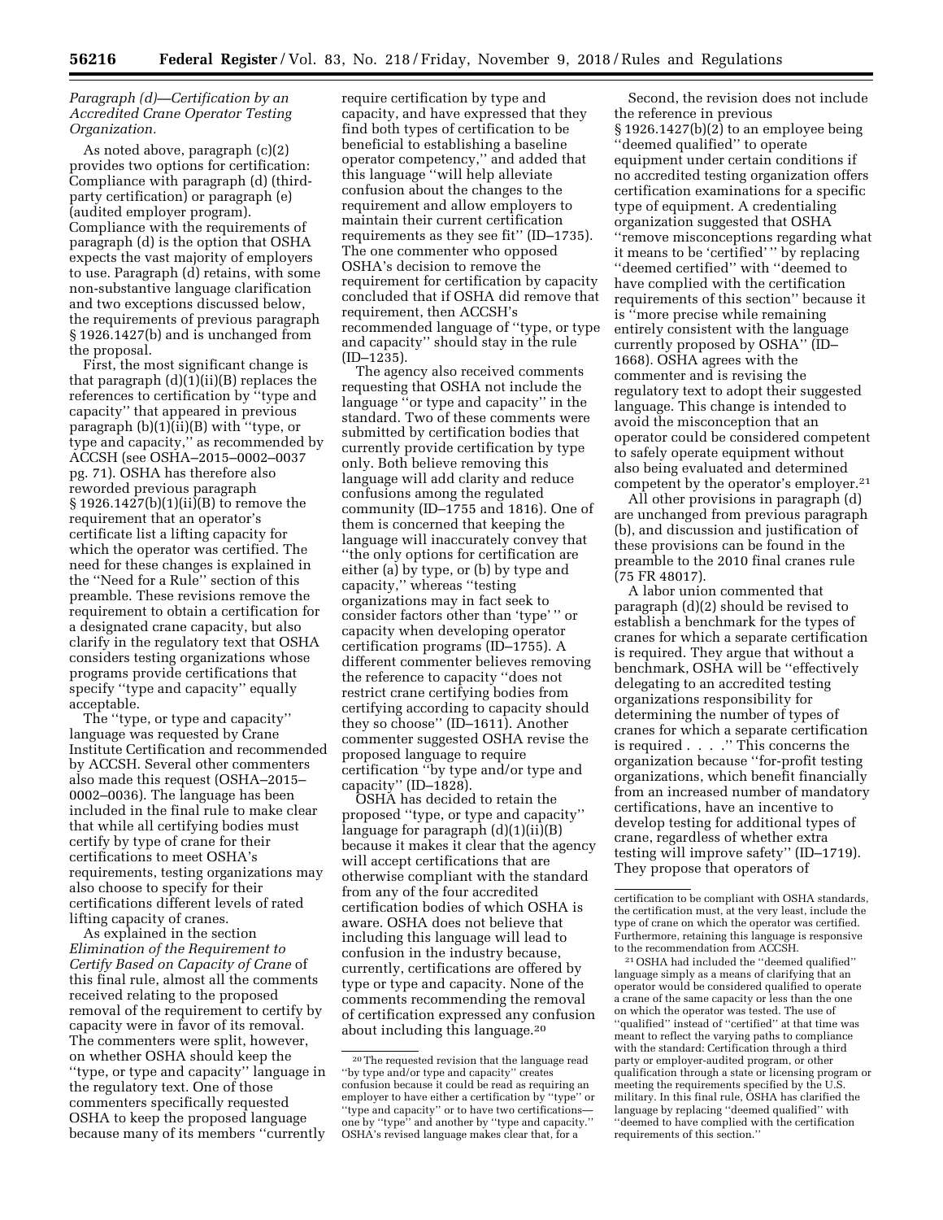*Paragraph (d)—Certification by an Accredited Crane Operator Testing Organization.*

As noted above, paragraph (c)(2) provides two options for certification: Compliance with paragraph (d) (third-party certification) or paragraph (e) (audited employer program). Compliance with the requirements of paragraph (d) is the option that OSHA expects the vast majority of employers to use. Paragraph (d) retains, with some non-substantive language clarification and two exceptions discussed below, the requirements of previous paragraph § 1926.1427(b) and is unchanged from the proposal.

First, the most significant change is that paragraph (d)(1)(ii)(B) replaces the references to certification by ''type and capacity'' that appeared in previous paragraph (b)(1)(ii)(B) with ''type, or type and capacity,'' as recommended by ACCSH (see OSHA–2015–0002–0037 pg. 71). OSHA has therefore also reworded previous paragraph § 1926.1427(b)(1)(ii)(B) to remove the requirement that an operator's certificate list a lifting capacity for which the operator was certified. The need for these changes is explained in the ''Need for a Rule'' section of this preamble. These revisions remove the requirement to obtain a certification for a designated crane capacity, but also clarify in the regulatory text that OSHA considers testing organizations whose programs provide certifications that specify ''type and capacity'' equally acceptable.

The ''type, or type and capacity'' language was requested by Crane Institute Certification and recommended by ACCSH. Several other commenters also made this request (OSHA–2015–0002–0036). The language has been included in the final rule to make clear that while all certifying bodies must certify by type of crane for their certifications to meet OSHA's requirements, testing organizations may also choose to specify for their certifications different levels of rated lifting capacity of cranes.

As explained in the section *Elimination of the Requirement to Certify Based on Capacity of Crane* of this final rule, almost all the comments received relating to the proposed removal of the requirement to certify by capacity were in favor of its removal. The commenters were split, however, on whether OSHA should keep the ''type, or type and capacity'' language in the regulatory text. One of those commenters specifically requested OSHA to keep the proposed language because many of its members ''currently require certification by type and capacity, and have expressed that they find both types of certification to be beneficial to establishing a baseline operator competency,'' and added that this language ''will help alleviate confusion about the changes to the requirement and allow employers to maintain their current certification requirements as they see fit'' (ID–1735). The one commenter who opposed OSHA's decision to remove the requirement for certification by capacity concluded that if OSHA did remove that requirement, then ACCSH's recommended language of ''type, or type and capacity'' should stay in the rule (ID–1235).

The agency also received comments requesting that OSHA not include the language ''or type and capacity'' in the standard. Two of these comments were submitted by certification bodies that currently provide certification by type only. Both believe removing this language will add clarity and reduce confusions among the regulated community (ID–1755 and 1816). One of them is concerned that keeping the language will inaccurately convey that ''the only options for certification are either (a) by type, or (b) by type and capacity,'' whereas ''testing organizations may in fact seek to consider factors other than 'type' '' or capacity when developing operator certification programs (ID–1755). A different commenter believes removing the reference to capacity ''does not restrict crane certifying bodies from certifying according to capacity should they so choose'' (ID–1611). Another commenter suggested OSHA revise the proposed language to require certification ''by type and/or type and capacity'' (ID–1828).

OSHA has decided to retain the proposed ''type, or type and capacity'' language for paragraph (d)(1)(ii)(B) because it makes it clear that the agency will accept certifications that are otherwise compliant with the standard from any of the four accredited certification bodies of which OSHA is aware. OSHA does not believe that including this language will lead to confusion in the industry because, currently, certifications are offered by type or type and capacity. None of the comments recommending the removal of certification expressed any confusion about including this language.[20]

Second, the revision does not include the reference in previous § 1926.1427(b)(2) to an employee being ''deemed qualified'' to operate equipment under certain conditions if no accredited testing organization offers certification examinations for a specific type of equipment. A credentialing organization suggested that OSHA ''remove misconceptions regarding what it means to be 'certified' '' by replacing ''deemed certified'' with ''deemed to have complied with the certification requirements of this section'' because it is ''more precise while remaining entirely consistent with the language currently proposed by OSHA'' (ID–1668). OSHA agrees with the commenter and is revising the regulatory text to adopt their suggested language. This change is intended to avoid the misconception that an operator could be considered competent to safely operate equipment without also being evaluated and determined competent by the operator's employer.[21]

All other provisions in paragraph (d) are unchanged from previous paragraph (b), and discussion and justification of these provisions can be found in the preamble to the 2010 final cranes rule (75 FR 48017).

A labor union commented that paragraph (d)(2) should be revised to establish a benchmark for the types of cranes for which a separate certification is required. They argue that without a benchmark, OSHA will be ''effectively delegating to an accredited testing organizations responsibility for determining the number of types of cranes for which a separate certification is required . . . .'' This concerns the organization because ''for-profit testing organizations, which benefit financially from an increased number of mandatory certifications, have an incentive to develop testing for additional types of crane, regardless of whether extra testing will improve safety'' (ID–1719). They propose that operators of

---

[20] The requested revision that the language read ''by type and/or type and capacity'' creates confusion because it could be read as requiring an employer to have either a certification by ''type'' or ''type and capacity'' or to have two certifications—one by ''type'' and another by ''type and capacity.'' OSHA's revised language makes clear that, for a certification to be compliant with OSHA standards, the certification must, at the very least, include the type of crane on which the operator was certified. Furthermore, retaining this language is responsive to the recommendation from ACCSH.

[21] OSHA had included the ''deemed qualified'' language simply as a means of clarifying that an operator would be considered qualified to operate a crane of the same capacity or less than the one on which the operator was tested. The use of ''qualified'' instead of ''certified'' at that time was meant to reflect the varying paths to compliance with the standard: Certification through a third party or employer-audited program, or other qualification through a state or licensing program or meeting the requirements specified by the U.S. military. In this final rule, OSHA has clarified the language by replacing ''deemed qualified'' with ''deemed to have complied with the certification requirements of this section.''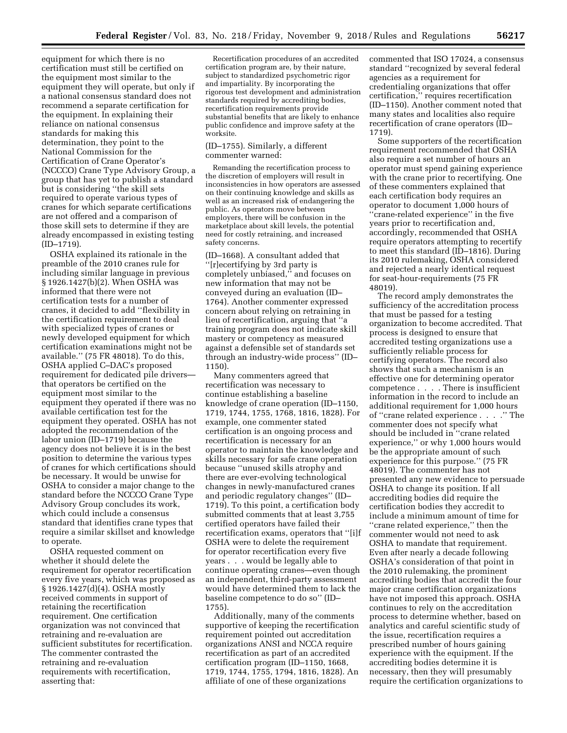equipment for which there is no certification must still be certified on the equipment most similar to the equipment they will operate, but only if a national consensus standard does not recommend a separate certification for the equipment. In explaining their reliance on national consensus standards for making this determination, they point to the National Commission for the Certification of Crane Operator's (NCCCO) Crane Type Advisory Group, a group that has yet to publish a standard but is considering ''the skill sets required to operate various types of cranes for which separate certifications are not offered and a comparison of those skill sets to determine if they are already encompassed in existing testing (ID–1719).

OSHA explained its rationale in the preamble of the 2010 cranes rule for including similar language in previous § 1926.1427(b)(2). When OSHA was informed that there were not certification tests for a number of cranes, it decided to add ''flexibility in the certification requirement to deal with specialized types of cranes or newly developed equipment for which certification examinations might not be available.'' (75 FR 48018). To do this, OSHA applied C–DAC's proposed requirement for dedicated pile drivers—that operators be certified on the equipment most similar to the equipment they operated if there was no available certification test for the equipment they operated. OSHA has not adopted the recommendation of the labor union (ID–1719) because the agency does not believe it is in the best position to determine the various types of cranes for which certifications should be necessary. It would be unwise for OSHA to consider a major change to the standard before the NCCCO Crane Type Advisory Group concludes its work, which could include a consensus standard that identifies crane types that require a similar skillset and knowledge to operate.

OSHA requested comment on whether it should delete the requirement for operator recertification every five years, which was proposed as § 1926.1427(d)(4). OSHA mostly received comments in support of retaining the recertification requirement. One certification organization was not convinced that retraining and re-evaluation are sufficient substitutes for recertification. The commenter contrasted the retraining and re-evaluation requirements with recertification, asserting that:

> Recertification procedures of an accredited certification program are, by their nature, subject to standardized psychometric rigor and impartiality. By incorporating the rigorous test development and administration standards required by accrediting bodies, recertification requirements provide substantial benefits that are likely to enhance public confidence and improve safety at the worksite.

(ID–1755). Similarly, a different commenter warned:

> Remanding the recertification process to the discretion of employers will result in inconsistencies in how operators are assessed on their continuing knowledge and skills as well as an increased risk of endangering the public. As operators move between employers, there will be confusion in the marketplace about skill levels, the potential need for costly retraining, and increased safety concerns.

(ID–1668). A consultant added that ''[r]ecertifying by 3rd party is completely unbiased,'' and focuses on new information that may not be conveyed during an evaluation (ID–1764). Another commenter expressed concern about relying on retraining in lieu of recertification, arguing that ''a training program does not indicate skill mastery or competency as measured against a defensible set of standards set through an industry-wide process'' (ID–1150).

Many commenters agreed that recertification was necessary to continue establishing a baseline knowledge of crane operation (ID–1150, 1719, 1744, 1755, 1768, 1816, 1828). For example, one commenter stated certification is an ongoing process and recertification is necessary for an operator to maintain the knowledge and skills necessary for safe crane operation because ''unused skills atrophy and there are ever-evolving technological changes in newly-manufactured cranes and periodic regulatory changes'' (ID–1719). To this point, a certification body submitted comments that at least 3,755 certified operators have failed their recertification exams, operators that ''[i]f OSHA were to delete the requirement for operator recertification every five years . . . would be legally able to continue operating cranes—even though an independent, third-party assessment would have determined them to lack the baseline competence to do so'' (ID–1755).

Additionally, many of the comments supportive of keeping the recertification requirement pointed out accreditation organizations ANSI and NCCA require recertification as part of an accredited certification program (ID–1150, 1668, 1719, 1744, 1755, 1794, 1816, 1828). An affiliate of one of these organizations commented that ISO 17024, a consensus standard ''recognized by several federal agencies as a requirement for credentialing organizations that offer certification,'' requires recertification (ID–1150). Another comment noted that many states and localities also require recertification of crane operators (ID–1719).

Some supporters of the recertification requirement recommended that OSHA also require a set number of hours an operator must spend gaining experience with the crane prior to recertifying. One of these commenters explained that each certification body requires an operator to document 1,000 hours of ''crane-related experience'' in the five years prior to recertification and, accordingly, recommended that OSHA require operators attempting to recertify to meet this standard (ID–1816). During its 2010 rulemaking, OSHA considered and rejected a nearly identical request for seat-hour-requirements (75 FR 48019).

The record amply demonstrates the sufficiency of the accreditation process that must be passed for a testing organization to become accredited. That process is designed to ensure that accredited testing organizations use a sufficiently reliable process for certifying operators. The record also shows that such a mechanism is an effective one for determining operator competence . . . . There is insufficient information in the record to include an additional requirement for 1,000 hours of ''crane related experience . . . .'' The commenter does not specify what should be included in ''crane related experience,'' or why 1,000 hours would be the appropriate amount of such experience for this purpose.'' (75 FR 48019). The commenter has not presented any new evidence to persuade OSHA to change its position. If all accrediting bodies did require the certification bodies they accredit to include a minimum amount of time for ''crane related experience,'' then the commenter would not need to ask OSHA to mandate that requirement. Even after nearly a decade following OSHA's consideration of that point in the 2010 rulemaking, the prominent accrediting bodies that accredit the four major crane certification organizations have not imposed this approach. OSHA continues to rely on the accreditation process to determine whether, based on analytics and careful scientific study of the issue, recertification requires a prescribed number of hours gaining experience with the equipment. If the accrediting bodies determine it is necessary, then they will presumably require the certification organizations to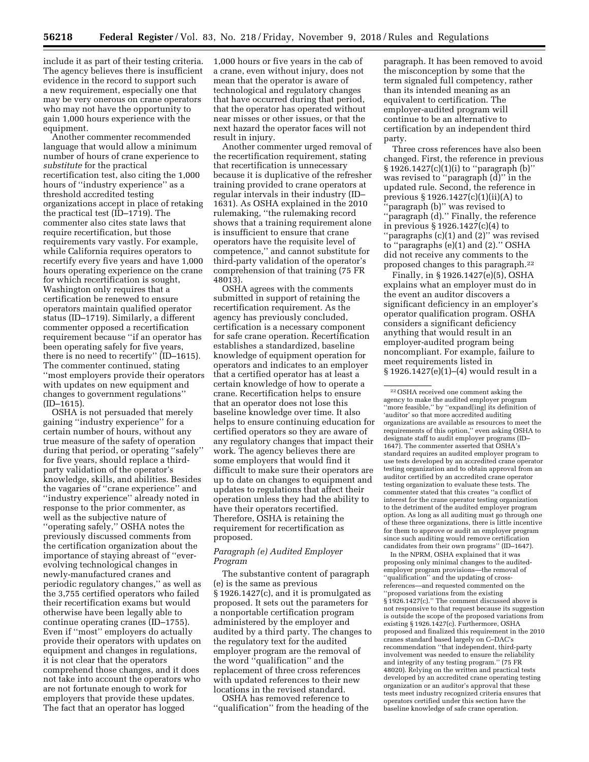include it as part of their testing criteria. The agency believes there is insufficient evidence in the record to support such a new requirement, especially one that may be very onerous on crane operators who may not have the opportunity to gain 1,000 hours experience with the equipment.

Another commenter recommended language that would allow a minimum number of hours of crane experience to *substitute* for the practical recertification test, also citing the 1,000 hours of ''industry experience'' as a threshold accredited testing organizations accept in place of retaking the practical test (ID–1719). The commenter also cites state laws that require recertification, but those requirements vary vastly. For example, while California requires operators to recertify every five years and have 1,000 hours operating experience on the crane for which recertification is sought, Washington only requires that a certification be renewed to ensure operators maintain qualified operator status (ID–1719). Similarly, a different commenter opposed a recertification requirement because ''if an operator has been operating safely for five years, there is no need to recertify'' (ID–1615). The commenter continued, stating ''most employers provide their operators with updates on new equipment and changes to government regulations'' (ID–1615).

OSHA is not persuaded that merely gaining ''industry experience'' for a certain number of hours, without any true measure of the safety of operation during that period, or operating ''safely'' for five years, should replace a third-party validation of the operator's knowledge, skills, and abilities. Besides the vagaries of ''crane experience'' and ''industry experience'' already noted in response to the prior commenter, as well as the subjective nature of ''operating safely,'' OSHA notes the previously discussed comments from the certification organization about the importance of staying abreast of ''ever-evolving technological changes in newly-manufactured cranes and periodic regulatory changes,'' as well as the 3,755 certified operators who failed their recertification exams but would otherwise have been legally able to continue operating cranes (ID–1755). Even if ''most'' employers do actually provide their operators with updates on equipment and changes in regulations, it is not clear that the operators comprehend those changes, and it does not take into account the operators who are not fortunate enough to work for employers that provide these updates. The fact that an operator has logged 1,000 hours or five years in the cab of a crane, even without injury, does not mean that the operator is aware of technological and regulatory changes that have occurred during that period, that the operator has operated without near misses or other issues, or that the next hazard the operator faces will not result in injury.

Another commenter urged removal of the recertification requirement, stating that recertification is unnecessary because it is duplicative of the refresher training provided to crane operators at regular intervals in their industry (ID–1631). As OSHA explained in the 2010 rulemaking, ''the rulemaking record shows that a training requirement alone is insufficient to ensure that crane operators have the requisite level of competence,'' and cannot substitute for third-party validation of the operator's comprehension of that training (75 FR 48013).

OSHA agrees with the comments submitted in support of retaining the recertification requirement. As the agency has previously concluded, certification is a necessary component for safe crane operation. Recertification establishes a standardized, baseline knowledge of equipment operation for operators and indicates to an employer that a certified operator has at least a certain knowledge of how to operate a crane. Recertification helps to ensure that an operator does not lose this baseline knowledge over time. It also helps to ensure continuing education for certified operators so they are aware of any regulatory changes that impact their work. The agency believes there are some employers that would find it difficult to make sure their operators are up to date on changes to equipment and updates to regulations that affect their operation unless they had the ability to have their operators recertified. Therefore, OSHA is retaining the requirement for recertification as proposed.

*Paragraph (e) Audited Employer Program*

The substantive content of paragraph (e) is the same as previous § 1926.1427(c), and it is promulgated as proposed. It sets out the parameters for a nonportable certification program administered by the employer and audited by a third party. The changes to the regulatory text for the audited employer program are the removal of the word ''qualification'' and the replacement of three cross references with updated references to their new locations in the revised standard.

OSHA has removed reference to ''qualification'' from the heading of the paragraph. It has been removed to avoid the misconception by some that the term signaled full competency, rather than its intended meaning as an equivalent to certification. The employer-audited program will continue to be an alternative to certification by an independent third party.

Three cross references have also been changed. First, the reference in previous § 1926.1427(c)(1)(i) to ''paragraph (b)'' was revised to ''paragraph (d)'' in the updated rule. Second, the reference in previous § 1926.1427(c)(1)(ii)(A) to ''paragraph (b)'' was revised to ''paragraph (d).'' Finally, the reference in previous § 1926.1427(c)(4) to ''paragraphs (c)(1) and (2)'' was revised to ''paragraphs (e)(1) and (2).'' OSHA did not receive any comments to the proposed changes to this paragraph.[22]

Finally, in § 1926.1427(e)(5), OSHA explains what an employer must do in the event an auditor discovers a significant deficiency in an employer's operator qualification program. OSHA considers a significant deficiency anything that would result in an employer-audited program being noncompliant. For example, failure to meet requirements listed in § 1926.1427(e)(1)–(4) would result in a

---

[22] OSHA received one comment asking the agency to make the audited employer program ''more feasible,'' by ''expand[ing] its definition of 'auditor' so that more accredited auditing organizations are available as resources to meet the requirements of this option,'' even asking OSHA to designate staff to audit employer programs (ID–1647). The commenter asserted that OSHA's standard requires an audited employer program to use tests developed by an accredited crane operator testing organization and to obtain approval from an auditor certified by an accredited crane operator testing organization to evaluate these tests. The commenter stated that this creates ''a conflict of interest for the crane operator testing organization to the detriment of the audited employer program option. As long as all auditing must go through one of these three organizations, there is little incentive for them to approve or audit an employer program since such auditing would remove certification candidates from their own programs'' (ID–1647).

In the NPRM, OSHA explained that it was proposing only minimal changes to the audited-employer program provisions—the removal of ''qualification'' and the updating of cross-references—and requested commented on the ''proposed variations from the existing § 1926.1427(c).'' The comment discussed above is not responsive to that request because its suggestion is outside the scope of the proposed variations from existing § 1926.1427(c). Furthermore, OSHA proposed and finalized this requirement in the 2010 cranes standard based largely on C–DAC's recommendation ''that independent, third-party involvement was needed to ensure the reliability and integrity of any testing program.'' (75 FR 48020). Relying on the written and practical tests developed by an accredited crane operating testing organization or an auditor's approval that these tests meet industry recognized criteria ensures that operators certified under this section have the baseline knowledge of safe crane operation.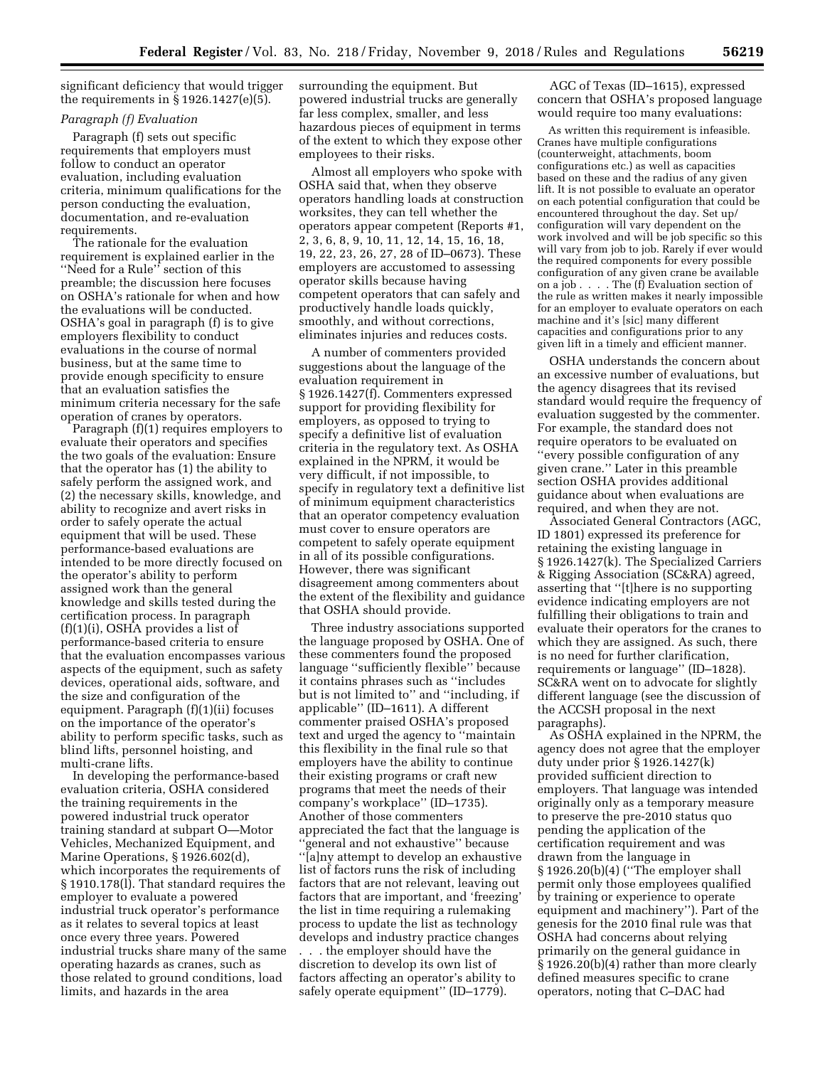significant deficiency that would trigger the requirements in § 1926.1427(e)(5).

*Paragraph (f) Evaluation*

Paragraph (f) sets out specific requirements that employers must follow to conduct an operator evaluation, including evaluation criteria, minimum qualifications for the person conducting the evaluation, documentation, and re-evaluation requirements.

The rationale for the evaluation requirement is explained earlier in the ''Need for a Rule'' section of this preamble; the discussion here focuses on OSHA's rationale for when and how the evaluations will be conducted. OSHA's goal in paragraph (f) is to give employers flexibility to conduct evaluations in the course of normal business, but at the same time to provide enough specificity to ensure that an evaluation satisfies the minimum criteria necessary for the safe operation of cranes by operators.

Paragraph (f)(1) requires employers to evaluate their operators and specifies the two goals of the evaluation: Ensure that the operator has (1) the ability to safely perform the assigned work, and (2) the necessary skills, knowledge, and ability to recognize and avert risks in order to safely operate the actual equipment that will be used. These performance-based evaluations are intended to be more directly focused on the operator's ability to perform assigned work than the general knowledge and skills tested during the certification process. In paragraph (f)(1)(i), OSHA provides a list of performance-based criteria to ensure that the evaluation encompasses various aspects of the equipment, such as safety devices, operational aids, software, and the size and configuration of the equipment. Paragraph (f)(1)(ii) focuses on the importance of the operator's ability to perform specific tasks, such as blind lifts, personnel hoisting, and multi-crane lifts.

In developing the performance-based evaluation criteria, OSHA considered the training requirements in the powered industrial truck operator training standard at subpart O—Motor Vehicles, Mechanized Equipment, and Marine Operations, § 1926.602(d), which incorporates the requirements of § 1910.178(l). That standard requires the employer to evaluate a powered industrial truck operator's performance as it relates to several topics at least once every three years. Powered industrial trucks share many of the same operating hazards as cranes, such as those related to ground conditions, load limits, and hazards in the area surrounding the equipment. But powered industrial trucks are generally far less complex, smaller, and less hazardous pieces of equipment in terms of the extent to which they expose other employees to their risks.

Almost all employers who spoke with OSHA said that, when they observe operators handling loads at construction worksites, they can tell whether the operators appear competent (Reports #1, 2, 3, 6, 8, 9, 10, 11, 12, 14, 15, 16, 18, 19, 22, 23, 26, 27, 28 of ID–0673). These employers are accustomed to assessing operator skills because having competent operators that can safely and productively handle loads quickly, smoothly, and without corrections, eliminates injuries and reduces costs.

A number of commenters provided suggestions about the language of the evaluation requirement in § 1926.1427(f). Commenters expressed support for providing flexibility for employers, as opposed to trying to specify a definitive list of evaluation criteria in the regulatory text. As OSHA explained in the NPRM, it would be very difficult, if not impossible, to specify in regulatory text a definitive list of minimum equipment characteristics that an operator competency evaluation must cover to ensure operators are competent to safely operate equipment in all of its possible configurations. However, there was significant disagreement among commenters about the extent of the flexibility and guidance that OSHA should provide.

Three industry associations supported the language proposed by OSHA. One of these commenters found the proposed language ''sufficiently flexible'' because it contains phrases such as ''includes but is not limited to'' and ''including, if applicable'' (ID–1611). A different commenter praised OSHA's proposed text and urged the agency to ''maintain this flexibility in the final rule so that employers have the ability to continue their existing programs or craft new programs that meet the needs of their company's workplace'' (ID–1735). Another of those commenters appreciated the fact that the language is ''general and not exhaustive'' because ''[a]ny attempt to develop an exhaustive list of factors runs the risk of including factors that are not relevant, leaving out factors that are important, and 'freezing' the list in time requiring a rulemaking process to update the list as technology develops and industry practice changes . . . the employer should have the discretion to develop its own list of factors affecting an operator's ability to safely operate equipment'' (ID–1779).

AGC of Texas (ID–1615), expressed concern that OSHA's proposed language would require too many evaluations:

> As written this requirement is infeasible. Cranes have multiple configurations (counterweight, attachments, boom configurations etc.) as well as capacities based on these and the radius of any given lift. It is not possible to evaluate an operator on each potential configuration that could be encountered throughout the day. Set up/configuration will vary dependent on the work involved and will be job specific so this will vary from job to job. Rarely if ever would the required components for every possible configuration of any given crane be available on a job . . . . The (f) Evaluation section of the rule as written makes it nearly impossible for an employer to evaluate operators on each machine and it's [sic] many different capacities and configurations prior to any given lift in a timely and efficient manner.

OSHA understands the concern about an excessive number of evaluations, but the agency disagrees that its revised standard would require the frequency of evaluation suggested by the commenter. For example, the standard does not require operators to be evaluated on ''every possible configuration of any given crane.'' Later in this preamble section OSHA provides additional guidance about when evaluations are required, and when they are not.

Associated General Contractors (AGC, ID 1801) expressed its preference for retaining the existing language in § 1926.1427(k). The Specialized Carriers & Rigging Association (SC&RA) agreed, asserting that ''[t]here is no supporting evidence indicating employers are not fulfilling their obligations to train and evaluate their operators for the cranes to which they are assigned. As such, there is no need for further clarification, requirements or language'' (ID–1828). SC&RA went on to advocate for slightly different language (see the discussion of the ACCSH proposal in the next paragraphs).

As OSHA explained in the NPRM, the agency does not agree that the employer duty under prior § 1926.1427(k) provided sufficient direction to employers. That language was intended originally only as a temporary measure to preserve the pre-2010 status quo pending the application of the certification requirement and was drawn from the language in § 1926.20(b)(4) (''The employer shall permit only those employees qualified by training or experience to operate equipment and machinery''). Part of the genesis for the 2010 final rule was that OSHA had concerns about relying primarily on the general guidance in § 1926.20(b)(4) rather than more clearly defined measures specific to crane operators, noting that C–DAC had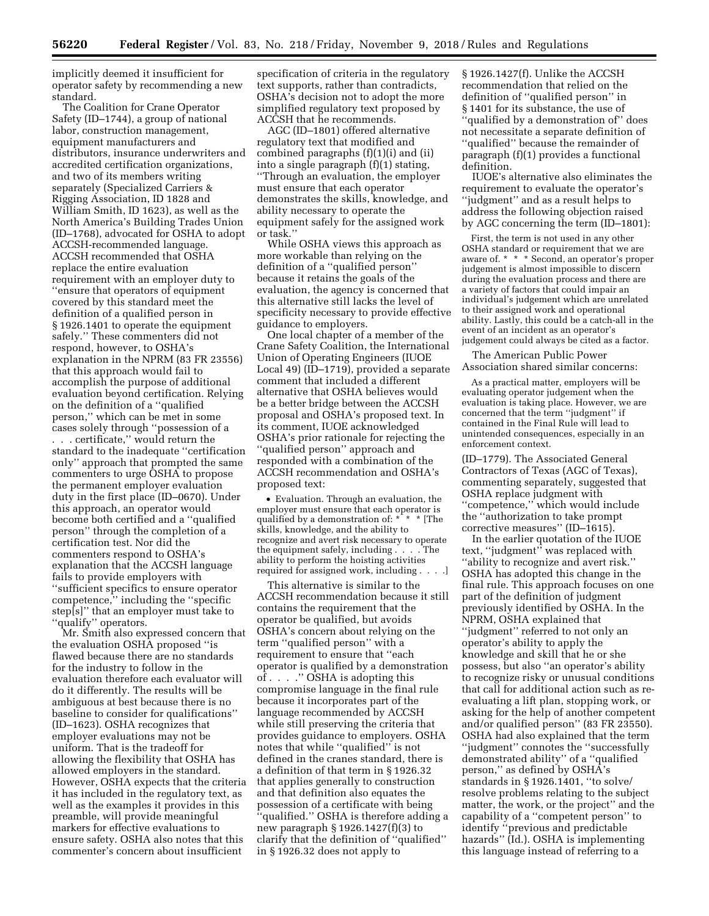implicitly deemed it insufficient for operator safety by recommending a new standard.

The Coalition for Crane Operator Safety (ID–1744), a group of national labor, construction management, equipment manufacturers and distributors, insurance underwriters and accredited certification organizations, and two of its members writing separately (Specialized Carriers & Rigging Association, ID 1828 and William Smith, ID 1623), as well as the North America's Building Trades Union (ID–1768), advocated for OSHA to adopt ACCSH-recommended language. ACCSH recommended that OSHA replace the entire evaluation requirement with an employer duty to ''ensure that operators of equipment covered by this standard meet the definition of a qualified person in § 1926.1401 to operate the equipment safely.'' These commenters did not respond, however, to OSHA's explanation in the NPRM (83 FR 23556) that this approach would fail to accomplish the purpose of additional evaluation beyond certification. Relying on the definition of a ''qualified person,'' which can be met in some cases solely through ''possession of a . . . certificate,'' would return the standard to the inadequate ''certification only'' approach that prompted the same commenters to urge OSHA to propose the permanent employer evaluation duty in the first place (ID–0670). Under this approach, an operator would become both certified and a ''qualified person'' through the completion of a certification test. Nor did the commenters respond to OSHA's explanation that the ACCSH language fails to provide employers with ''sufficient specifics to ensure operator competence,'' including the ''specific step[s]'' that an employer must take to ''qualify'' operators.

Mr. Smith also expressed concern that the evaluation OSHA proposed ''is flawed because there are no standards for the industry to follow in the evaluation therefore each evaluator will do it differently. The results will be ambiguous at best because there is no baseline to consider for qualifications'' (ID–1623). OSHA recognizes that employer evaluations may not be uniform. That is the tradeoff for allowing the flexibility that OSHA has allowed employers in the standard. However, OSHA expects that the criteria it has included in the regulatory text, as well as the examples it provides in this preamble, will provide meaningful markers for effective evaluations to ensure safety. OSHA also notes that this commenter's concern about insufficient specification of criteria in the regulatory text supports, rather than contradicts, OSHA's decision not to adopt the more simplified regulatory text proposed by ACCSH that he recommends.

AGC (ID–1801) offered alternative regulatory text that modified and combined paragraphs (f)(1)(i) and (ii) into a single paragraph (f)(1) stating, ''Through an evaluation, the employer must ensure that each operator demonstrates the skills, knowledge, and ability necessary to operate the equipment safely for the assigned work or task.''

While OSHA views this approach as more workable than relying on the definition of a ''qualified person'' because it retains the goals of the evaluation, the agency is concerned that this alternative still lacks the level of specificity necessary to provide effective guidance to employers.

One local chapter of a member of the Crane Safety Coalition, the International Union of Operating Engineers (IUOE Local 49) (ID–1719), provided a separate comment that included a different alternative that OSHA believes would be a better bridge between the ACCSH proposal and OSHA's proposed text. In its comment, IUOE acknowledged OSHA's prior rationale for rejecting the ''qualified person'' approach and responded with a combination of the ACCSH recommendation and OSHA's proposed text:

- Evaluation. Through an evaluation, the employer must ensure that each operator is qualified by a demonstration of: * * * [The skills, knowledge, and the ability to recognize and avert risk necessary to operate the equipment safely, including . . . . The ability to perform the hoisting activities required for assigned work, including . . . .]

This alternative is similar to the ACCSH recommendation because it still contains the requirement that the operator be qualified, but avoids OSHA's concern about relying on the term ''qualified person'' with a requirement to ensure that ''each operator is qualified by a demonstration of . . . .'' OSHA is adopting this compromise language in the final rule because it incorporates part of the language recommended by ACCSH while still preserving the criteria that provides guidance to employers. OSHA notes that while ''qualified'' is not defined in the cranes standard, there is a definition of that term in § 1926.32 that applies generally to construction and that definition also equates the possession of a certificate with being ''qualified.'' OSHA is therefore adding a new paragraph § 1926.1427(f)(3) to clarify that the definition of ''qualified'' in § 1926.32 does not apply to § 1926.1427(f). Unlike the ACCSH recommendation that relied on the definition of ''qualified person'' in § 1401 for its substance, the use of ''qualified by a demonstration of'' does not necessitate a separate definition of ''qualified'' because the remainder of paragraph (f)(1) provides a functional definition.

IUOE's alternative also eliminates the requirement to evaluate the operator's ''judgment'' and as a result helps to address the following objection raised by AGC concerning the term (ID–1801):

> First, the term is not used in any other OSHA standard or requirement that we are aware of. * * * Second, an operator's proper judgement is almost impossible to discern during the evaluation process and there are a variety of factors that could impair an individual's judgement which are unrelated to their assigned work and operational ability. Lastly, this could be a catch-all in the event of an incident as an operator's judgement could always be cited as a factor.

The American Public Power Association shared similar concerns:

> As a practical matter, employers will be evaluating operator judgement when the evaluation is taking place. However, we are concerned that the term ''judgment'' if contained in the Final Rule will lead to unintended consequences, especially in an enforcement context.

(ID–1779). The Associated General Contractors of Texas (AGC of Texas), commenting separately, suggested that OSHA replace judgment with ''competence,'' which would include the ''authorization to take prompt corrective measures'' (ID–1615).

In the earlier quotation of the IUOE text, ''judgment'' was replaced with ''ability to recognize and avert risk.'' OSHA has adopted this change in the final rule. This approach focuses on one part of the definition of judgment previously identified by OSHA. In the NPRM, OSHA explained that ''judgment'' referred to not only an operator's ability to apply the knowledge and skill that he or she possess, but also ''an operator's ability to recognize risky or unusual conditions that call for additional action such as re-evaluating a lift plan, stopping work, or asking for the help of another competent and/or qualified person'' (83 FR 23550). OSHA had also explained that the term ''judgment'' connotes the ''successfully demonstrated ability'' of a ''qualified person,'' as defined by OSHA's standards in § 1926.1401, ''to solve/resolve problems relating to the subject matter, the work, or the project'' and the capability of a ''competent person'' to identify ''previous and predictable hazards'' (Id.). OSHA is implementing this language instead of referring to a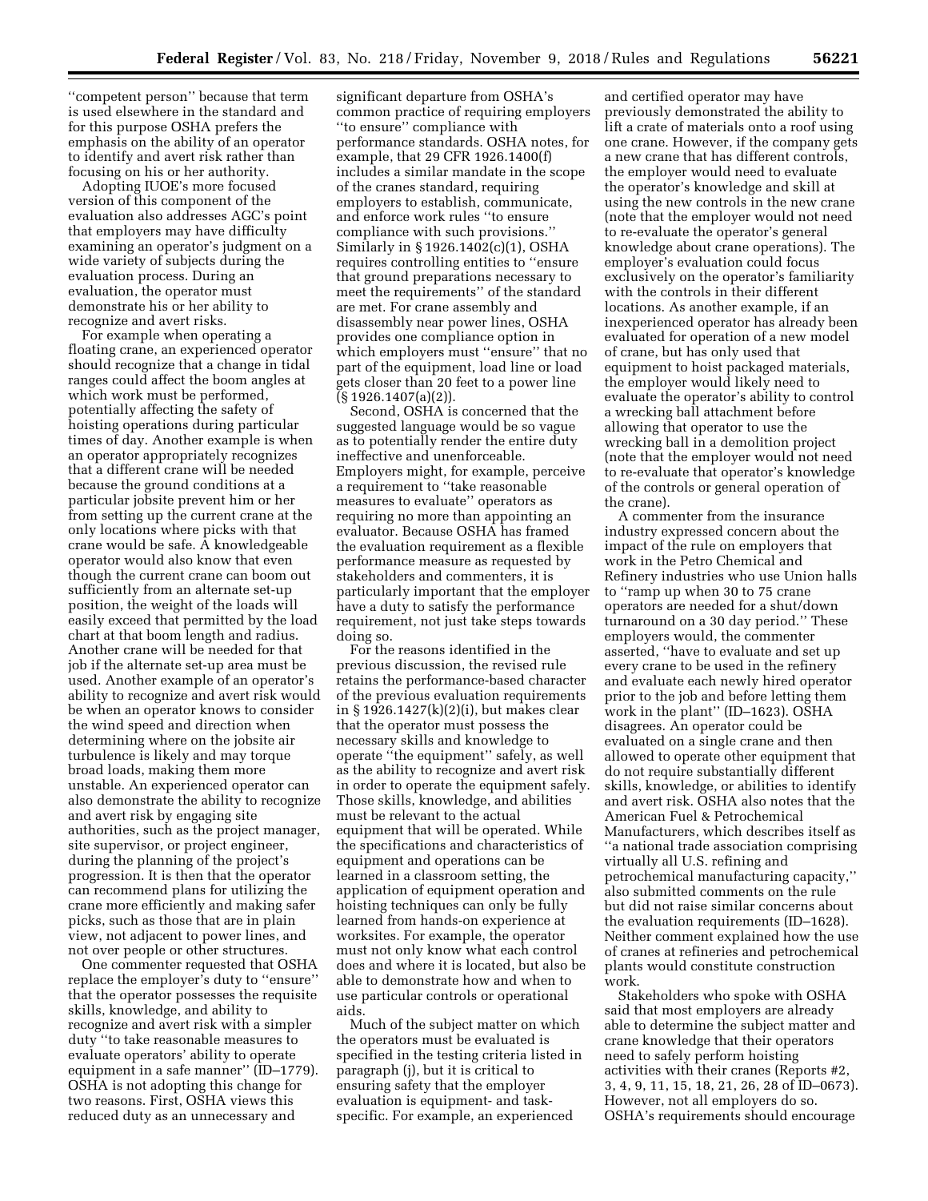''competent person'' because that term is used elsewhere in the standard and for this purpose OSHA prefers the emphasis on the ability of an operator to identify and avert risk rather than focusing on his or her authority.

Adopting IUOE's more focused version of this component of the evaluation also addresses AGC's point that employers may have difficulty examining an operator's judgment on a wide variety of subjects during the evaluation process. During an evaluation, the operator must demonstrate his or her ability to recognize and avert risks.

For example when operating a floating crane, an experienced operator should recognize that a change in tidal ranges could affect the boom angles at which work must be performed, potentially affecting the safety of hoisting operations during particular times of day. Another example is when an operator appropriately recognizes that a different crane will be needed because the ground conditions at a particular jobsite prevent him or her from setting up the current crane at the only locations where picks with that crane would be safe. A knowledgeable operator would also know that even though the current crane can boom out sufficiently from an alternate set-up position, the weight of the loads will easily exceed that permitted by the load chart at that boom length and radius. Another crane will be needed for that job if the alternate set-up area must be used. Another example of an operator's ability to recognize and avert risk would be when an operator knows to consider the wind speed and direction when determining where on the jobsite air turbulence is likely and may torque broad loads, making them more unstable. An experienced operator can also demonstrate the ability to recognize and avert risk by engaging site authorities, such as the project manager, site supervisor, or project engineer, during the planning of the project's progression. It is then that the operator can recommend plans for utilizing the crane more efficiently and making safer picks, such as those that are in plain view, not adjacent to power lines, and not over people or other structures.

One commenter requested that OSHA replace the employer's duty to ''ensure'' that the operator possesses the requisite skills, knowledge, and ability to recognize and avert risk with a simpler duty ''to take reasonable measures to evaluate operators' ability to operate equipment in a safe manner'' (ID–1779). OSHA is not adopting this change for two reasons. First, OSHA views this reduced duty as an unnecessary and significant departure from OSHA's common practice of requiring employers ''to ensure'' compliance with performance standards. OSHA notes, for example, that 29 CFR 1926.1400(f) includes a similar mandate in the scope of the cranes standard, requiring employers to establish, communicate, and enforce work rules ''to ensure compliance with such provisions.'' Similarly in § 1926.1402(c)(1), OSHA requires controlling entities to ''ensure that ground preparations necessary to meet the requirements'' of the standard are met. For crane assembly and disassembly near power lines, OSHA provides one compliance option in which employers must ''ensure'' that no part of the equipment, load line or load gets closer than 20 feet to a power line (§ 1926.1407(a)(2)).

Second, OSHA is concerned that the suggested language would be so vague as to potentially render the entire duty ineffective and unenforceable. Employers might, for example, perceive a requirement to ''take reasonable measures to evaluate'' operators as requiring no more than appointing an evaluator. Because OSHA has framed the evaluation requirement as a flexible performance measure as requested by stakeholders and commenters, it is particularly important that the employer have a duty to satisfy the performance requirement, not just take steps towards doing so.

For the reasons identified in the previous discussion, the revised rule retains the performance-based character of the previous evaluation requirements in § 1926.1427(k)(2)(i), but makes clear that the operator must possess the necessary skills and knowledge to operate ''the equipment'' safely, as well as the ability to recognize and avert risk in order to operate the equipment safely. Those skills, knowledge, and abilities must be relevant to the actual equipment that will be operated. While the specifications and characteristics of equipment and operations can be learned in a classroom setting, the application of equipment operation and hoisting techniques can only be fully learned from hands-on experience at worksites. For example, the operator must not only know what each control does and where it is located, but also be able to demonstrate how and when to use particular controls or operational aids.

Much of the subject matter on which the operators must be evaluated is specified in the testing criteria listed in paragraph (j), but it is critical to ensuring safety that the employer evaluation is equipment- and task-specific. For example, an experienced and certified operator may have previously demonstrated the ability to lift a crate of materials onto a roof using one crane. However, if the company gets a new crane that has different controls, the employer would need to evaluate the operator's knowledge and skill at using the new controls in the new crane (note that the employer would not need to re-evaluate the operator's general knowledge about crane operations). The employer's evaluation could focus exclusively on the operator's familiarity with the controls in their different locations. As another example, if an inexperienced operator has already been evaluated for operation of a new model of crane, but has only used that equipment to hoist packaged materials, the employer would likely need to evaluate the operator's ability to control a wrecking ball attachment before allowing that operator to use the wrecking ball in a demolition project (note that the employer would not need to re-evaluate that operator's knowledge of the controls or general operation of the crane).

A commenter from the insurance industry expressed concern about the impact of the rule on employers that work in the Petro Chemical and Refinery industries who use Union halls to ''ramp up when 30 to 75 crane operators are needed for a shut/down turnaround on a 30 day period.'' These employers would, the commenter asserted, ''have to evaluate and set up every crane to be used in the refinery and evaluate each newly hired operator prior to the job and before letting them work in the plant'' (ID–1623). OSHA disagrees. An operator could be evaluated on a single crane and then allowed to operate other equipment that do not require substantially different skills, knowledge, or abilities to identify and avert risk. OSHA also notes that the American Fuel & Petrochemical Manufacturers, which describes itself as ''a national trade association comprising virtually all U.S. refining and petrochemical manufacturing capacity,'' also submitted comments on the rule but did not raise similar concerns about the evaluation requirements (ID–1628). Neither comment explained how the use of cranes at refineries and petrochemical plants would constitute construction work.

Stakeholders who spoke with OSHA said that most employers are already able to determine the subject matter and crane knowledge that their operators need to safely perform hoisting activities with their cranes (Reports #2, 3, 4, 9, 11, 15, 18, 21, 26, 28 of ID–0673). However, not all employers do so. OSHA's requirements should encourage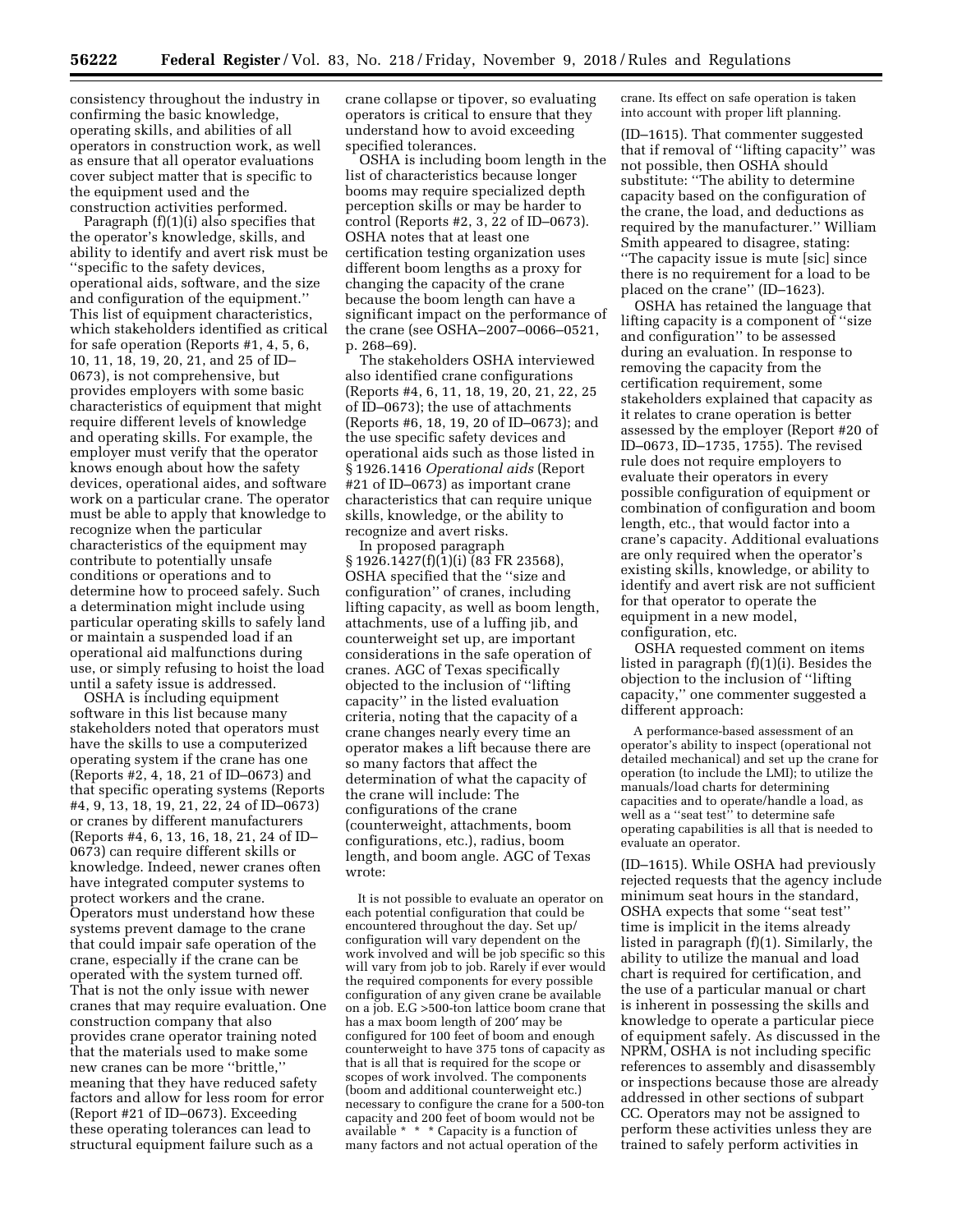consistency throughout the industry in confirming the basic knowledge, operating skills, and abilities of all operators in construction work, as well as ensure that all operator evaluations cover subject matter that is specific to the equipment used and the construction activities performed.

Paragraph (f)(1)(i) also specifies that the operator's knowledge, skills, and ability to identify and avert risk must be "specific to the safety devices, operational aids, software, and the size and configuration of the equipment." This list of equipment characteristics, which stakeholders identified as critical for safe operation (Reports #1, 4, 5, 6, 10, 11, 18, 19, 20, 21, and 25 of ID–0673), is not comprehensive, but provides employers with some basic characteristics of equipment that might require different levels of knowledge and operating skills. For example, the employer must verify that the operator knows enough about how the safety devices, operational aides, and software work on a particular crane. The operator must be able to apply that knowledge to recognize when the particular characteristics of the equipment may contribute to potentially unsafe conditions or operations and to determine how to proceed safely. Such a determination might include using particular operating skills to safely land or maintain a suspended load if an operational aid malfunctions during use, or simply refusing to hoist the load until a safety issue is addressed.

OSHA is including equipment software in this list because many stakeholders noted that operators must have the skills to use a computerized operating system if the crane has one (Reports #2, 4, 18, 21 of ID–0673) and that specific operating systems (Reports #4, 9, 13, 18, 19, 21, 22, 24 of ID–0673) or cranes by different manufacturers (Reports #4, 6, 13, 16, 18, 21, 24 of ID–0673) can require different skills or knowledge. Indeed, newer cranes often have integrated computer systems to protect workers and the crane. Operators must understand how these systems prevent damage to the crane that could impair safe operation of the crane, especially if the crane can be operated with the system turned off. That is not the only issue with newer cranes that may require evaluation. One construction company that also provides crane operator training noted that the materials used to make some new cranes can be more "brittle," meaning that they have reduced safety factors and allow for less room for error (Report #21 of ID–0673). Exceeding these operating tolerances can lead to structural equipment failure such as a crane collapse or tipover, so evaluating operators is critical to ensure that they understand how to avoid exceeding specified tolerances.

OSHA is including boom length in the list of characteristics because longer booms may require specialized depth perception skills or may be harder to control (Reports #2, 3, 22 of ID–0673). OSHA notes that at least one certification testing organization uses different boom lengths as a proxy for changing the capacity of the crane because the boom length can have a significant impact on the performance of the crane (see OSHA–2007–0066–0521, p. 268–69).

The stakeholders OSHA interviewed also identified crane configurations (Reports #4, 6, 11, 18, 19, 20, 21, 22, 25 of ID–0673); the use of attachments (Reports #6, 18, 19, 20 of ID–0673); and the use specific safety devices and operational aids such as those listed in § 1926.1416 *Operational aids* (Report #21 of ID–0673) as important crane characteristics that can require unique skills, knowledge, or the ability to recognize and avert risks.

In proposed paragraph § 1926.1427(f)(1)(i) (83 FR 23568), OSHA specified that the "size and configuration" of cranes, including lifting capacity, as well as boom length, attachments, use of a luffing jib, and counterweight set up, are important considerations in the safe operation of cranes. AGC of Texas specifically objected to the inclusion of "lifting capacity" in the listed evaluation criteria, noting that the capacity of a crane changes nearly every time an operator makes a lift because there are so many factors that affect the determination of what the capacity of the crane will include: The configurations of the crane (counterweight, attachments, boom configurations, etc.), radius, boom length, and boom angle. AGC of Texas wrote:

> It is not possible to evaluate an operator on each potential configuration that could be encountered throughout the day. Set up/configuration will vary dependent on the work involved and will be job specific so this will vary from job to job. Rarely if ever would the required components for every possible configuration of any given crane be available on a job. E.G >500-ton lattice boom crane that has a max boom length of 200′ may be configured for 100 feet of boom and enough counterweight to have 375 tons of capacity as that is all that is required for the scope or scopes of work involved. The components (boom and additional counterweight etc.) necessary to configure the crane for a 500-ton capacity and 200 feet of boom would not be available * * * Capacity is a function of many factors and not actual operation of the crane. Its effect on safe operation is taken into account with proper lift planning.

(ID–1615). That commenter suggested that if removal of "lifting capacity" was not possible, then OSHA should substitute: "The ability to determine capacity based on the configuration of the crane, the load, and deductions as required by the manufacturer." William Smith appeared to disagree, stating: "The capacity issue is mute [sic] since there is no requirement for a load to be placed on the crane" (ID–1623).

OSHA has retained the language that lifting capacity is a component of "size and configuration" to be assessed during an evaluation. In response to removing the capacity from the certification requirement, some stakeholders explained that capacity as it relates to crane operation is better assessed by the employer (Report #20 of ID–0673, ID–1735, 1755). The revised rule does not require employers to evaluate their operators in every possible configuration of equipment or combination of configuration and boom length, etc., that would factor into a crane's capacity. Additional evaluations are only required when the operator's existing skills, knowledge, or ability to identify and avert risk are not sufficient for that operator to operate the equipment in a new model, configuration, etc.

OSHA requested comment on items listed in paragraph (f)(1)(i). Besides the objection to the inclusion of "lifting capacity," one commenter suggested a different approach:

> A performance-based assessment of an operator's ability to inspect (operational not detailed mechanical) and set up the crane for operation (to include the LMI); to utilize the manuals/load charts for determining capacities and to operate/handle a load, as well as a "seat test" to determine safe operating capabilities is all that is needed to evaluate an operator.

(ID–1615). While OSHA had previously rejected requests that the agency include minimum seat hours in the standard, OSHA expects that some "seat test" time is implicit in the items already listed in paragraph (f)(1). Similarly, the ability to utilize the manual and load chart is required for certification, and the use of a particular manual or chart is inherent in possessing the skills and knowledge to operate a particular piece of equipment safely. As discussed in the NPRM, OSHA is not including specific references to assembly and disassembly or inspections because those are already addressed in other sections of subpart CC. Operators may not be assigned to perform these activities unless they are trained to safely perform activities in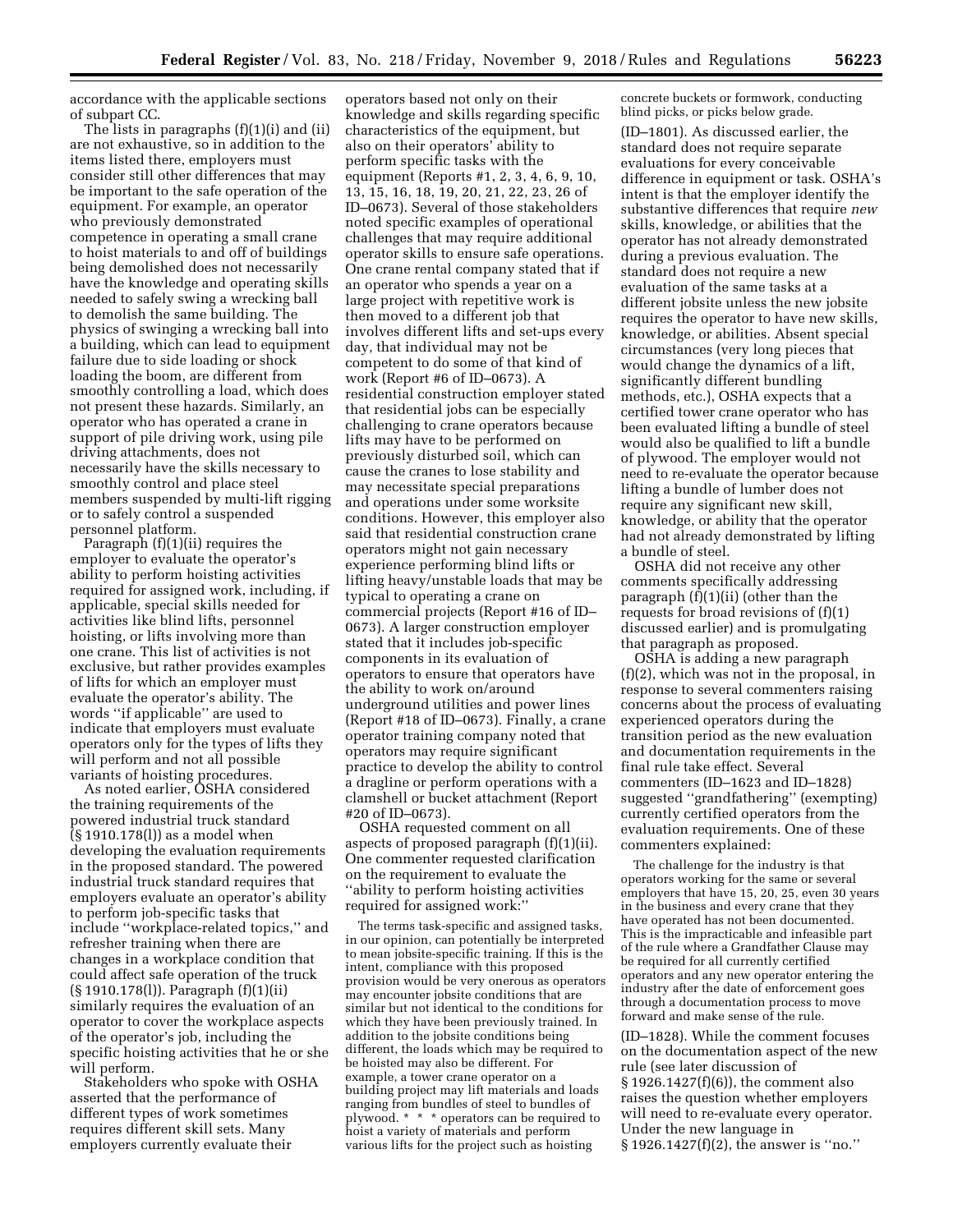accordance with the applicable sections of subpart CC.

The lists in paragraphs (f)(1)(i) and (ii) are not exhaustive, so in addition to the items listed there, employers must consider still other differences that may be important to the safe operation of the equipment. For example, an operator who previously demonstrated competence in operating a small crane to hoist materials to and off of buildings being demolished does not necessarily have the knowledge and operating skills needed to safely swing a wrecking ball to demolish the same building. The physics of swinging a wrecking ball into a building, which can lead to equipment failure due to side loading or shock loading the boom, are different from smoothly controlling a load, which does not present these hazards. Similarly, an operator who has operated a crane in support of pile driving work, using pile driving attachments, does not necessarily have the skills necessary to smoothly control and place steel members suspended by multi-lift rigging or to safely control a suspended personnel platform.

Paragraph (f)(1)(ii) requires the employer to evaluate the operator's ability to perform hoisting activities required for assigned work, including, if applicable, special skills needed for activities like blind lifts, personnel hoisting, or lifts involving more than one crane. This list of activities is not exclusive, but rather provides examples of lifts for which an employer must evaluate the operator's ability. The words ''if applicable'' are used to indicate that employers must evaluate operators only for the types of lifts they will perform and not all possible variants of hoisting procedures.

As noted earlier, OSHA considered the training requirements of the powered industrial truck standard (§ 1910.178(l)) as a model when developing the evaluation requirements in the proposed standard. The powered industrial truck standard requires that employers evaluate an operator's ability to perform job-specific tasks that include ''workplace-related topics,'' and refresher training when there are changes in a workplace condition that could affect safe operation of the truck (§ 1910.178(l)). Paragraph (f)(1)(ii) similarly requires the evaluation of an operator to cover the workplace aspects of the operator's job, including the specific hoisting activities that he or she will perform.

Stakeholders who spoke with OSHA asserted that the performance of different types of work sometimes requires different skill sets. Many employers currently evaluate their operators based not only on their knowledge and skills regarding specific characteristics of the equipment, but also on their operators' ability to perform specific tasks with the equipment (Reports #1, 2, 3, 4, 6, 9, 10, 13, 15, 16, 18, 19, 20, 21, 22, 23, 26 of ID–0673). Several of those stakeholders noted specific examples of operational challenges that may require additional operator skills to ensure safe operations. One crane rental company stated that if an operator who spends a year on a large project with repetitive work is then moved to a different job that involves different lifts and set-ups every day, that individual may not be competent to do some of that kind of work (Report #6 of ID–0673). A residential construction employer stated that residential jobs can be especially challenging to crane operators because lifts may have to be performed on previously disturbed soil, which can cause the cranes to lose stability and may necessitate special preparations and operations under some worksite conditions. However, this employer also said that residential construction crane operators might not gain necessary experience performing blind lifts or lifting heavy/unstable loads that may be typical to operating a crane on commercial projects (Report #16 of ID–0673). A larger construction employer stated that it includes job-specific components in its evaluation of operators to ensure that operators have the ability to work on/around underground utilities and power lines (Report #18 of ID–0673). Finally, a crane operator training company noted that operators may require significant practice to develop the ability to control a dragline or perform operations with a clamshell or bucket attachment (Report #20 of ID–0673).

OSHA requested comment on all aspects of proposed paragraph (f)(1)(ii). One commenter requested clarification on the requirement to evaluate the ''ability to perform hoisting activities required for assigned work:''

> The terms task-specific and assigned tasks, in our opinion, can potentially be interpreted to mean jobsite-specific training. If this is the intent, compliance with this proposed provision would be very onerous as operators may encounter jobsite conditions that are similar but not identical to the conditions for which they have been previously trained. In addition to the jobsite conditions being different, the loads which may be required to be hoisted may also be different. For example, a tower crane operator on a building project may lift materials and loads ranging from bundles of steel to bundles of plywood. * * * operators can be required to hoist a variety of materials and perform various lifts for the project such as hoisting concrete buckets or formwork, conducting blind picks, or picks below grade.

(ID–1801). As discussed earlier, the standard does not require separate evaluations for every conceivable difference in equipment or task. OSHA's intent is that the employer identify the substantive differences that require *new* skills, knowledge, or abilities that the operator has not already demonstrated during a previous evaluation. The standard does not require a new evaluation of the same tasks at a different jobsite unless the new jobsite requires the operator to have new skills, knowledge, or abilities. Absent special circumstances (very long pieces that would change the dynamics of a lift, significantly different bundling methods, etc.), OSHA expects that a certified tower crane operator who has been evaluated lifting a bundle of steel would also be qualified to lift a bundle of plywood. The employer would not need to re-evaluate the operator because lifting a bundle of lumber does not require any significant new skill, knowledge, or ability that the operator had not already demonstrated by lifting a bundle of steel.

OSHA did not receive any other comments specifically addressing paragraph (f)(1)(ii) (other than the requests for broad revisions of (f)(1) discussed earlier) and is promulgating that paragraph as proposed.

OSHA is adding a new paragraph (f)(2), which was not in the proposal, in response to several commenters raising concerns about the process of evaluating experienced operators during the transition period as the new evaluation and documentation requirements in the final rule take effect. Several commenters (ID–1623 and ID–1828) suggested ''grandfathering'' (exempting) currently certified operators from the evaluation requirements. One of these commenters explained:

> The challenge for the industry is that operators working for the same or several employers that have 15, 20, 25, even 30 years in the business and every crane that they have operated has not been documented. This is the impracticable and infeasible part of the rule where a Grandfather Clause may be required for all currently certified operators and any new operator entering the industry after the date of enforcement goes through a documentation process to move forward and make sense of the rule.

(ID–1828). While the comment focuses on the documentation aspect of the new rule (see later discussion of § 1926.1427(f)(6)), the comment also raises the question whether employers will need to re-evaluate every operator. Under the new language in § 1926.1427(f)(2), the answer is ''no.''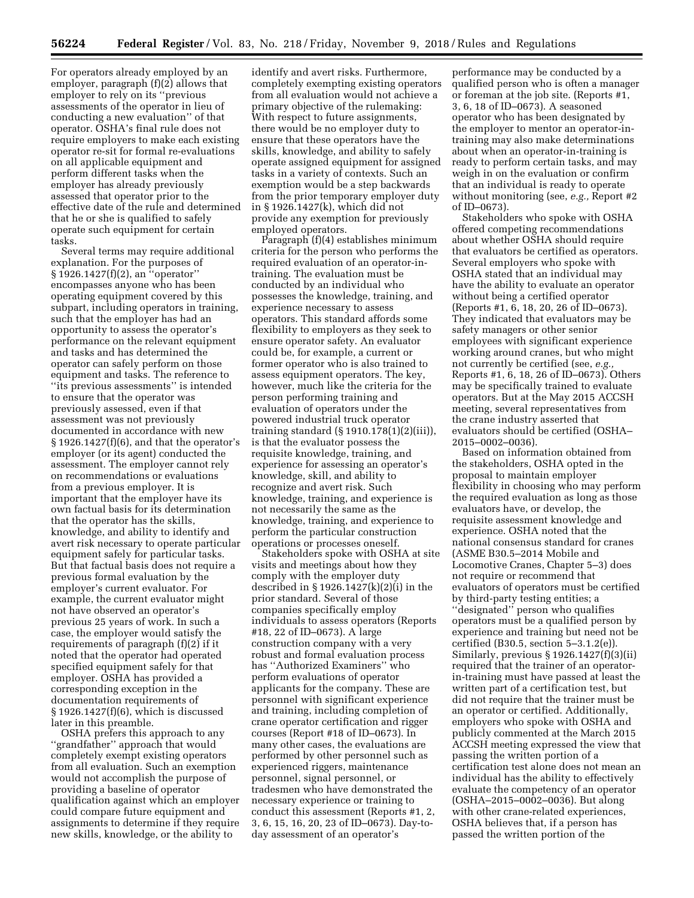For operators already employed by an employer, paragraph (f)(2) allows that employer to rely on its ''previous assessments of the operator in lieu of conducting a new evaluation'' of that operator. OSHA's final rule does not require employers to make each existing operator re-sit for formal re-evaluations on all applicable equipment and perform different tasks when the employer has already previously assessed that operator prior to the effective date of the rule and determined that he or she is qualified to safely operate such equipment for certain tasks.

Several terms may require additional explanation. For the purposes of § 1926.1427(f)(2), an ''operator'' encompasses anyone who has been operating equipment covered by this subpart, including operators in training, such that the employer has had an opportunity to assess the operator's performance on the relevant equipment and tasks and has determined the operator can safely perform on those equipment and tasks. The reference to ''its previous assessments'' is intended to ensure that the operator was previously assessed, even if that assessment was not previously documented in accordance with new § 1926.1427(f)(6), and that the operator's employer (or its agent) conducted the assessment. The employer cannot rely on recommendations or evaluations from a previous employer. It is important that the employer have its own factual basis for its determination that the operator has the skills, knowledge, and ability to identify and avert risk necessary to operate particular equipment safely for particular tasks. But that factual basis does not require a previous formal evaluation by the employer's current evaluator. For example, the current evaluator might not have observed an operator's previous 25 years of work. In such a case, the employer would satisfy the requirements of paragraph (f)(2) if it noted that the operator had operated specified equipment safely for that employer. OSHA has provided a corresponding exception in the documentation requirements of § 1926.1427(f)(6), which is discussed later in this preamble.

OSHA prefers this approach to any ''grandfather'' approach that would completely exempt existing operators from all evaluation. Such an exemption would not accomplish the purpose of providing a baseline of operator qualification against which an employer could compare future equipment and assignments to determine if they require new skills, knowledge, or the ability to identify and avert risks. Furthermore, completely exempting existing operators from all evaluation would not achieve a primary objective of the rulemaking: With respect to future assignments, there would be no employer duty to ensure that these operators have the skills, knowledge, and ability to safely operate assigned equipment for assigned tasks in a variety of contexts. Such an exemption would be a step backwards from the prior temporary employer duty in § 1926.1427(k), which did not provide any exemption for previously employed operators.

Paragraph (f)(4) establishes minimum criteria for the person who performs the required evaluation of an operator-in-training. The evaluation must be conducted by an individual who possesses the knowledge, training, and experience necessary to assess operators. This standard affords some flexibility to employers as they seek to ensure operator safety. An evaluator could be, for example, a current or former operator who is also trained to assess equipment operators. The key, however, much like the criteria for the person performing training and evaluation of operators under the powered industrial truck operator training standard (§ 1910.178(1)(2)(iii)), is that the evaluator possess the requisite knowledge, training, and experience for assessing an operator's knowledge, skill, and ability to recognize and avert risk. Such knowledge, training, and experience is not necessarily the same as the knowledge, training, and experience to perform the particular construction operations or processes oneself.

Stakeholders spoke with OSHA at site visits and meetings about how they comply with the employer duty described in § 1926.1427(k)(2)(i) in the prior standard. Several of those companies specifically employ individuals to assess operators (Reports #18, 22 of ID–0673). A large construction company with a very robust and formal evaluation process has ''Authorized Examiners'' who perform evaluations of operator applicants for the company. These are personnel with significant experience and training, including completion of crane operator certification and rigger courses (Report #18 of ID–0673). In many other cases, the evaluations are performed by other personnel such as experienced riggers, maintenance personnel, signal personnel, or tradesmen who have demonstrated the necessary experience or training to conduct this assessment (Reports #1, 2, 3, 6, 15, 16, 20, 23 of ID–0673). Day-to-day assessment of an operator's performance may be conducted by a qualified person who is often a manager or foreman at the job site. (Reports #1, 3, 6, 18 of ID–0673). A seasoned operator who has been designated by the employer to mentor an operator-in-training may also make determinations about when an operator-in-training is ready to perform certain tasks, and may weigh in on the evaluation or confirm that an individual is ready to operate without monitoring (see, *e.g.,* Report #2 of ID–0673).

Stakeholders who spoke with OSHA offered competing recommendations about whether OSHA should require that evaluators be certified as operators. Several employers who spoke with OSHA stated that an individual may have the ability to evaluate an operator without being a certified operator (Reports #1, 6, 18, 20, 26 of ID–0673). They indicated that evaluators may be safety managers or other senior employees with significant experience working around cranes, but who might not currently be certified (see, *e.g.,* Reports #1, 6, 18, 26 of ID–0673). Others may be specifically trained to evaluate operators. But at the May 2015 ACCSH meeting, several representatives from the crane industry asserted that evaluators should be certified (OSHA–2015–0002–0036).

Based on information obtained from the stakeholders, OSHA opted in the proposal to maintain employer flexibility in choosing who may perform the required evaluation as long as those evaluators have, or develop, the requisite assessment knowledge and experience. OSHA noted that the national consensus standard for cranes (ASME B30.5–2014 Mobile and Locomotive Cranes, Chapter 5–3) does not require or recommend that evaluators of operators must be certified by third-party testing entities; a ''designated'' person who qualifies operators must be a qualified person by experience and training but need not be certified (B30.5, section 5–3.1.2(e)). Similarly, previous § 1926.1427(f)(3)(ii) required that the trainer of an operator-in-training must have passed at least the written part of a certification test, but did not require that the trainer must be an operator or certified. Additionally, employers who spoke with OSHA and publicly commented at the March 2015 ACCSH meeting expressed the view that passing the written portion of a certification test alone does not mean an individual has the ability to effectively evaluate the competency of an operator (OSHA–2015–0002–0036). But along with other crane-related experiences, OSHA believes that, if a person has passed the written portion of the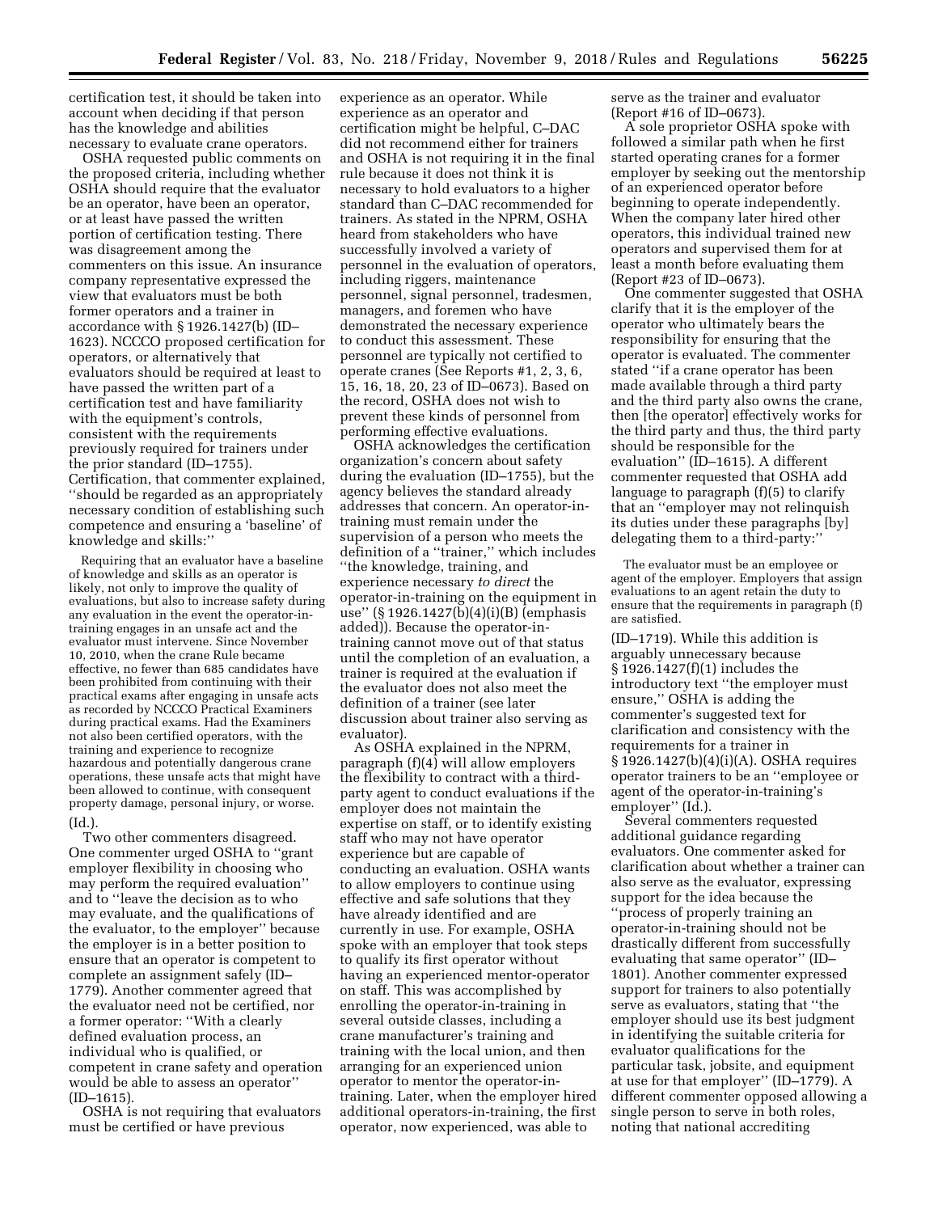certification test, it should be taken into account when deciding if that person has the knowledge and abilities necessary to evaluate crane operators.

OSHA requested public comments on the proposed criteria, including whether OSHA should require that the evaluator be an operator, have been an operator, or at least have passed the written portion of certification testing. There was disagreement among the commenters on this issue. An insurance company representative expressed the view that evaluators must be both former operators and a trainer in accordance with § 1926.1427(b) (ID–1623). NCCCO proposed certification for operators, or alternatively that evaluators should be required at least to have passed the written part of a certification test and have familiarity with the equipment's controls, consistent with the requirements previously required for trainers under the prior standard (ID–1755). Certification, that commenter explained, ''should be regarded as an appropriately necessary condition of establishing such competence and ensuring a 'baseline' of knowledge and skills:''

> Requiring that an evaluator have a baseline of knowledge and skills as an operator is likely, not only to improve the quality of evaluations, but also to increase safety during any evaluation in the event the operator-in-training engages in an unsafe act and the evaluator must intervene. Since November 10, 2010, when the crane Rule became effective, no fewer than 685 candidates have been prohibited from continuing with their practical exams after engaging in unsafe acts as recorded by NCCCO Practical Examiners during practical exams. Had the Examiners not also been certified operators, with the training and experience to recognize hazardous and potentially dangerous crane operations, these unsafe acts that might have been allowed to continue, with consequent property damage, personal injury, or worse.

(Id.).

Two other commenters disagreed. One commenter urged OSHA to ''grant employer flexibility in choosing who may perform the required evaluation'' and to ''leave the decision as to who may evaluate, and the qualifications of the evaluator, to the employer'' because the employer is in a better position to ensure that an operator is competent to complete an assignment safely (ID–1779). Another commenter agreed that the evaluator need not be certified, nor a former operator: ''With a clearly defined evaluation process, an individual who is qualified, or competent in crane safety and operation would be able to assess an operator'' (ID–1615).

OSHA is not requiring that evaluators must be certified or have previous experience as an operator. While experience as an operator and certification might be helpful, C–DAC did not recommend either for trainers and OSHA is not requiring it in the final rule because it does not think it is necessary to hold evaluators to a higher standard than C–DAC recommended for trainers. As stated in the NPRM, OSHA heard from stakeholders who have successfully involved a variety of personnel in the evaluation of operators, including riggers, maintenance personnel, signal personnel, tradesmen, managers, and foremen who have demonstrated the necessary experience to conduct this assessment. These personnel are typically not certified to operate cranes (See Reports #1, 2, 3, 6, 15, 16, 18, 20, 23 of ID–0673). Based on the record, OSHA does not wish to prevent these kinds of personnel from performing effective evaluations.

OSHA acknowledges the certification organization's concern about safety during the evaluation (ID–1755), but the agency believes the standard already addresses that concern. An operator-in-training must remain under the supervision of a person who meets the definition of a ''trainer,'' which includes ''the knowledge, training, and experience necessary *to direct* the operator-in-training on the equipment in use'' (§ 1926.1427(b)(4)(i)(B) (emphasis added)). Because the operator-in-training cannot move out of that status until the completion of an evaluation, a trainer is required at the evaluation if the evaluator does not also meet the definition of a trainer (see later discussion about trainer also serving as evaluator).

As OSHA explained in the NPRM, paragraph (f)(4) will allow employers the flexibility to contract with a third-party agent to conduct evaluations if the employer does not maintain the expertise on staff, or to identify existing staff who may not have operator experience but are capable of conducting an evaluation. OSHA wants to allow employers to continue using effective and safe solutions that they have already identified and are currently in use. For example, OSHA spoke with an employer that took steps to qualify its first operator without having an experienced mentor-operator on staff. This was accomplished by enrolling the operator-in-training in several outside classes, including a crane manufacturer's training and training with the local union, and then arranging for an experienced union operator to mentor the operator-in-training. Later, when the employer hired additional operators-in-training, the first operator, now experienced, was able to serve as the trainer and evaluator (Report #16 of ID–0673).

A sole proprietor OSHA spoke with followed a similar path when he first started operating cranes for a former employer by seeking out the mentorship of an experienced operator before beginning to operate independently. When the company later hired other operators, this individual trained new operators and supervised them for at least a month before evaluating them (Report #23 of ID–0673).

One commenter suggested that OSHA clarify that it is the employer of the operator who ultimately bears the responsibility for ensuring that the operator is evaluated. The commenter stated ''if a crane operator has been made available through a third party and the third party also owns the crane, then [the operator] effectively works for the third party and thus, the third party should be responsible for the evaluation'' (ID–1615). A different commenter requested that OSHA add language to paragraph (f)(5) to clarify that an ''employer may not relinquish its duties under these paragraphs [by] delegating them to a third-party:''

> The evaluator must be an employee or agent of the employer. Employers that assign evaluations to an agent retain the duty to ensure that the requirements in paragraph (f) are satisfied.

(ID–1719). While this addition is arguably unnecessary because § 1926.1427(f)(1) includes the introductory text ''the employer must ensure,'' OSHA is adding the commenter's suggested text for clarification and consistency with the requirements for a trainer in § 1926.1427(b)(4)(i)(A). OSHA requires operator trainers to be an ''employee or agent of the operator-in-training's employer'' (Id.).

Several commenters requested additional guidance regarding evaluators. One commenter asked for clarification about whether a trainer can also serve as the evaluator, expressing support for the idea because the ''process of properly training an operator-in-training should not be drastically different from successfully evaluating that same operator'' (ID–1801). Another commenter expressed support for trainers to also potentially serve as evaluators, stating that ''the employer should use its best judgment in identifying the suitable criteria for evaluator qualifications for the particular task, jobsite, and equipment at use for that employer'' (ID–1779). A different commenter opposed allowing a single person to serve in both roles, noting that national accrediting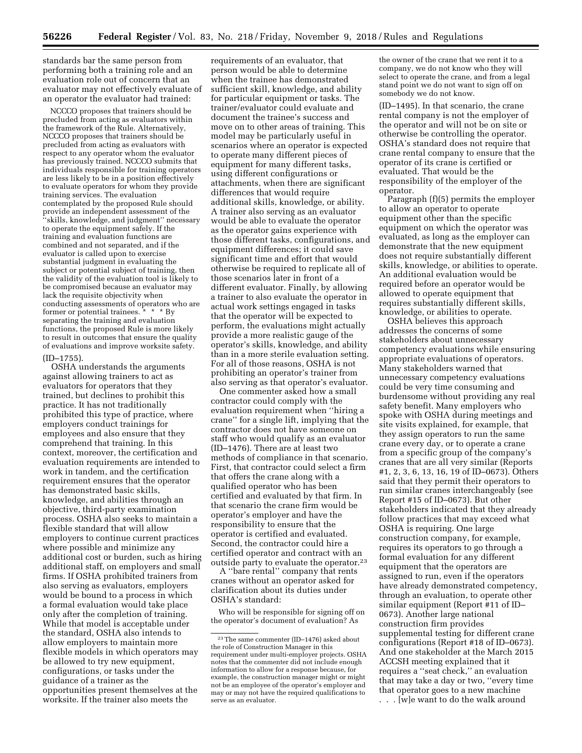standards bar the same person from performing both a training role and an evaluation role out of concern that an evaluator may not effectively evaluate of an operator the evaluator had trained:

> NCCCO proposes that trainers should be precluded from acting as evaluators within the framework of the Rule. Alternatively, NCCCO proposes that trainers should be precluded from acting as evaluators with respect to any operator whom the evaluator has previously trained. NCCCO submits that individuals responsible for training operators are less likely to be in a position effectively to evaluate operators for whom they provide training services. The evaluation contemplated by the proposed Rule should provide an independent assessment of the ''skills, knowledge, and judgment'' necessary to operate the equipment safely. If the training and evaluation functions are combined and not separated, and if the evaluator is called upon to exercise substantial judgment in evaluating the subject or potential subject of training, then the validity of the evaluation tool is likely to be compromised because an evaluator may lack the requisite objectivity when conducting assessments of operators who are former or potential trainees. * * * By separating the training and evaluation functions, the proposed Rule is more likely to result in outcomes that ensure the quality of evaluations and improve worksite safety.

(ID–1755).

OSHA understands the arguments against allowing trainers to act as evaluators for operators that they trained, but declines to prohibit this practice. It has not traditionally prohibited this type of practice, where employers conduct trainings for employees and also ensure that they comprehend that training. In this context, moreover, the certification and evaluation requirements are intended to work in tandem, and the certification requirement ensures that the operator has demonstrated basic skills, knowledge, and abilities through an objective, third-party examination process. OSHA also seeks to maintain a flexible standard that will allow employers to continue current practices where possible and minimize any additional cost or burden, such as hiring additional staff, on employers and small firms. If OSHA prohibited trainers from also serving as evaluators, employers would be bound to a process in which a formal evaluation would take place only after the completion of training. While that model is acceptable under the standard, OSHA also intends to allow employers to maintain more flexible models in which operators may be allowed to try new equipment, configurations, or tasks under the guidance of a trainer as the opportunities present themselves at the worksite. If the trainer also meets the requirements of an evaluator, that person would be able to determine when the trainee has demonstrated sufficient skill, knowledge, and ability for particular equipment or tasks. The trainer/evaluator could evaluate and document the trainee's success and move on to other areas of training. This model may be particularly useful in scenarios where an operator is expected to operate many different pieces of equipment for many different tasks, using different configurations or attachments, when there are significant differences that would require additional skills, knowledge, or ability. A trainer also serving as an evaluator would be able to evaluate the operator as the operator gains experience with those different tasks, configurations, and equipment differences; it could save significant time and effort that would otherwise be required to replicate all of those scenarios later in front of a different evaluator. Finally, by allowing a trainer to also evaluate the operator in actual work settings engaged in tasks that the operator will be expected to perform, the evaluations might actually provide a more realistic gauge of the operator's skills, knowledge, and ability than in a more sterile evaluation setting. For all of those reasons, OSHA is not prohibiting an operator's trainer from also serving as that operator's evaluator.

One commenter asked how a small contractor could comply with the evaluation requirement when ''hiring a crane'' for a single lift, implying that the contractor does not have someone on staff who would qualify as an evaluator (ID–1476). There are at least two methods of compliance in that scenario. First, that contractor could select a firm that offers the crane along with a qualified operator who has been certified and evaluated by that firm. In that scenario the crane firm would be operator's employer and have the responsibility to ensure that the operator is certified and evaluated. Second, the contractor could hire a certified operator and contract with an outside party to evaluate the operator.[23]

A ''bare rental'' company that rents cranes without an operator asked for clarification about its duties under OSHA's standard:

> Who will be responsible for signing off on the operator's document of evaluation? As the owner of the crane that we rent it to a company, we do not know who they will select to operate the crane, and from a legal stand point we do not want to sign off on somebody we do not know.

(ID–1495). In that scenario, the crane rental company is not the employer of the operator and will not be on site or otherwise be controlling the operator. OSHA's standard does not require that crane rental company to ensure that the operator of its crane is certified or evaluated. That would be the responsibility of the employer of the operator.

Paragraph (f)(5) permits the employer to allow an operator to operate equipment other than the specific equipment on which the operator was evaluated, as long as the employer can demonstrate that the new equipment does not require substantially different skills, knowledge, or abilities to operate. An additional evaluation would be required before an operator would be allowed to operate equipment that requires substantially different skills, knowledge, or abilities to operate.

OSHA believes this approach addresses the concerns of some stakeholders about unnecessary competency evaluations while ensuring appropriate evaluations of operators. Many stakeholders warned that unnecessary competency evaluations could be very time consuming and burdensome without providing any real safety benefit. Many employers who spoke with OSHA during meetings and site visits explained, for example, that they assign operators to run the same crane every day, or to operate a crane from a specific group of the company's cranes that are all very similar (Reports #1, 2, 3, 6, 13, 16, 19 of ID–0673). Others said that they permit their operators to run similar cranes interchangeably (see Report #15 of ID–0673). But other stakeholders indicated that they already follow practices that may exceed what OSHA is requiring. One large construction company, for example, requires its operators to go through a formal evaluation for any different equipment that the operators are assigned to run, even if the operators have already demonstrated competency, through an evaluation, to operate other similar equipment (Report #11 of ID–0673). Another large national construction firm provides supplemental testing for different crane configurations (Report #18 of ID–0673). And one stakeholder at the March 2015 ACCSH meeting explained that it requires a ''seat check,'' an evaluation that may take a day or two, ''every time that operator goes to a new machine . . . [w]e want to do the walk around

---

[23] The same commenter (ID–1476) asked about the role of Construction Manager in this requirement under multi-employer projects. OSHA notes that the commenter did not include enough information to allow for a response because, for example, the construction manager might or might not be an employee of the operator's employer and may or may not have the required qualifications to serve as an evaluator.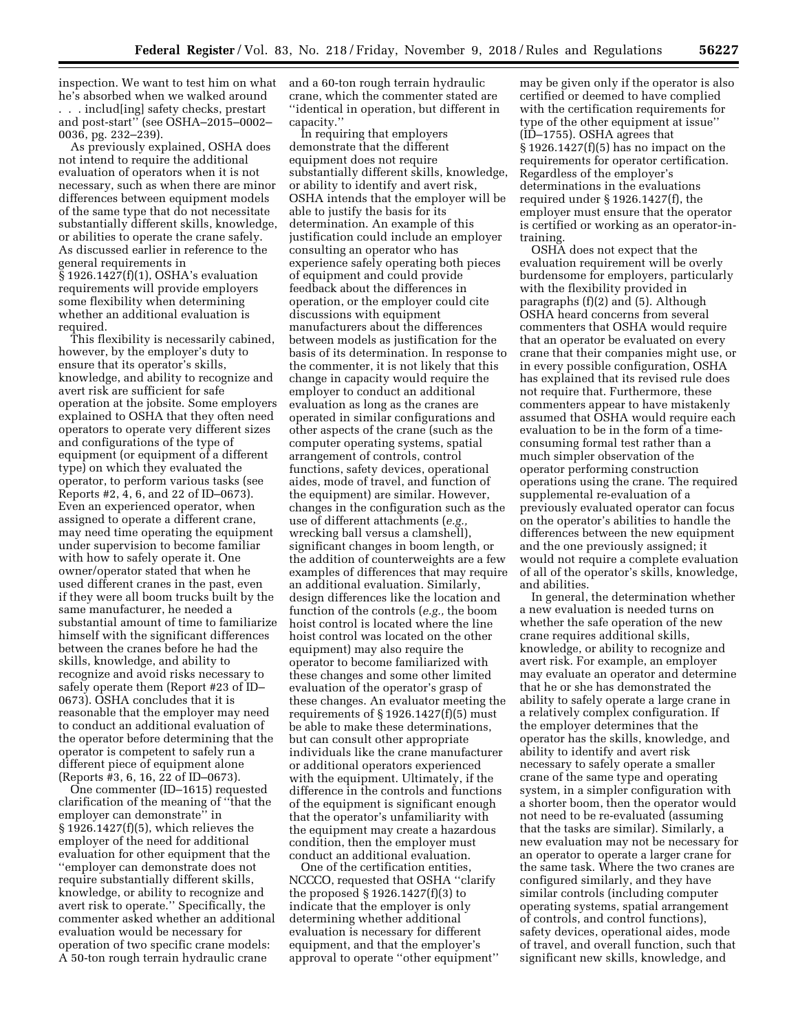inspection. We want to test him on what he's absorbed when we walked around . . . includ[ing] safety checks, prestart and post-start'' (see OSHA–2015–0002–0036, pg. 232–239).

As previously explained, OSHA does not intend to require the additional evaluation of operators when it is not necessary, such as when there are minor differences between equipment models of the same type that do not necessitate substantially different skills, knowledge, or abilities to operate the crane safely. As discussed earlier in reference to the general requirements in § 1926.1427(f)(1), OSHA's evaluation requirements will provide employers some flexibility when determining whether an additional evaluation is required.

This flexibility is necessarily cabined, however, by the employer's duty to ensure that its operator's skills, knowledge, and ability to recognize and avert risk are sufficient for safe operation at the jobsite. Some employers explained to OSHA that they often need operators to operate very different sizes and configurations of the type of equipment (or equipment of a different type) on which they evaluated the operator, to perform various tasks (see Reports #2, 4, 6, and 22 of ID–0673). Even an experienced operator, when assigned to operate a different crane, may need time operating the equipment under supervision to become familiar with how to safely operate it. One owner/operator stated that when he used different cranes in the past, even if they were all boom trucks built by the same manufacturer, he needed a substantial amount of time to familiarize himself with the significant differences between the cranes before he had the skills, knowledge, and ability to recognize and avoid risks necessary to safely operate them (Report #23 of ID–0673). OSHA concludes that it is reasonable that the employer may need to conduct an additional evaluation of the operator before determining that the operator is competent to safely run a different piece of equipment alone (Reports #3, 6, 16, 22 of ID–0673).

One commenter (ID–1615) requested clarification of the meaning of ''that the employer can demonstrate'' in § 1926.1427(f)(5), which relieves the employer of the need for additional evaluation for other equipment that the ''employer can demonstrate does not require substantially different skills, knowledge, or ability to recognize and avert risk to operate.'' Specifically, the commenter asked whether an additional evaluation would be necessary for operation of two specific crane models: A 50-ton rough terrain hydraulic crane and a 60-ton rough terrain hydraulic crane, which the commenter stated are ''identical in operation, but different in capacity.''

In requiring that employers demonstrate that the different equipment does not require substantially different skills, knowledge, or ability to identify and avert risk, OSHA intends that the employer will be able to justify the basis for its determination. An example of this justification could include an employer consulting an operator who has experience safely operating both pieces of equipment and could provide feedback about the differences in operation, or the employer could cite discussions with equipment manufacturers about the differences between models as justification for the basis of its determination. In response to the commenter, it is not likely that this change in capacity would require the employer to conduct an additional evaluation as long as the cranes are operated in similar configurations and other aspects of the crane (such as the computer operating systems, spatial arrangement of controls, control functions, safety devices, operational aides, mode of travel, and function of the equipment) are similar. However, changes in the configuration such as the use of different attachments (*e.g.,* wrecking ball versus a clamshell), significant changes in boom length, or the addition of counterweights are a few examples of differences that may require an additional evaluation. Similarly, design differences like the location and function of the controls (*e.g.,* the boom hoist control is located where the line hoist control was located on the other equipment) may also require the operator to become familiarized with these changes and some other limited evaluation of the operator's grasp of these changes. An evaluator meeting the requirements of § 1926.1427(f)(5) must be able to make these determinations, but can consult other appropriate individuals like the crane manufacturer or additional operators experienced with the equipment. Ultimately, if the difference in the controls and functions of the equipment is significant enough that the operator's unfamiliarity with the equipment may create a hazardous condition, then the employer must conduct an additional evaluation.

One of the certification entities, NCCCO, requested that OSHA ''clarify the proposed § 1926.1427(f)(3) to indicate that the employer is only determining whether additional evaluation is necessary for different equipment, and that the employer's approval to operate ''other equipment'' may be given only if the operator is also certified or deemed to have complied with the certification requirements for type of the other equipment at issue'' (ID–1755). OSHA agrees that § 1926.1427(f)(5) has no impact on the requirements for operator certification. Regardless of the employer's determinations in the evaluations required under § 1926.1427(f), the employer must ensure that the operator is certified or working as an operator-in-training.

OSHA does not expect that the evaluation requirement will be overly burdensome for employers, particularly with the flexibility provided in paragraphs (f)(2) and (5). Although OSHA heard concerns from several commenters that OSHA would require that an operator be evaluated on every crane that their companies might use, or in every possible configuration, OSHA has explained that its revised rule does not require that. Furthermore, these commenters appear to have mistakenly assumed that OSHA would require each evaluation to be in the form of a time-consuming formal test rather than a much simpler observation of the operator performing construction operations using the crane. The required supplemental re-evaluation of a previously evaluated operator can focus on the operator's abilities to handle the differences between the new equipment and the one previously assigned; it would not require a complete evaluation of all of the operator's skills, knowledge, and abilities.

In general, the determination whether a new evaluation is needed turns on whether the safe operation of the new crane requires additional skills, knowledge, or ability to recognize and avert risk. For example, an employer may evaluate an operator and determine that he or she has demonstrated the ability to safely operate a large crane in a relatively complex configuration. If the employer determines that the operator has the skills, knowledge, and ability to identify and avert risk necessary to safely operate a smaller crane of the same type and operating system, in a simpler configuration with a shorter boom, then the operator would not need to be re-evaluated (assuming that the tasks are similar). Similarly, a new evaluation may not be necessary for an operator to operate a larger crane for the same task. Where the two cranes are configured similarly, and they have similar controls (including computer operating systems, spatial arrangement of controls, and control functions), safety devices, operational aides, mode of travel, and overall function, such that significant new skills, knowledge, and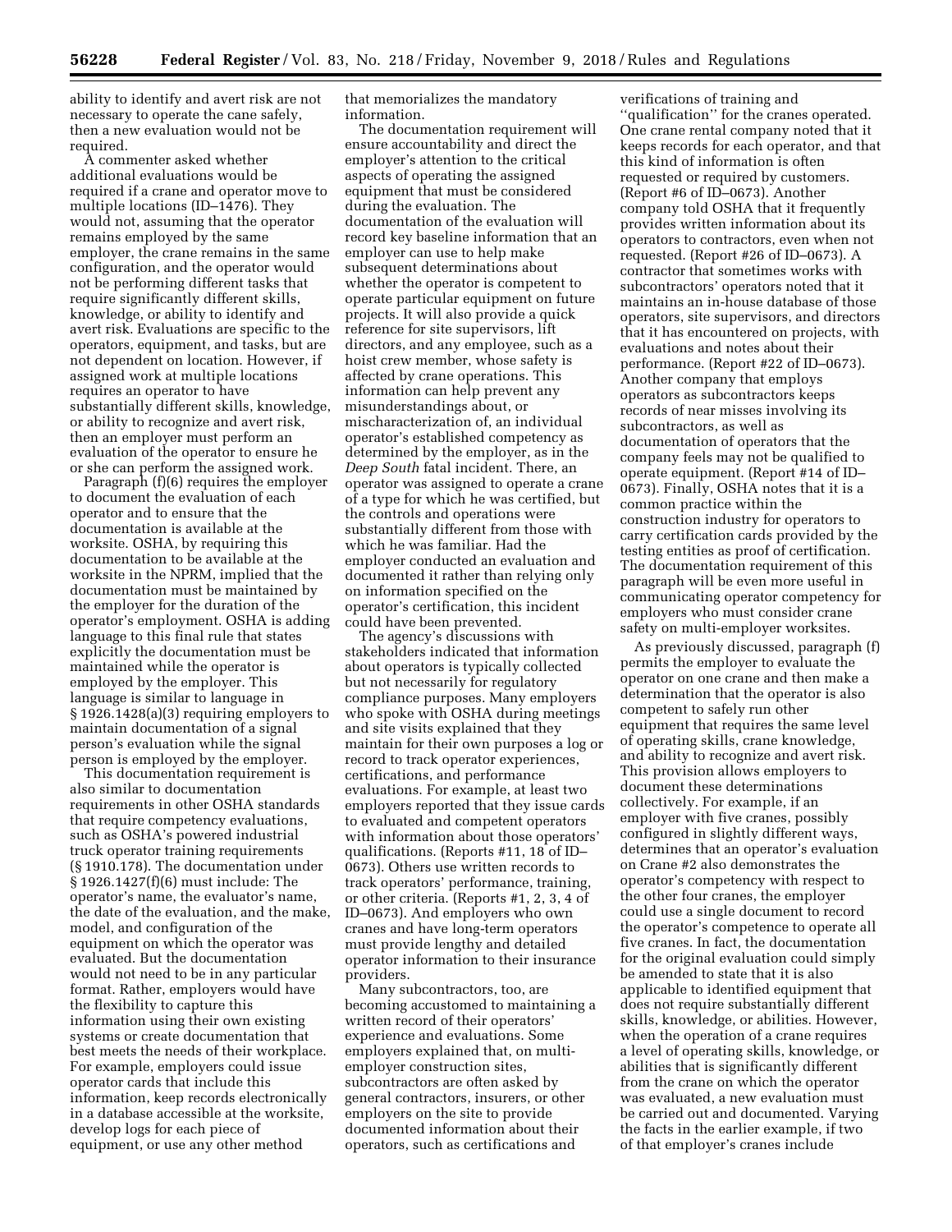ability to identify and avert risk are not necessary to operate the cane safely, then a new evaluation would not be required.

A commenter asked whether additional evaluations would be required if a crane and operator move to multiple locations (ID–1476). They would not, assuming that the operator remains employed by the same employer, the crane remains in the same configuration, and the operator would not be performing different tasks that require significantly different skills, knowledge, or ability to identify and avert risk. Evaluations are specific to the operators, equipment, and tasks, but are not dependent on location. However, if assigned work at multiple locations requires an operator to have substantially different skills, knowledge, or ability to recognize and avert risk, then an employer must perform an evaluation of the operator to ensure he or she can perform the assigned work.

Paragraph (f)(6) requires the employer to document the evaluation of each operator and to ensure that the documentation is available at the worksite. OSHA, by requiring this documentation to be available at the worksite in the NPRM, implied that the documentation must be maintained by the employer for the duration of the operator's employment. OSHA is adding language to this final rule that states explicitly the documentation must be maintained while the operator is employed by the employer. This language is similar to language in § 1926.1428(a)(3) requiring employers to maintain documentation of a signal person's evaluation while the signal person is employed by the employer.

This documentation requirement is also similar to documentation requirements in other OSHA standards that require competency evaluations, such as OSHA's powered industrial truck operator training requirements (§ 1910.178). The documentation under § 1926.1427(f)(6) must include: The operator's name, the evaluator's name, the date of the evaluation, and the make, model, and configuration of the equipment on which the operator was evaluated. But the documentation would not need to be in any particular format. Rather, employers would have the flexibility to capture this information using their own existing systems or create documentation that best meets the needs of their workplace. For example, employers could issue operator cards that include this information, keep records electronically in a database accessible at the worksite, develop logs for each piece of equipment, or use any other method that memorializes the mandatory information.

The documentation requirement will ensure accountability and direct the employer's attention to the critical aspects of operating the assigned equipment that must be considered during the evaluation. The documentation of the evaluation will record key baseline information that an employer can use to help make subsequent determinations about whether the operator is competent to operate particular equipment on future projects. It will also provide a quick reference for site supervisors, lift directors, and any employee, such as a hoist crew member, whose safety is affected by crane operations. This information can help prevent any misunderstandings about, or mischaracterization of, an individual operator's established competency as determined by the employer, as in the *Deep South* fatal incident. There, an operator was assigned to operate a crane of a type for which he was certified, but the controls and operations were substantially different from those with which he was familiar. Had the employer conducted an evaluation and documented it rather than relying only on information specified on the operator's certification, this incident could have been prevented.

The agency's discussions with stakeholders indicated that information about operators is typically collected but not necessarily for regulatory compliance purposes. Many employers who spoke with OSHA during meetings and site visits explained that they maintain for their own purposes a log or record to track operator experiences, certifications, and performance evaluations. For example, at least two employers reported that they issue cards to evaluated and competent operators with information about those operators' qualifications. (Reports #11, 18 of ID–0673). Others use written records to track operators' performance, training, or other criteria. (Reports #1, 2, 3, 4 of ID–0673). And employers who own cranes and have long-term operators must provide lengthy and detailed operator information to their insurance providers.

Many subcontractors, too, are becoming accustomed to maintaining a written record of their operators' experience and evaluations. Some employers explained that, on multi-employer construction sites, subcontractors are often asked by general contractors, insurers, or other employers on the site to provide documented information about their operators, such as certifications and verifications of training and ''qualification'' for the cranes operated. One crane rental company noted that it keeps records for each operator, and that this kind of information is often requested or required by customers. (Report #6 of ID–0673). Another company told OSHA that it frequently provides written information about its operators to contractors, even when not requested. (Report #26 of ID–0673). A contractor that sometimes works with subcontractors' operators noted that it maintains an in-house database of those operators, site supervisors, and directors that it has encountered on projects, with evaluations and notes about their performance. (Report #22 of ID–0673). Another company that employs operators as subcontractors keeps records of near misses involving its subcontractors, as well as documentation of operators that the company feels may not be qualified to operate equipment. (Report #14 of ID–0673). Finally, OSHA notes that it is a common practice within the construction industry for operators to carry certification cards provided by the testing entities as proof of certification. The documentation requirement of this paragraph will be even more useful in communicating operator competency for employers who must consider crane safety on multi-employer worksites.

As previously discussed, paragraph (f) permits the employer to evaluate the operator on one crane and then make a determination that the operator is also competent to safely run other equipment that requires the same level of operating skills, crane knowledge, and ability to recognize and avert risk. This provision allows employers to document these determinations collectively. For example, if an employer with five cranes, possibly configured in slightly different ways, determines that an operator's evaluation on Crane #2 also demonstrates the operator's competency with respect to the other four cranes, the employer could use a single document to record the operator's competence to operate all five cranes. In fact, the documentation for the original evaluation could simply be amended to state that it is also applicable to identified equipment that does not require substantially different skills, knowledge, or abilities. However, when the operation of a crane requires a level of operating skills, knowledge, or abilities that is significantly different from the crane on which the operator was evaluated, a new evaluation must be carried out and documented. Varying the facts in the earlier example, if two of that employer's cranes include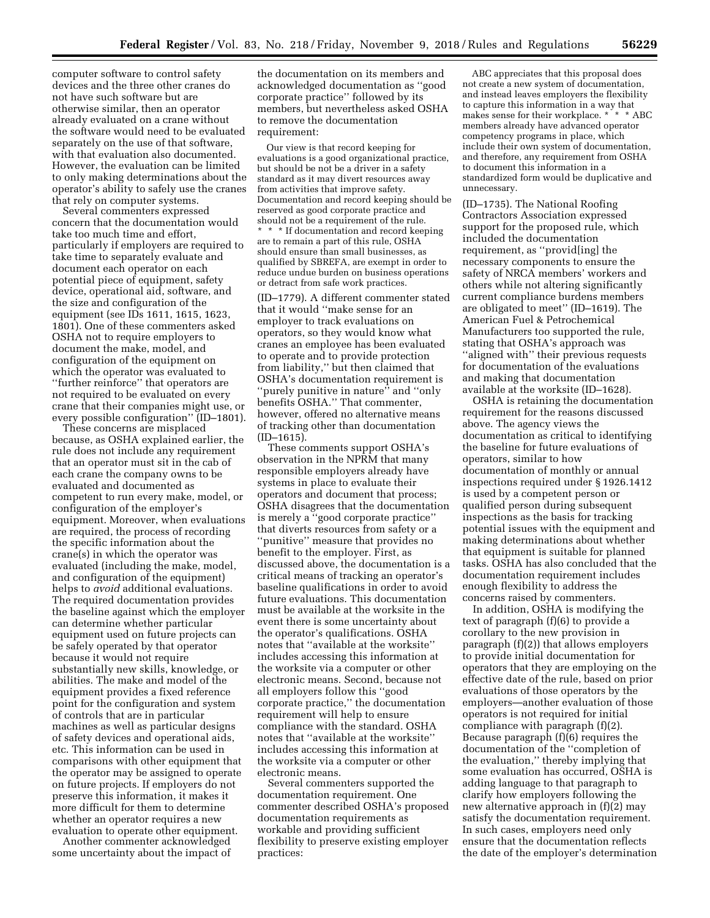computer software to control safety devices and the three other cranes do not have such software but are otherwise similar, then an operator already evaluated on a crane without the software would need to be evaluated separately on the use of that software, with that evaluation also documented. However, the evaluation can be limited to only making determinations about the operator's ability to safely use the cranes that rely on computer systems.

Several commenters expressed concern that the documentation would take too much time and effort, particularly if employers are required to take time to separately evaluate and document each operator on each potential piece of equipment, safety device, operational aid, software, and the size and configuration of the equipment (see IDs 1611, 1615, 1623, 1801). One of these commenters asked OSHA not to require employers to document the make, model, and configuration of the equipment on which the operator was evaluated to "further reinforce" that operators are not required to be evaluated on every crane that their companies might use, or every possible configuration" (ID–1801).

These concerns are misplaced because, as OSHA explained earlier, the rule does not include any requirement that an operator must sit in the cab of each crane the company owns to be evaluated and documented as competent to run every make, model, or configuration of the employer's equipment. Moreover, when evaluations are required, the process of recording the specific information about the crane(s) in which the operator was evaluated (including the make, model, and configuration of the equipment) helps to *avoid* additional evaluations. The required documentation provides the baseline against which the employer can determine whether particular equipment used on future projects can be safely operated by that operator because it would not require substantially new skills, knowledge, or abilities. The make and model of the equipment provides a fixed reference point for the configuration and system of controls that are in particular machines as well as particular designs of safety devices and operational aids, etc. This information can be used in comparisons with other equipment that the operator may be assigned to operate on future projects. If employers do not preserve this information, it makes it more difficult for them to determine whether an operator requires a new evaluation to operate other equipment.

Another commenter acknowledged some uncertainty about the impact of the documentation on its members and acknowledged documentation as "good corporate practice" followed by its members, but nevertheless asked OSHA to remove the documentation requirement:

> Our view is that record keeping for evaluations is a good organizational practice, but should be not be a driver in a safety standard as it may divert resources away from activities that improve safety. Documentation and record keeping should be reserved as good corporate practice and should not be a requirement of the rule. * * * If documentation and record keeping are to remain a part of this rule, OSHA should ensure than small businesses, as qualified by SBREFA, are exempt in order to reduce undue burden on business operations or detract from safe work practices.

(ID–1779). A different commenter stated that it would "make sense for an employer to track evaluations on operators, so they would know what cranes an employee has been evaluated to operate and to provide protection from liability," but then claimed that OSHA's documentation requirement is "purely punitive in nature" and "only benefits OSHA." That commenter, however, offered no alternative means of tracking other than documentation (ID–1615).

These comments support OSHA's observation in the NPRM that many responsible employers already have systems in place to evaluate their operators and document that process; OSHA disagrees that the documentation is merely a "good corporate practice" that diverts resources from safety or a "punitive" measure that provides no benefit to the employer. First, as discussed above, the documentation is a critical means of tracking an operator's baseline qualifications in order to avoid future evaluations. This documentation must be available at the worksite in the event there is some uncertainty about the operator's qualifications. OSHA notes that "available at the worksite" includes accessing this information at the worksite via a computer or other electronic means. Second, because not all employers follow this "good corporate practice," the documentation requirement will help to ensure compliance with the standard. OSHA notes that "available at the worksite" includes accessing this information at the worksite via a computer or other electronic means.

Several commenters supported the documentation requirement. One commenter described OSHA's proposed documentation requirements as workable and providing sufficient flexibility to preserve existing employer practices:

> ABC appreciates that this proposal does not create a new system of documentation, and instead leaves employers the flexibility to capture this information in a way that makes sense for their workplace. * * * ABC members already have advanced operator competency programs in place, which include their own system of documentation, and therefore, any requirement from OSHA to document this information in a standardized form would be duplicative and unnecessary.

(ID–1735). The National Roofing Contractors Association expressed support for the proposed rule, which included the documentation requirement, as "provid[ing] the necessary components to ensure the safety of NRCA members' workers and others while not altering significantly current compliance burdens members are obligated to meet" (ID–1619). The American Fuel & Petrochemical Manufacturers too supported the rule, stating that OSHA's approach was "aligned with" their previous requests for documentation of the evaluations and making that documentation available at the worksite (ID–1628).

OSHA is retaining the documentation requirement for the reasons discussed above. The agency views the documentation as critical to identifying the baseline for future evaluations of operators, similar to how documentation of monthly or annual inspections required under § 1926.1412 is used by a competent person or qualified person during subsequent inspections as the basis for tracking potential issues with the equipment and making determinations about whether that equipment is suitable for planned tasks. OSHA has also concluded that the documentation requirement includes enough flexibility to address the concerns raised by commenters.

In addition, OSHA is modifying the text of paragraph (f)(6) to provide a corollary to the new provision in paragraph (f)(2)) that allows employers to provide initial documentation for operators that they are employing on the effective date of the rule, based on prior evaluations of those operators by the employers—another evaluation of those operators is not required for initial compliance with paragraph (f)(2). Because paragraph (f)(6) requires the documentation of the "completion of the evaluation," thereby implying that some evaluation has occurred, OSHA is adding language to that paragraph to clarify how employers following the new alternative approach in (f)(2) may satisfy the documentation requirement. In such cases, employers need only ensure that the documentation reflects the date of the employer's determination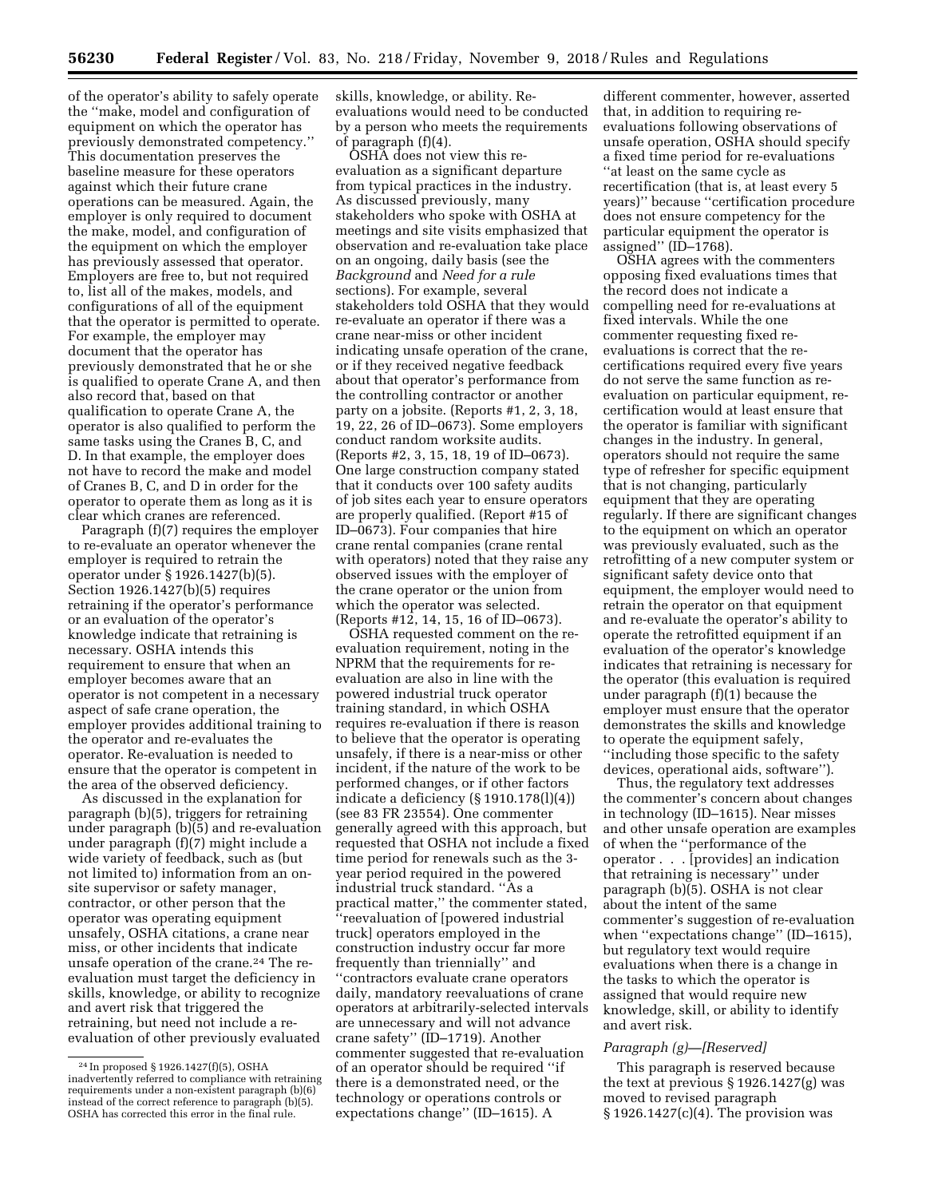of the operator's ability to safely operate the "make, model and configuration of equipment on which the operator has previously demonstrated competency." This documentation preserves the baseline measure for these operators against which their future crane operations can be measured. Again, the employer is only required to document the make, model, and configuration of the equipment on which the employer has previously assessed that operator. Employers are free to, but not required to, list all of the makes, models, and configurations of all of the equipment that the operator is permitted to operate. For example, the employer may document that the operator has previously demonstrated that he or she is qualified to operate Crane A, and then also record that, based on that qualification to operate Crane A, the operator is also qualified to perform the same tasks using the Cranes B, C, and D. In that example, the employer does not have to record the make and model of Cranes B, C, and D in order for the operator to operate them as long as it is clear which cranes are referenced.

Paragraph (f)(7) requires the employer to re-evaluate an operator whenever the employer is required to retrain the operator under § 1926.1427(b)(5). Section 1926.1427(b)(5) requires retraining if the operator's performance or an evaluation of the operator's knowledge indicate that retraining is necessary. OSHA intends this requirement to ensure that when an employer becomes aware that an operator is not competent in a necessary aspect of safe crane operation, the employer provides additional training to the operator and re-evaluates the operator. Re-evaluation is needed to ensure that the operator is competent in the area of the observed deficiency.

As discussed in the explanation for paragraph (b)(5), triggers for retraining under paragraph (b)(5) and re-evaluation under paragraph (f)(7) might include a wide variety of feedback, such as (but not limited to) information from an on-site supervisor or safety manager, contractor, or other person that the operator was operating equipment unsafely, OSHA citations, a crane near miss, or other incidents that indicate unsafe operation of the crane.[24] The re-evaluation must target the deficiency in skills, knowledge, or ability to recognize and avert risk that triggered the retraining, but need not include a re-evaluation of other previously evaluated skills, knowledge, or ability. Re-evaluations would need to be conducted by a person who meets the requirements of paragraph (f)(4).

OSHA does not view this re-evaluation as a significant departure from typical practices in the industry. As discussed previously, many stakeholders who spoke with OSHA at meetings and site visits emphasized that observation and re-evaluation take place on an ongoing, daily basis (see the *Background* and *Need for a rule* sections). For example, several stakeholders told OSHA that they would re-evaluate an operator if there was a crane near-miss or other incident indicating unsafe operation of the crane, or if they received negative feedback about that operator's performance from the controlling contractor or another party on a jobsite. (Reports #1, 2, 3, 18, 19, 22, 26 of ID–0673). Some employers conduct random worksite audits. (Reports #2, 3, 15, 18, 19 of ID–0673). One large construction company stated that it conducts over 100 safety audits of job sites each year to ensure operators are properly qualified. (Report #15 of ID–0673). Four companies that hire crane rental companies (crane rental with operators) noted that they raise any observed issues with the employer of the crane operator or the union from which the operator was selected. (Reports #12, 14, 15, 16 of ID–0673).

OSHA requested comment on the re-evaluation requirement, noting in the NPRM that the requirements for re-evaluation are also in line with the powered industrial truck operator training standard, in which OSHA requires re-evaluation if there is reason to believe that the operator is operating unsafely, if there is a near-miss or other incident, if the nature of the work to be performed changes, or if other factors indicate a deficiency (§ 1910.178(l)(4)) (see 83 FR 23554). One commenter generally agreed with this approach, but requested that OSHA not include a fixed time period for renewals such as the 3-year period required in the powered industrial truck standard. "As a practical matter," the commenter stated, "reevaluation of [powered industrial truck] operators employed in the construction industry occur far more frequently than triennially" and "contractors evaluate crane operators daily, mandatory reevaluations of crane operators at arbitrarily-selected intervals are unnecessary and will not advance crane safety" (ID–1719). Another commenter suggested that re-evaluation of an operator should be required "if there is a demonstrated need, or the technology or operations controls or expectations change" (ID–1615). A different commenter, however, asserted that, in addition to requiring re-evaluations following observations of unsafe operation, OSHA should specify a fixed time period for re-evaluations "at least on the same cycle as recertification (that is, at least every 5 years)" because "certification procedure does not ensure competency for the particular equipment the operator is assigned" (ID–1768).

OSHA agrees with the commenters opposing fixed evaluations times that the record does not indicate a compelling need for re-evaluations at fixed intervals. While the one commenter requesting fixed re-evaluations is correct that the re-certifications required every five years do not serve the same function as re-evaluation on particular equipment, re-certification would at least ensure that the operator is familiar with significant changes in the industry. In general, operators should not require the same type of refresher for specific equipment that is not changing, particularly equipment that they are operating regularly. If there are significant changes to the equipment on which an operator was previously evaluated, such as the retrofitting of a new computer system or significant safety device onto that equipment, the employer would need to retrain the operator on that equipment and re-evaluate the operator's ability to operate the retrofitted equipment if an evaluation of the operator's knowledge indicates that retraining is necessary for the operator (this evaluation is required under paragraph (f)(1) because the employer must ensure that the operator demonstrates the skills and knowledge to operate the equipment safely, "including those specific to the safety devices, operational aids, software").

Thus, the regulatory text addresses the commenter's concern about changes in technology (ID–1615). Near misses and other unsafe operation are examples of when the "performance of the operator . . . [provides] an indication that retraining is necessary" under paragraph (b)(5). OSHA is not clear about the intent of the same commenter's suggestion of re-evaluation when "expectations change" (ID–1615), but regulatory text would require evaluations when there is a change in the tasks to which the operator is assigned that would require new knowledge, skill, or ability to identify and avert risk.

*Paragraph (g)—[Reserved]*

This paragraph is reserved because the text at previous § 1926.1427(g) was moved to revised paragraph § 1926.1427(c)(4). The provision was

[24] In proposed § 1926.1427(f)(5), OSHA inadvertently referred to compliance with retraining requirements under a non-existent paragraph (b)(6) instead of the correct reference to paragraph (b)(5). OSHA has corrected this error in the final rule.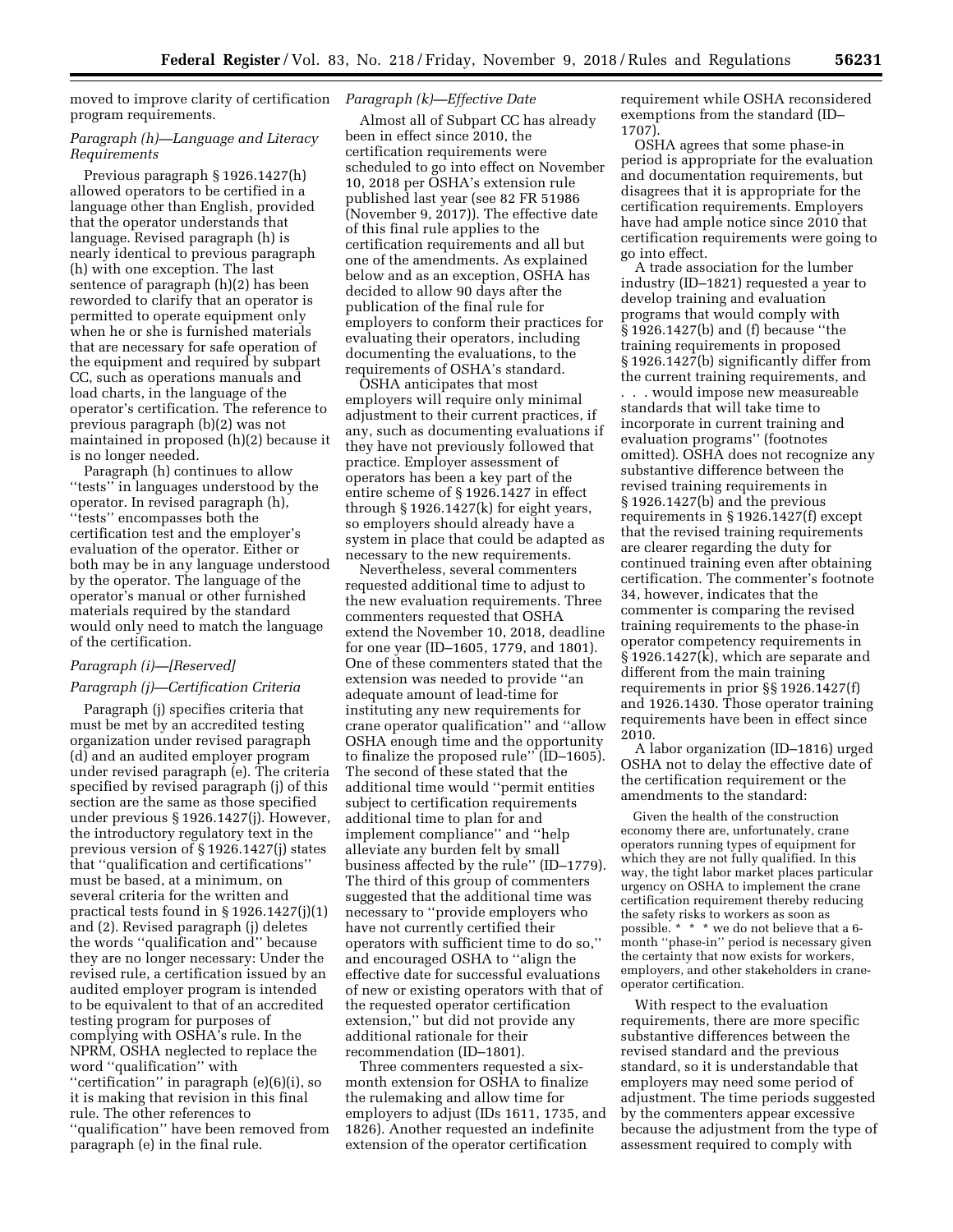moved to improve clarity of certification program requirements.

*Paragraph (h)—Language and Literacy Requirements*

Previous paragraph § 1926.1427(h) allowed operators to be certified in a language other than English, provided that the operator understands that language. Revised paragraph (h) is nearly identical to previous paragraph (h) with one exception. The last sentence of paragraph (h)(2) has been reworded to clarify that an operator is permitted to operate equipment only when he or she is furnished materials that are necessary for safe operation of the equipment and required by subpart CC, such as operations manuals and load charts, in the language of the operator's certification. The reference to previous paragraph (b)(2) was not maintained in proposed (h)(2) because it is no longer needed.

Paragraph (h) continues to allow ''tests'' in languages understood by the operator. In revised paragraph (h), ''tests'' encompasses both the certification test and the employer's evaluation of the operator. Either or both may be in any language understood by the operator. The language of the operator's manual or other furnished materials required by the standard would only need to match the language of the certification.

*Paragraph (i)—[Reserved]*

*Paragraph (j)—Certification Criteria*

Paragraph (j) specifies criteria that must be met by an accredited testing organization under revised paragraph (d) and an audited employer program under revised paragraph (e). The criteria specified by revised paragraph (j) of this section are the same as those specified under previous § 1926.1427(j). However, the introductory regulatory text in the previous version of § 1926.1427(j) states that ''qualification and certifications'' must be based, at a minimum, on several criteria for the written and practical tests found in § 1926.1427(j)(1) and (2). Revised paragraph (j) deletes the words ''qualification and'' because they are no longer necessary: Under the revised rule, a certification issued by an audited employer program is intended to be equivalent to that of an accredited testing program for purposes of complying with OSHA's rule. In the NPRM, OSHA neglected to replace the word ''qualification'' with ''certification'' in paragraph (e)(6)(i), so it is making that revision in this final rule. The other references to ''qualification'' have been removed from paragraph (e) in the final rule.

*Paragraph (k)—Effective Date*

Almost all of Subpart CC has already been in effect since 2010, the certification requirements were scheduled to go into effect on November 10, 2018 per OSHA's extension rule published last year (see 82 FR 51986 (November 9, 2017)). The effective date of this final rule applies to the certification requirements and all but one of the amendments. As explained below and as an exception, OSHA has decided to allow 90 days after the publication of the final rule for employers to conform their practices for evaluating their operators, including documenting the evaluations, to the requirements of OSHA's standard.

OSHA anticipates that most employers will require only minimal adjustment to their current practices, if any, such as documenting evaluations if they have not previously followed that practice. Employer assessment of operators has been a key part of the entire scheme of § 1926.1427 in effect through § 1926.1427(k) for eight years, so employers should already have a system in place that could be adapted as necessary to the new requirements.

Nevertheless, several commenters requested additional time to adjust to the new evaluation requirements. Three commenters requested that OSHA extend the November 10, 2018, deadline for one year (ID–1605, 1779, and 1801). One of these commenters stated that the extension was needed to provide ''an adequate amount of lead-time for instituting any new requirements for crane operator qualification'' and ''allow OSHA enough time and the opportunity to finalize the proposed rule'' (ID–1605). The second of these stated that the additional time would ''permit entities subject to certification requirements additional time to plan for and implement compliance'' and ''help alleviate any burden felt by small business affected by the rule'' (ID–1779). The third of this group of commenters suggested that the additional time was necessary to ''provide employers who have not currently certified their operators with sufficient time to do so,'' and encouraged OSHA to ''align the effective date for successful evaluations of new or existing operators with that of the requested operator certification extension,'' but did not provide any additional rationale for their recommendation (ID–1801).

Three commenters requested a six-month extension for OSHA to finalize the rulemaking and allow time for employers to adjust (IDs 1611, 1735, and 1826). Another requested an indefinite extension of the operator certification requirement while OSHA reconsidered exemptions from the standard (ID–1707).

OSHA agrees that some phase-in period is appropriate for the evaluation and documentation requirements, but disagrees that it is appropriate for the certification requirements. Employers have had ample notice since 2010 that certification requirements were going to go into effect.

A trade association for the lumber industry (ID–1821) requested a year to develop training and evaluation programs that would comply with § 1926.1427(b) and (f) because ''the training requirements in proposed § 1926.1427(b) significantly differ from the current training requirements, and . . . would impose new measureable standards that will take time to incorporate in current training and evaluation programs'' (footnotes omitted). OSHA does not recognize any substantive difference between the revised training requirements in § 1926.1427(b) and the previous requirements in § 1926.1427(f) except that the revised training requirements are clearer regarding the duty for continued training even after obtaining certification. The commenter's footnote 34, however, indicates that the commenter is comparing the revised training requirements to the phase-in operator competency requirements in § 1926.1427(k), which are separate and different from the main training requirements in prior §§ 1926.1427(f) and 1926.1430. Those operator training requirements have been in effect since 2010.

A labor organization (ID–1816) urged OSHA not to delay the effective date of the certification requirement or the amendments to the standard:

> Given the health of the construction economy there are, unfortunately, crane operators running types of equipment for which they are not fully qualified. In this way, the tight labor market places particular urgency on OSHA to implement the crane certification requirement thereby reducing the safety risks to workers as soon as possible. * * * we do not believe that a 6-month ''phase-in'' period is necessary given the certainty that now exists for workers, employers, and other stakeholders in crane-operator certification.

With respect to the evaluation requirements, there are more specific substantive differences between the revised standard and the previous standard, so it is understandable that employers may need some period of adjustment. The time periods suggested by the commenters appear excessive because the adjustment from the type of assessment required to comply with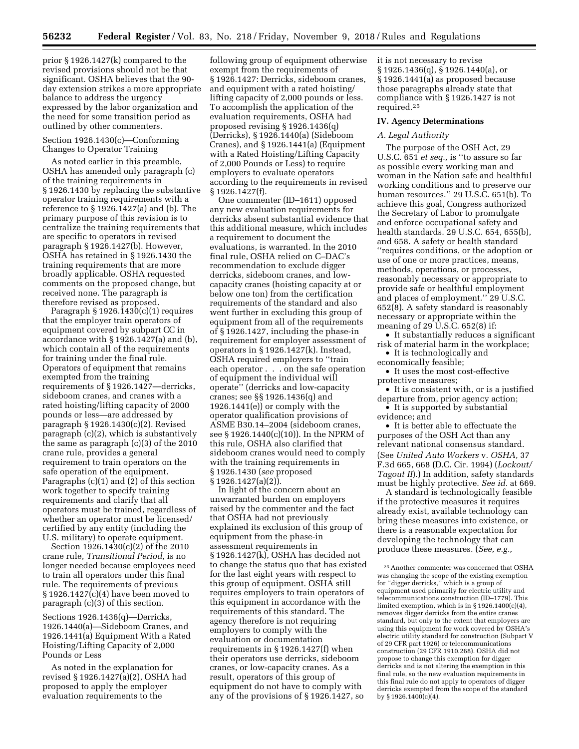prior § 1926.1427(k) compared to the revised provisions should not be that significant. OSHA believes that the 90-day extension strikes a more appropriate balance to address the urgency expressed by the labor organization and the need for some transition period as outlined by other commenters.

Section 1926.1430(c)—Conforming Changes to Operator Training

As noted earlier in this preamble, OSHA has amended only paragraph (c) of the training requirements in § 1926.1430 by replacing the substantive operator training requirements with a reference to § 1926.1427(a) and (b). The primary purpose of this revision is to centralize the training requirements that are specific to operators in revised paragraph § 1926.1427(b). However, OSHA has retained in § 1926.1430 the training requirements that are more broadly applicable. OSHA requested comments on the proposed change, but received none. The paragraph is therefore revised as proposed.

Paragraph § 1926.1430(c)(1) requires that the employer train operators of equipment covered by subpart CC in accordance with § 1926.1427(a) and (b), which contain all of the requirements for training under the final rule. Operators of equipment that remains exempted from the training requirements of § 1926.1427—derricks, sideboom cranes, and cranes with a rated hoisting/lifting capacity of 2000 pounds or less—are addressed by paragraph § 1926.1430(c)(2). Revised paragraph (c)(2), which is substantively the same as paragraph (c)(3) of the 2010 crane rule, provides a general requirement to train operators on the safe operation of the equipment. Paragraphs (c)(1) and (2) of this section work together to specify training requirements and clarify that all operators must be trained, regardless of whether an operator must be licensed/certified by any entity (including the U.S. military) to operate equipment.

Section 1926.1430(c)(2) of the 2010 crane rule, *Transitional Period,* is no longer needed because employees need to train all operators under this final rule. The requirements of previous § 1926.1427(c)(4) have been moved to paragraph (c)(3) of this section.

Sections 1926.1436(q)—Derricks, 1926.1440(a)—Sideboom Cranes, and 1926.1441(a) Equipment With a Rated Hoisting/Lifting Capacity of 2,000 Pounds or Less

As noted in the explanation for revised § 1926.1427(a)(2), OSHA had proposed to apply the employer evaluation requirements to the following group of equipment otherwise exempt from the requirements of § 1926.1427: Derricks, sideboom cranes, and equipment with a rated hoisting/lifting capacity of 2,000 pounds or less. To accomplish the application of the evaluation requirements, OSHA had proposed revising § 1926.1436(q) (Derricks), § 1926.1440(a) (Sideboom Cranes), and § 1926.1441(a) (Equipment with a Rated Hoisting/Lifting Capacity of 2,000 Pounds or Less) to require employers to evaluate operators according to the requirements in revised § 1926.1427(f).

One commenter (ID–1611) opposed any new evaluation requirements for derricks absent substantial evidence that this additional measure, which includes a requirement to document the evaluations, is warranted. In the 2010 final rule, OSHA relied on C–DAC's recommendation to exclude digger derricks, sideboom cranes, and low-capacity cranes (hoisting capacity at or below one ton) from the certification requirements of the standard and also went further in excluding this group of equipment from all of the requirements of § 1926.1427, including the phase-in requirement for employer assessment of operators in § 1926.1427(k). Instead, OSHA required employers to ''train each operator . . . on the safe operation of equipment the individual will operate'' (derricks and low-capacity cranes; see §§ 1926.1436(q) and 1926.1441(e)) or comply with the operator qualification provisions of ASME B30.14–2004 (sideboom cranes, see § 1926.1440(c)(10)). In the NPRM of this rule, OSHA also clarified that sideboom cranes would need to comply with the training requirements in § 1926.1430 (*see* proposed § 1926.1427(a)(2)).

In light of the concern about an unwarranted burden on employers raised by the commenter and the fact that OSHA had not previously explained its exclusion of this group of equipment from the phase-in assessment requirements in § 1926.1427(k), OSHA has decided not to change the status quo that has existed for the last eight years with respect to this group of equipment. OSHA still requires employers to train operators of this equipment in accordance with the requirements of this standard. The agency therefore is not requiring employers to comply with the evaluation or documentation requirements in § 1926.1427(f) when their operators use derricks, sideboom cranes, or low-capacity cranes. As a result, operators of this group of equipment do not have to comply with any of the provisions of § 1926.1427, so it is not necessary to revise § 1926.1436(q), § 1926.1440(a), or § 1926.1441(a) as proposed because those paragraphs already state that compliance with § 1926.1427 is not required.[25]

## IV. Agency Determinations

### A. Legal Authority

The purpose of the OSH Act, 29 U.S.C. 651 *et seq.,* is ''to assure so far as possible every working man and woman in the Nation safe and healthful working conditions and to preserve our human resources.'' 29 U.S.C. 651(b). To achieve this goal, Congress authorized the Secretary of Labor to promulgate and enforce occupational safety and health standards. 29 U.S.C. 654, 655(b), and 658. A safety or health standard ''requires conditions, or the adoption or use of one or more practices, means, methods, operations, or processes, reasonably necessary or appropriate to provide safe or healthful employment and places of employment.'' 29 U.S.C. 652(8). A safety standard is reasonably necessary or appropriate within the meaning of 29 U.S.C. 652(8) if:

- It substantially reduces a significant risk of material harm in the workplace;
- It is technologically and economically feasible;
- It uses the most cost-effective protective measures;
- It is consistent with, or is a justified departure from, prior agency action;
- It is supported by substantial evidence; and
- It is better able to effectuate the purposes of the OSH Act than any relevant national consensus standard.

(See *United Auto Workers* v. *OSHA,* 37 F.3d 665, 668 (D.C. Cir. 1994) (*Lockout/Tagout II*).) In addition, safety standards must be highly protective. *See id.* at 669.

A standard is technologically feasible if the protective measures it requires already exist, available technology can bring these measures into existence, or there is a reasonable expectation for developing the technology that can produce these measures. (*See, e.g.,*

---

[25] Another commenter was concerned that OSHA was changing the scope of the existing exemption for ''digger derricks,'' which is a group of equipment used primarily for electric utility and telecommunications construction (ID–1779). This limited exemption, which is in § 1926.1400(c)(4), removes digger derricks from the entire cranes standard, but only to the extent that employers are using this equipment for work covered by OSHA's electric utility standard for construction (Subpart V of 29 CFR part 1926) or telecommunications construction (29 CFR 1910.268). OSHA did not propose to change this exemption for digger derricks and is not altering the exemption in this final rule, so the new evaluation requirements in this final rule do not apply to operators of digger derricks exempted from the scope of the standard by § 1926.1400(c)(4).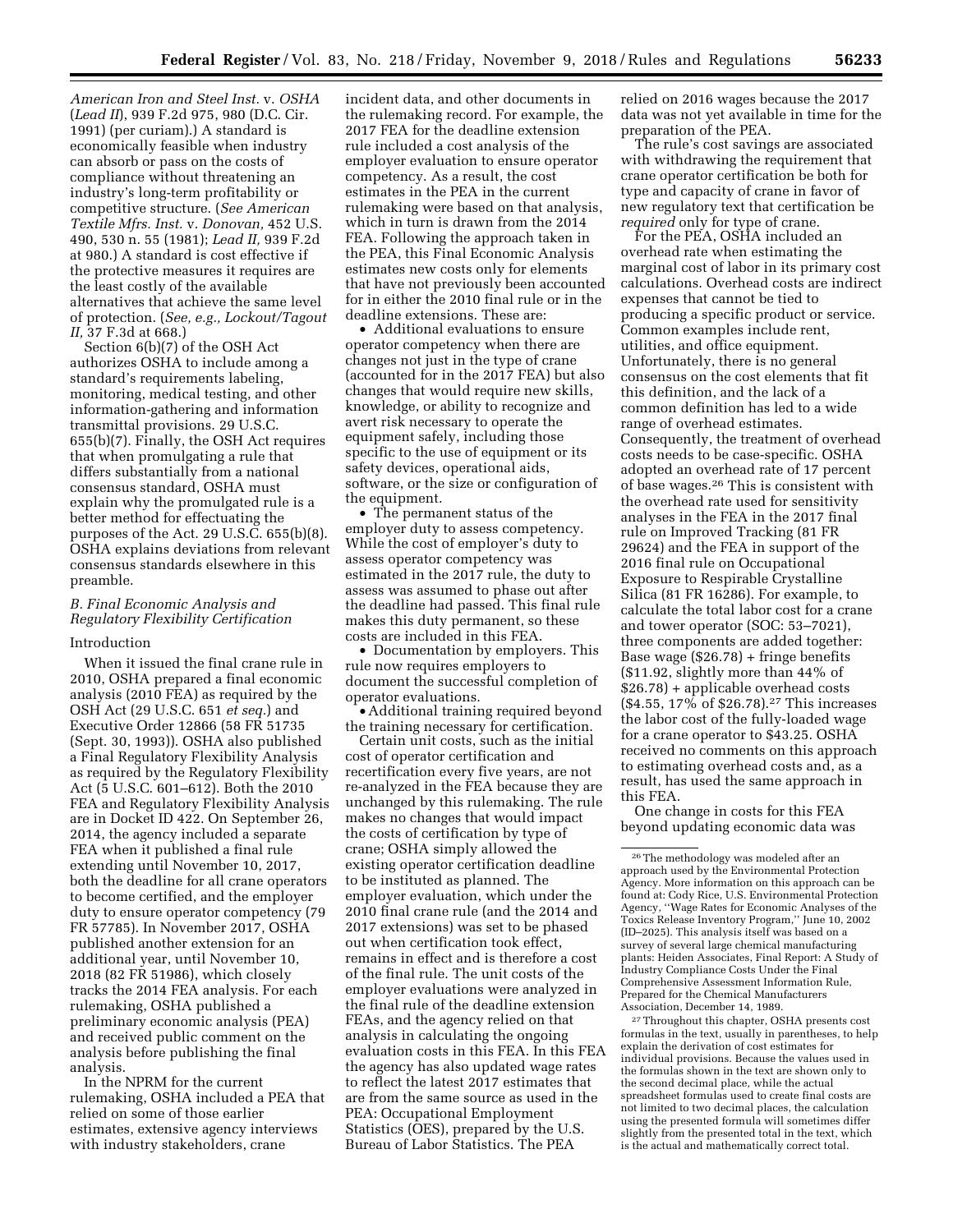*American Iron and Steel Inst.* v. *OSHA* (*Lead II*), 939 F.2d 975, 980 (D.C. Cir. 1991) (per curiam).) A standard is economically feasible when industry can absorb or pass on the costs of compliance without threatening an industry's long-term profitability or competitive structure. (*See American Textile Mfrs. Inst.* v. *Donovan,* 452 U.S. 490, 530 n. 55 (1981); *Lead II,* 939 F.2d at 980.) A standard is cost effective if the protective measures it requires are the least costly of the available alternatives that achieve the same level of protection. (*See, e.g., Lockout/Tagout II,* 37 F.3d at 668.)

Section 6(b)(7) of the OSH Act authorizes OSHA to include among a standard's requirements labeling, monitoring, medical testing, and other information-gathering and information transmittal provisions. 29 U.S.C. 655(b)(7). Finally, the OSH Act requires that when promulgating a rule that differs substantially from a national consensus standard, OSHA must explain why the promulgated rule is a better method for effectuating the purposes of the Act. 29 U.S.C. 655(b)(8). OSHA explains deviations from relevant consensus standards elsewhere in this preamble.

### *B. Final Economic Analysis and Regulatory Flexibility Certification*

#### Introduction

When it issued the final crane rule in 2010, OSHA prepared a final economic analysis (2010 FEA) as required by the OSH Act (29 U.S.C. 651 *et seq.*) and Executive Order 12866 (58 FR 51735 (Sept. 30, 1993)). OSHA also published a Final Regulatory Flexibility Analysis as required by the Regulatory Flexibility Act (5 U.S.C. 601–612). Both the 2010 FEA and Regulatory Flexibility Analysis are in Docket ID 422. On September 26, 2014, the agency included a separate FEA when it published a final rule extending until November 10, 2017, both the deadline for all crane operators to become certified, and the employer duty to ensure operator competency (79 FR 57785). In November 2017, OSHA published another extension for an additional year, until November 10, 2018 (82 FR 51986), which closely tracks the 2014 FEA analysis. For each rulemaking, OSHA published a preliminary economic analysis (PEA) and received public comment on the analysis before publishing the final analysis.

In the NPRM for the current rulemaking, OSHA included a PEA that relied on some of those earlier estimates, extensive agency interviews with industry stakeholders, crane incident data, and other documents in the rulemaking record. For example, the 2017 FEA for the deadline extension rule included a cost analysis of the employer evaluation to ensure operator competency. As a result, the cost estimates in the PEA in the current rulemaking were based on that analysis, which in turn is drawn from the 2014 FEA. Following the approach taken in the PEA, this Final Economic Analysis estimates new costs only for elements that have not previously been accounted for in either the 2010 final rule or in the deadline extensions. These are:

- Additional evaluations to ensure operator competency when there are changes not just in the type of crane (accounted for in the 2017 FEA) but also changes that would require new skills, knowledge, or ability to recognize and avert risk necessary to operate the equipment safely, including those specific to the use of equipment or its safety devices, operational aids, software, or the size or configuration of the equipment.
- The permanent status of the employer duty to assess competency. While the cost of employer's duty to assess operator competency was estimated in the 2017 rule, the duty to assess was assumed to phase out after the deadline had passed. This final rule makes this duty permanent, so these costs are included in this FEA.
- Documentation by employers. This rule now requires employers to document the successful completion of operator evaluations.
- Additional training required beyond the training necessary for certification.

Certain unit costs, such as the initial cost of operator certification and recertification every five years, are not re-analyzed in the FEA because they are unchanged by this rulemaking. The rule makes no changes that would impact the costs of certification by type of crane; OSHA simply allowed the existing operator certification deadline to be instituted as planned. The employer evaluation, which under the 2010 final crane rule (and the 2014 and 2017 extensions) was set to be phased out when certification took effect, remains in effect and is therefore a cost of the final rule. The unit costs of the employer evaluations were analyzed in the final rule of the deadline extension FEAs, and the agency relied on that analysis in calculating the ongoing evaluation costs in this FEA. In this FEA the agency has also updated wage rates to reflect the latest 2017 estimates that are from the same source as used in the PEA: Occupational Employment Statistics (OES), prepared by the U.S. Bureau of Labor Statistics. The PEA relied on 2016 wages because the 2017 data was not yet available in time for the preparation of the PEA.

The rule's cost savings are associated with withdrawing the requirement that crane operator certification be both for type and capacity of crane in favor of new regulatory text that certification be *required* only for type of crane.

For the PEA, OSHA included an overhead rate when estimating the marginal cost of labor in its primary cost calculations. Overhead costs are indirect expenses that cannot be tied to producing a specific product or service. Common examples include rent, utilities, and office equipment. Unfortunately, there is no general consensus on the cost elements that fit this definition, and the lack of a common definition has led to a wide range of overhead estimates. Consequently, the treatment of overhead costs needs to be case-specific. OSHA adopted an overhead rate of 17 percent of base wages.[26] This is consistent with the overhead rate used for sensitivity analyses in the FEA in the 2017 final rule on Improved Tracking (81 FR 29624) and the FEA in support of the 2016 final rule on Occupational Exposure to Respirable Crystalline Silica (81 FR 16286). For example, to calculate the total labor cost for a crane and tower operator (SOC: 53–7021), three components are added together: Base wage ($26.78) + fringe benefits ($11.92, slightly more than 44% of $26.78) + applicable overhead costs ($4.55, 17% of $26.78).[27] This increases the labor cost of the fully-loaded wage for a crane operator to $43.25. OSHA received no comments on this approach to estimating overhead costs and, as a result, has used the same approach in this FEA.

One change in costs for this FEA beyond updating economic data was

[26] The methodology was modeled after an approach used by the Environmental Protection Agency. More information on this approach can be found at: Cody Rice, U.S. Environmental Protection Agency, "Wage Rates for Economic Analyses of the Toxics Release Inventory Program," June 10, 2002 (ID–2025). This analysis itself was based on a survey of several large chemical manufacturing plants: Heiden Associates, Final Report: A Study of Industry Compliance Costs Under the Final Comprehensive Assessment Information Rule, Prepared for the Chemical Manufacturers Association, December 14, 1989.

[27] Throughout this chapter, OSHA presents cost formulas in the text, usually in parentheses, to help explain the derivation of cost estimates for individual provisions. Because the values used in the formulas shown in the text are shown only to the second decimal place, while the actual spreadsheet formulas used to create final costs are not limited to two decimal places, the calculation using the presented formula will sometimes differ slightly from the presented total in the text, which is the actual and mathematically correct total.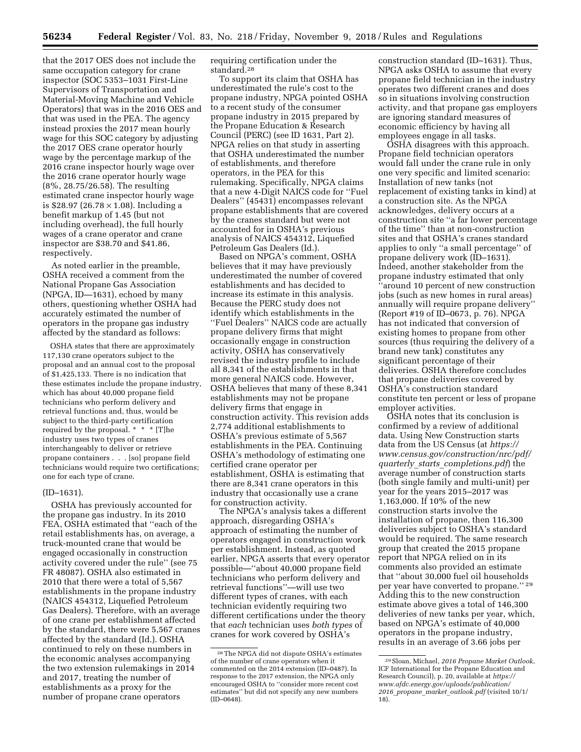that the 2017 OES does not include the same occupation category for crane inspector (SOC 5353–1031 First-Line Supervisors of Transportation and Material-Moving Machine and Vehicle Operators) that was in the 2016 OES and that was used in the PEA. The agency instead proxies the 2017 mean hourly wage for this SOC category by adjusting the 2017 OES crane operator hourly wage by the percentage markup of the 2016 crane inspector hourly wage over the 2016 crane operator hourly wage (8%, 28.75/26.58). The resulting estimated crane inspector hourly wage is $28.97 (26.78 × 1.08). Including a benefit markup of 1.45 (but not including overhead), the full hourly wages of a crane operator and crane inspector are $38.70 and $41.86, respectively.

As noted earlier in the preamble, OSHA received a comment from the National Propane Gas Association (NPGA, ID—1631), echoed by many others, questioning whether OSHA had accurately estimated the number of operators in the propane gas industry affected by the standard as follows:

> OSHA states that there are approximately 117,130 crane operators subject to the proposal and an annual cost to the proposal of $1,425,133. There is no indication that these estimates include the propane industry, which has about 40,000 propane field technicians who perform delivery and retrieval functions and, thus, would be subject to the third-party certification required by the proposal. * * * [T]he industry uses two types of cranes interchangeably to deliver or retrieve propane containers . . . [so] propane field technicians would require two certifications; one for each type of crane.

(ID–1631).

OSHA has previously accounted for the propane gas industry. In its 2010 FEA, OSHA estimated that "each of the retail establishments has, on average, a truck-mounted crane that would be engaged occasionally in construction activity covered under the rule" (see 75 FR 48087). OSHA also estimated in 2010 that there were a total of 5,567 establishments in the propane industry (NAICS 454312, Liquefied Petroleum Gas Dealers). Therefore, with an average of one crane per establishment affected by the standard, there were 5,567 cranes affected by the standard (Id.). OSHA continued to rely on these numbers in the economic analyses accompanying the two extension rulemakings in 2014 and 2017, treating the number of establishments as a proxy for the number of propane crane operators requiring certification under the standard.[28]

To support its claim that OSHA has underestimated the rule's cost to the propane industry, NPGA pointed OSHA to a recent study of the consumer propane industry in 2015 prepared by the Propane Education & Research Council (PERC) (see ID 1631, Part 2). NPGA relies on that study in asserting that OSHA underestimated the number of establishments, and therefore operators, in the PEA for this rulemaking. Specifically, NPGA claims that a new 4-Digit NAICS code for "Fuel Dealers" (45431) encompasses relevant propane establishments that are covered by the cranes standard but were not accounted for in OSHA's previous analysis of NAICS 454312, Liquefied Petroleum Gas Dealers (Id.).

Based on NPGA's comment, OSHA believes that it may have previously underestimated the number of covered establishments and has decided to increase its estimate in this analysis. Because the PERC study does not identify which establishments in the "Fuel Dealers" NAICS code are actually propane delivery firms that might occasionally engage in construction activity, OSHA has conservatively revised the industry profile to include all 8,341 of the establishments in that more general NAICS code. However, OSHA believes that many of these 8,341 establishments may not be propane delivery firms that engage in construction activity. This revision adds 2,774 additional establishments to OSHA's previous estimate of 5,567 establishments in the PEA. Continuing OSHA's methodology of estimating one certified crane operator per establishment, OSHA is estimating that there are 8,341 crane operators in this industry that occasionally use a crane for construction activity.

The NPGA's analysis takes a different approach, disregarding OSHA's approach of estimating the number of operators engaged in construction work per establishment. Instead, as quoted earlier, NPGA asserts that every operator possible—"about 40,000 propane field technicians who perform delivery and retrieval functions"—will use two different types of cranes, with each technician evidently requiring two different certifications under the theory that *each* technician uses *both types* of cranes for work covered by OSHA's construction standard (ID–1631). Thus, NPGA asks OSHA to assume that every propane field technician in the industry operates two different cranes and does so in situations involving construction activity, and that propane gas employers are ignoring standard measures of economic efficiency by having all employees engage in all tasks.

OSHA disagrees with this approach. Propane field technician operators would fall under the crane rule in only one very specific and limited scenario: Installation of new tanks (not replacement of existing tanks in kind) at a construction site. As the NPGA acknowledges, delivery occurs at a construction site "a far lower percentage of the time" than at non-construction sites and that OSHA's cranes standard applies to only "a small percentage" of propane delivery work (ID–1631). Indeed, another stakeholder from the propane industry estimated that only "around 10 percent of new construction jobs (such as new homes in rural areas) annually will require propane delivery" (Report #19 of ID–0673, p. 76). NPGA has not indicated that conversion of existing homes to propane from other sources (thus requiring the delivery of a brand new tank) constitutes any significant percentage of their deliveries. OSHA therefore concludes that propane deliveries covered by OSHA's construction standard constitute ten percent or less of propane employer activities.

OSHA notes that its conclusion is confirmed by a review of additional data. Using New Construction starts data from the US Census (at *https://www.census.gov/construction/nrc/pdf/quarterly_starts_completions.pdf*) the average number of construction starts (both single family and multi-unit) per year for the years 2015–2017 was 1,163,000. If 10% of the new construction starts involve the installation of propane, then 116,300 deliveries subject to OSHA's standard would be required. The same research group that created the 2015 propane report that NPGA relied on in its comments also provided an estimate that "about 30,000 fuel oil households per year have converted to propane."[29] Adding this to the new construction estimate above gives a total of 146,300 deliveries of new tanks per year, which, based on NPGA's estimate of 40,000 operators in the propane industry, results in an average of 3.66 jobs per

---

[28] The NPGA did not dispute OSHA's estimates of the number of crane operators when it commented on the 2014 extension (ID–0487). In response to the 2017 extension, the NPGA only encouraged OSHA to "consider more recent cost estimates" but did not specify any new numbers (ID–0648).

[29] Sloan, Michael, *2016 Propane Market Outlook,* ICF International for the Propane Education and Research Council), p. 20, available at *https://www.afdc.energy.gov/uploads/publication/2016_propane_market_outlook.pdf* (visited 10/1/18).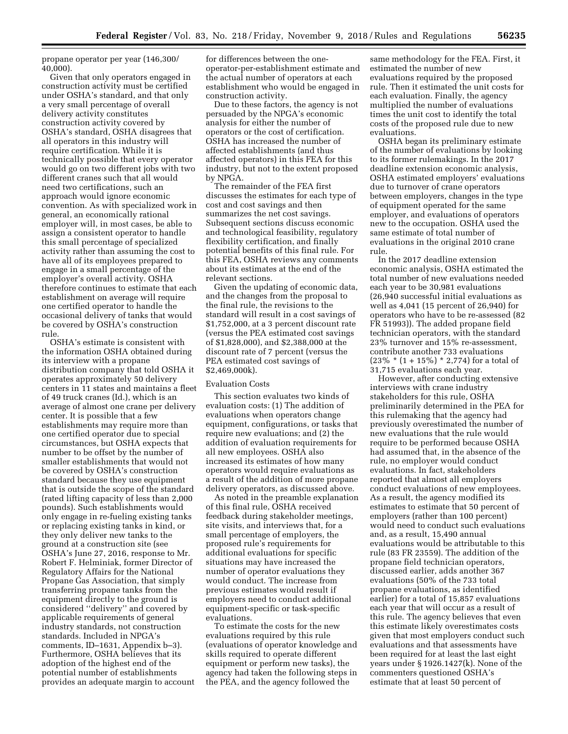propane operator per year (146,300/40,000).

Given that only operators engaged in construction activity must be certified under OSHA's standard, and that only a very small percentage of overall delivery activity constitutes construction activity covered by OSHA's standard, OSHA disagrees that all operators in this industry will require certification. While it is technically possible that every operator would go on two different jobs with two different cranes such that all would need two certifications, such an approach would ignore economic convention. As with specialized work in general, an economically rational employer will, in most cases, be able to assign a consistent operator to handle this small percentage of specialized activity rather than assuming the cost to have all of its employees prepared to engage in a small percentage of the employer's overall activity. OSHA therefore continues to estimate that each establishment on average will require one certified operator to handle the occasional delivery of tanks that would be covered by OSHA's construction rule.

OSHA's estimate is consistent with the information OSHA obtained during its interview with a propane distribution company that told OSHA it operates approximately 50 delivery centers in 11 states and maintains a fleet of 49 truck cranes (Id.), which is an average of almost one crane per delivery center. It is possible that a few establishments may require more than one certified operator due to special circumstances, but OSHA expects that number to be offset by the number of smaller establishments that would not be covered by OSHA's construction standard because they use equipment that is outside the scope of the standard (rated lifting capacity of less than 2,000 pounds). Such establishments would only engage in re-fueling existing tanks or replacing existing tanks in kind, or they only deliver new tanks to the ground at a construction site (see OSHA's June 27, 2016, response to Mr. Robert F. Helminiak, former Director of Regulatory Affairs for the National Propane Gas Association, that simply transferring propane tanks from the equipment directly to the ground is considered ''delivery'' and covered by applicable requirements of general industry standards, not construction standards. Included in NPGA's comments, ID–1631, Appendix b–3). Furthermore, OSHA believes that its adoption of the highest end of the potential number of establishments provides an adequate margin to account for differences between the one-operator-per-establishment estimate and the actual number of operators at each establishment who would be engaged in construction activity.

Due to these factors, the agency is not persuaded by the NPGA's economic analysis for either the number of operators or the cost of certification. OSHA has increased the number of affected establishments (and thus affected operators) in this FEA for this industry, but not to the extent proposed by NPGA.

The remainder of the FEA first discusses the estimates for each type of cost and cost savings and then summarizes the net cost savings. Subsequent sections discuss economic and technological feasibility, regulatory flexibility certification, and finally potential benefits of this final rule. For this FEA, OSHA reviews any comments about its estimates at the end of the relevant sections.

Given the updating of economic data, and the changes from the proposal to the final rule, the revisions to the standard will result in a cost savings of $1,752,000, at a 3 percent discount rate (versus the PEA estimated cost savings of $1,828,000), and $2,388,000 at the discount rate of 7 percent (versus the PEA estimated cost savings of $2,469,000k).

Evaluation Costs

This section evaluates two kinds of evaluation costs: (1) The addition of evaluations when operators change equipment, configurations, or tasks that require new evaluations; and (2) the addition of evaluation requirements for all new employees. OSHA also increased its estimates of how many operators would require evaluations as a result of the addition of more propane delivery operators, as discussed above.

As noted in the preamble explanation of this final rule, OSHA received feedback during stakeholder meetings, site visits, and interviews that, for a small percentage of employers, the proposed rule's requirements for additional evaluations for specific situations may have increased the number of operator evaluations they would conduct. The increase from previous estimates would result if employers need to conduct additional equipment-specific or task-specific evaluations.

To estimate the costs for the new evaluations required by this rule (evaluations of operator knowledge and skills required to operate different equipment or perform new tasks), the agency had taken the following steps in the PEA, and the agency followed the same methodology for the FEA. First, it estimated the number of new evaluations required by the proposed rule. Then it estimated the unit costs for each evaluation. Finally, the agency multiplied the number of evaluations times the unit cost to identify the total costs of the proposed rule due to new evaluations.

OSHA began its preliminary estimate of the number of evaluations by looking to its former rulemakings. In the 2017 deadline extension economic analysis, OSHA estimated employers' evaluations due to turnover of crane operators between employers, changes in the type of equipment operated for the same employer, and evaluations of operators new to the occupation. OSHA used the same estimate of total number of evaluations in the original 2010 crane rule.

In the 2017 deadline extension economic analysis, OSHA estimated the total number of new evaluations needed each year to be 30,981 evaluations (26,940 successful initial evaluations as well as 4,041 (15 percent of 26,940) for operators who have to be re-assessed (82 FR 51993)). The added propane field technician operators, with the standard 23% turnover and 15% re-assessment, contribute another 733 evaluations (23% * (1 + 15%) * 2,774) for a total of 31,715 evaluations each year.

However, after conducting extensive interviews with crane industry stakeholders for this rule, OSHA preliminarily determined in the PEA for this rulemaking that the agency had previously overestimated the number of new evaluations that the rule would require to be performed because OSHA had assumed that, in the absence of the rule, no employer would conduct evaluations. In fact, stakeholders reported that almost all employers conduct evaluations of new employees. As a result, the agency modified its estimates to estimate that 50 percent of employers (rather than 100 percent) would need to conduct such evaluations and, as a result, 15,490 annual evaluations would be attributable to this rule (83 FR 23559). The addition of the propane field technician operators, discussed earlier, adds another 367 evaluations (50% of the 733 total propane evaluations, as identified earlier) for a total of 15,857 evaluations each year that will occur as a result of this rule. The agency believes that even this estimate likely overestimates costs given that most employers conduct such evaluations and that assessments have been required for at least the last eight years under § 1926.1427(k). None of the commenters questioned OSHA's estimate that at least 50 percent of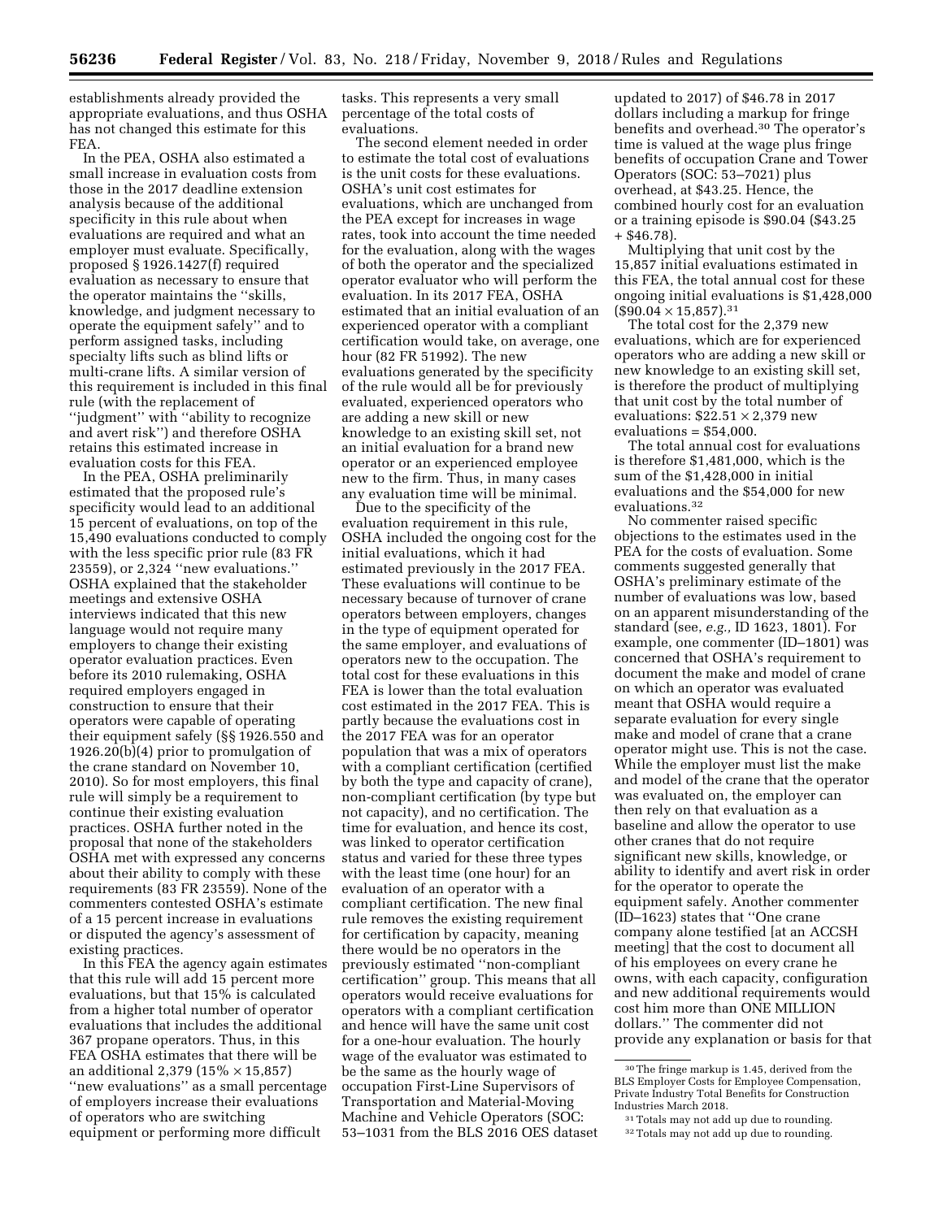establishments already provided the appropriate evaluations, and thus OSHA has not changed this estimate for this FEA.

In the PEA, OSHA also estimated a small increase in evaluation costs from those in the 2017 deadline extension analysis because of the additional specificity in this rule about when evaluations are required and what an employer must evaluate. Specifically, proposed § 1926.1427(f) required evaluation as necessary to ensure that the operator maintains the ''skills, knowledge, and judgment necessary to operate the equipment safely'' and to perform assigned tasks, including specialty lifts such as blind lifts or multi-crane lifts. A similar version of this requirement is included in this final rule (with the replacement of ''judgment'' with ''ability to recognize and avert risk'') and therefore OSHA retains this estimated increase in evaluation costs for this FEA.

In the PEA, OSHA preliminarily estimated that the proposed rule's specificity would lead to an additional 15 percent of evaluations, on top of the 15,490 evaluations conducted to comply with the less specific prior rule (83 FR 23559), or 2,324 ''new evaluations.'' OSHA explained that the stakeholder meetings and extensive OSHA interviews indicated that this new language would not require many employers to change their existing operator evaluation practices. Even before its 2010 rulemaking, OSHA required employers engaged in construction to ensure that their operators were capable of operating their equipment safely (§§ 1926.550 and 1926.20(b)(4) prior to promulgation of the crane standard on November 10, 2010). So for most employers, this final rule will simply be a requirement to continue their existing evaluation practices. OSHA further noted in the proposal that none of the stakeholders OSHA met with expressed any concerns about their ability to comply with these requirements (83 FR 23559). None of the commenters contested OSHA's estimate of a 15 percent increase in evaluations or disputed the agency's assessment of existing practices.

In this FEA the agency again estimates that this rule will add 15 percent more evaluations, but that 15% is calculated from a higher total number of operator evaluations that includes the additional 367 propane operators. Thus, in this FEA OSHA estimates that there will be an additional 2,379 (15% × 15,857) ''new evaluations'' as a small percentage of employers increase their evaluations of operators who are switching equipment or performing more difficult tasks. This represents a very small percentage of the total costs of evaluations.

The second element needed in order to estimate the total cost of evaluations is the unit costs for these evaluations. OSHA's unit cost estimates for evaluations, which are unchanged from the PEA except for increases in wage rates, took into account the time needed for the evaluation, along with the wages of both the operator and the specialized operator evaluator who will perform the evaluation. In its 2017 FEA, OSHA estimated that an initial evaluation of an experienced operator with a compliant certification would take, on average, one hour (82 FR 51992). The new evaluations generated by the specificity of the rule would all be for previously evaluated, experienced operators who are adding a new skill or new knowledge to an existing skill set, not an initial evaluation for a brand new operator or an experienced employee new to the firm. Thus, in many cases any evaluation time will be minimal.

Due to the specificity of the evaluation requirement in this rule, OSHA included the ongoing cost for the initial evaluations, which it had estimated previously in the 2017 FEA. These evaluations will continue to be necessary because of turnover of crane operators between employers, changes in the type of equipment operated for the same employer, and evaluations of operators new to the occupation. The total cost for these evaluations in this FEA is lower than the total evaluation cost estimated in the 2017 FEA. This is partly because the evaluations cost in the 2017 FEA was for an operator population that was a mix of operators with a compliant certification (certified by both the type and capacity of crane), non-compliant certification (by type but not capacity), and no certification. The time for evaluation, and hence its cost, was linked to operator certification status and varied for these three types with the least time (one hour) for an evaluation of an operator with a compliant certification. The new final rule removes the existing requirement for certification by capacity, meaning there would be no operators in the previously estimated ''non-compliant certification'' group. This means that all operators would receive evaluations for operators with a compliant certification and hence will have the same unit cost for a one-hour evaluation. The hourly wage of the evaluator was estimated to be the same as the hourly wage of occupation First-Line Supervisors of Transportation and Material-Moving Machine and Vehicle Operators (SOC: 53–1031 from the BLS 2016 OES dataset updated to 2017) of $46.78 in 2017 dollars including a markup for fringe benefits and overhead.[30] The operator's time is valued at the wage plus fringe benefits of occupation Crane and Tower Operators (SOC: 53–7021) plus overhead, at $43.25. Hence, the combined hourly cost for an evaluation or a training episode is $90.04 ($43.25 + $46.78).

Multiplying that unit cost by the 15,857 initial evaluations estimated in this FEA, the total annual cost for these ongoing initial evaluations is $1,428,000 ($90.04 × 15,857).[31]

The total cost for the 2,379 new evaluations, which are for experienced operators who are adding a new skill or new knowledge to an existing skill set, is therefore the product of multiplying that unit cost by the total number of evaluations: $22.51 × 2,379 new evaluations = $54,000.

The total annual cost for evaluations is therefore $1,481,000, which is the sum of the $1,428,000 in initial evaluations and the $54,000 for new evaluations.[32]

No commenter raised specific objections to the estimates used in the PEA for the costs of evaluation. Some comments suggested generally that OSHA's preliminary estimate of the number of evaluations was low, based on an apparent misunderstanding of the standard (see, *e.g.,* ID 1623, 1801). For example, one commenter (ID–1801) was concerned that OSHA's requirement to document the make and model of crane on which an operator was evaluated meant that OSHA would require a separate evaluation for every single make and model of crane that a crane operator might use. This is not the case. While the employer must list the make and model of the crane that the operator was evaluated on, the employer can then rely on that evaluation as a baseline and allow the operator to use other cranes that do not require significant new skills, knowledge, or ability to identify and avert risk in order for the operator to operate the equipment safely. Another commenter (ID–1623) states that ''One crane company alone testified [at an ACCSH meeting] that the cost to document all of his employees on every crane he owns, with each capacity, configuration and new additional requirements would cost him more than ONE MILLION dollars.'' The commenter did not provide any explanation or basis for that

---

[30] The fringe markup is 1.45, derived from the BLS Employer Costs for Employee Compensation, Private Industry Total Benefits for Construction Industries March 2018.

[31] Totals may not add up due to rounding.

[32] Totals may not add up due to rounding.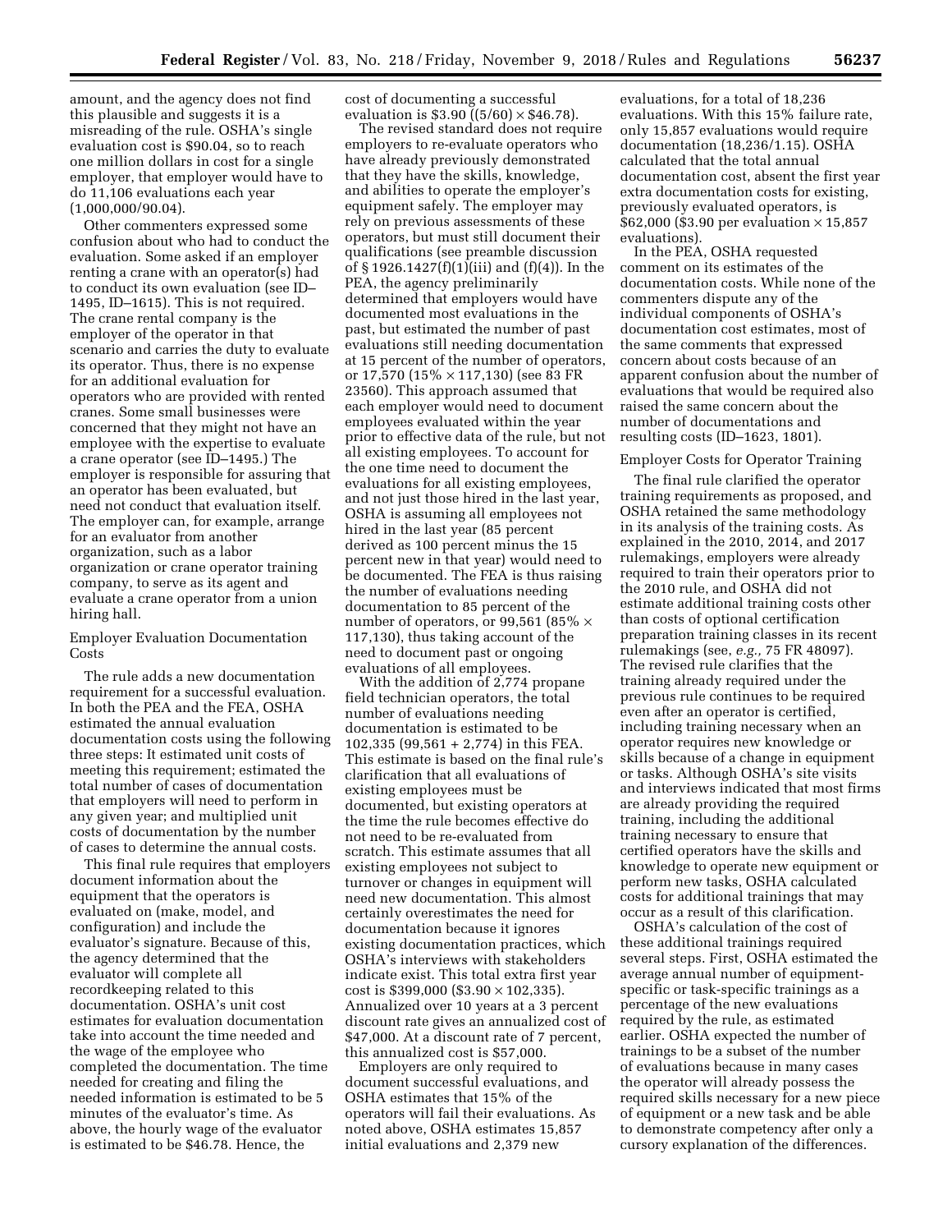amount, and the agency does not find this plausible and suggests it is a misreading of the rule. OSHA's single evaluation cost is $90.04, so to reach one million dollars in cost for a single employer, that employer would have to do 11,106 evaluations each year (1,000,000/90.04).

Other commenters expressed some confusion about who had to conduct the evaluation. Some asked if an employer renting a crane with an operator(s) had to conduct its own evaluation (see ID–1495, ID–1615). This is not required. The crane rental company is the employer of the operator in that scenario and carries the duty to evaluate its operator. Thus, there is no expense for an additional evaluation for operators who are provided with rented cranes. Some small businesses were concerned that they might not have an employee with the expertise to evaluate a crane operator (see ID–1495.) The employer is responsible for assuring that an operator has been evaluated, but need not conduct that evaluation itself. The employer can, for example, arrange for an evaluator from another organization, such as a labor organization or crane operator training company, to serve as its agent and evaluate a crane operator from a union hiring hall.

Employer Evaluation Documentation Costs

The rule adds a new documentation requirement for a successful evaluation. In both the PEA and the FEA, OSHA estimated the annual evaluation documentation costs using the following three steps: It estimated unit costs of meeting this requirement; estimated the total number of cases of documentation that employers will need to perform in any given year; and multiplied unit costs of documentation by the number of cases to determine the annual costs.

This final rule requires that employers document information about the equipment that the operators is evaluated on (make, model, and configuration) and include the evaluator's signature. Because of this, the agency determined that the evaluator will complete all recordkeeping related to this documentation. OSHA's unit cost estimates for evaluation documentation take into account the time needed and the wage of the employee who completed the documentation. The time needed for creating and filing the needed information is estimated to be 5 minutes of the evaluator's time. As above, the hourly wage of the evaluator is estimated to be $46.78. Hence, the cost of documenting a successful evaluation is $3.90 ((5/60) × $46.78).

The revised standard does not require employers to re-evaluate operators who have already previously demonstrated that they have the skills, knowledge, and abilities to operate the employer's equipment safely. The employer may rely on previous assessments of these operators, but must still document their qualifications (see preamble discussion of § 1926.1427(f)(1)(iii) and (f)(4)). In the PEA, the agency preliminarily determined that employers would have documented most evaluations in the past, but estimated the number of past evaluations still needing documentation at 15 percent of the number of operators, or 17,570 (15% × 117,130) (see 83 FR 23560). This approach assumed that each employer would need to document employees evaluated within the year prior to effective data of the rule, but not all existing employees. To account for the one time need to document the evaluations for all existing employees, and not just those hired in the last year, OSHA is assuming all employees not hired in the last year (85 percent derived as 100 percent minus the 15 percent new in that year) would need to be documented. The FEA is thus raising the number of evaluations needing documentation to 85 percent of the number of operators, or 99,561 (85% × 117,130), thus taking account of the need to document past or ongoing evaluations of all employees.

With the addition of 2,774 propane field technician operators, the total number of evaluations needing documentation is estimated to be 102,335 (99,561 + 2,774) in this FEA. This estimate is based on the final rule's clarification that all evaluations of existing employees must be documented, but existing operators at the time the rule becomes effective do not need to be re-evaluated from scratch. This estimate assumes that all existing employees not subject to turnover or changes in equipment will need new documentation. This almost certainly overestimates the need for documentation because it ignores existing documentation practices, which OSHA's interviews with stakeholders indicate exist. This total extra first year cost is $399,000 ($3.90 × 102,335). Annualized over 10 years at a 3 percent discount rate gives an annualized cost of $47,000. At a discount rate of 7 percent, this annualized cost is $57,000.

Employers are only required to document successful evaluations, and OSHA estimates that 15% of the operators will fail their evaluations. As noted above, OSHA estimates 15,857 initial evaluations and 2,379 new evaluations, for a total of 18,236 evaluations. With this 15% failure rate, only 15,857 evaluations would require documentation (18,236/1.15). OSHA calculated that the total annual documentation cost, absent the first year extra documentation costs for existing, previously evaluated operators, is $62,000 ($3.90 per evaluation × 15,857 evaluations).

In the PEA, OSHA requested comment on its estimates of the documentation costs. While none of the commenters dispute any of the individual components of OSHA's documentation cost estimates, most of the same comments that expressed concern about costs because of an apparent confusion about the number of evaluations that would be required also raised the same concern about the number of documentations and resulting costs (ID–1623, 1801).

Employer Costs for Operator Training

The final rule clarified the operator training requirements as proposed, and OSHA retained the same methodology in its analysis of the training costs. As explained in the 2010, 2014, and 2017 rulemakings, employers were already required to train their operators prior to the 2010 rule, and OSHA did not estimate additional training costs other than costs of optional certification preparation training classes in its recent rulemakings (see, *e.g.,* 75 FR 48097). The revised rule clarifies that the training already required under the previous rule continues to be required even after an operator is certified, including training necessary when an operator requires new knowledge or skills because of a change in equipment or tasks. Although OSHA's site visits and interviews indicated that most firms are already providing the required training, including the additional training necessary to ensure that certified operators have the skills and knowledge to operate new equipment or perform new tasks, OSHA calculated costs for additional trainings that may occur as a result of this clarification.

OSHA's calculation of the cost of these additional trainings required several steps. First, OSHA estimated the average annual number of equipment-specific or task-specific trainings as a percentage of the new evaluations required by the rule, as estimated earlier. OSHA expected the number of trainings to be a subset of the number of evaluations because in many cases the operator will already possess the required skills necessary for a new piece of equipment or a new task and be able to demonstrate competency after only a cursory explanation of the differences.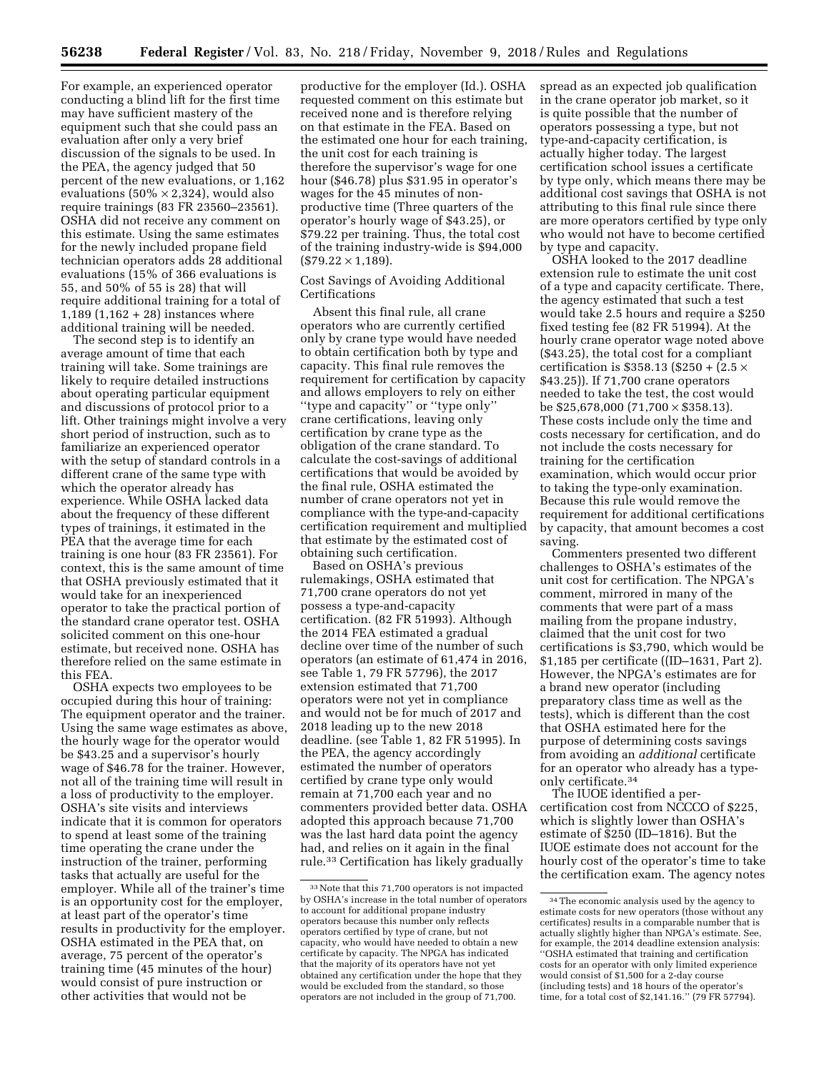For example, an experienced operator conducting a blind lift for the first time may have sufficient mastery of the equipment such that she could pass an evaluation after only a very brief discussion of the signals to be used. In the PEA, the agency judged that 50 percent of the new evaluations, or 1,162 evaluations (50% × 2,324), would also require trainings (83 FR 23560–23561). OSHA did not receive any comment on this estimate. Using the same estimates for the newly included propane field technician operators adds 28 additional evaluations (15% of 366 evaluations is 55, and 50% of 55 is 28) that will require additional training for a total of 1,189 (1,162 + 28) instances where additional training will be needed.

The second step is to identify an average amount of time that each training will take. Some trainings are likely to require detailed instructions about operating particular equipment and discussions of protocol prior to a lift. Other trainings might involve a very short period of instruction, such as to familiarize an experienced operator with the setup of standard controls in a different crane of the same type with which the operator already has experience. While OSHA lacked data about the frequency of these different types of trainings, it estimated in the PEA that the average time for each training is one hour (83 FR 23561). For context, this is the same amount of time that OSHA previously estimated that it would take for an inexperienced operator to take the practical portion of the standard crane operator test. OSHA solicited comment on this one-hour estimate, but received none. OSHA has therefore relied on the same estimate in this FEA.

OSHA expects two employees to be occupied during this hour of training: The equipment operator and the trainer. Using the same wage estimates as above, the hourly wage for the operator would be $43.25 and a supervisor's hourly wage of $46.78 for the trainer. However, not all of the training time will result in a loss of productivity to the employer. OSHA's site visits and interviews indicate that it is common for operators to spend at least some of the training time operating the crane under the instruction of the trainer, performing tasks that actually are useful for the employer. While all of the trainer's time is an opportunity cost for the employer, at least part of the operator's time results in productivity for the employer. OSHA estimated in the PEA that, on average, 75 percent of the operator's training time (45 minutes of the hour) would consist of pure instruction or other activities that would not be productive for the employer (Id.). OSHA requested comment on this estimate but received none and is therefore relying on that estimate in the FEA. Based on the estimated one hour for each training, the unit cost for each training is therefore the supervisor's wage for one hour ($46.78) plus $31.95 in operator's wages for the 45 minutes of non-productive time (Three quarters of the operator's hourly wage of $43.25), or $79.22 per training. Thus, the total cost of the training industry-wide is $94,000 ($79.22 × 1,189).

Cost Savings of Avoiding Additional Certifications

Absent this final rule, all crane operators who are currently certified only by crane type would have needed to obtain certification both by type and capacity. This final rule removes the requirement for certification by capacity and allows employers to rely on either ''type and capacity'' or ''type only'' crane certifications, leaving only certification by crane type as the obligation of the crane standard. To calculate the cost-savings of additional certifications that would be avoided by the final rule, OSHA estimated the number of crane operators not yet in compliance with the type-and-capacity certification requirement and multiplied that estimate by the estimated cost of obtaining such certification.

Based on OSHA's previous rulemakings, OSHA estimated that 71,700 crane operators do not yet possess a type-and-capacity certification. (82 FR 51993). Although the 2014 FEA estimated a gradual decline over time of the number of such operators (an estimate of 61,474 in 2016, see Table 1, 79 FR 57796), the 2017 extension estimated that 71,700 operators were not yet in compliance and would not be for much of 2017 and 2018 leading up to the new 2018 deadline. (see Table 1, 82 FR 51995). In the PEA, the agency accordingly estimated the number of operators certified by crane type only would remain at 71,700 each year and no commenters provided better data. OSHA adopted this approach because 71,700 was the last hard data point the agency had, and relies on it again in the final rule.[33] Certification has likely gradually spread as an expected job qualification in the crane operator job market, so it is quite possible that the number of operators possessing a type, but not type-and-capacity certification, is actually higher today. The largest certification school issues a certificate by type only, which means there may be additional cost savings that OSHA is not attributing to this final rule since there are more operators certified by type only who would not have to become certified by type and capacity.

OSHA looked to the 2017 deadline extension rule to estimate the unit cost of a type and capacity certificate. There, the agency estimated that such a test would take 2.5 hours and require a $250 fixed testing fee (82 FR 51994). At the hourly crane operator wage noted above ($43.25), the total cost for a compliant certification is $358.13 ($250 + (2.5 × $43.25)). If 71,700 crane operators needed to take the test, the cost would be $25,678,000 (71,700 × $358.13). These costs include only the time and costs necessary for certification, and do not include the costs necessary for training for the certification examination, which would occur prior to taking the type-only examination. Because this rule would remove the requirement for additional certifications by capacity, that amount becomes a cost saving.

Commenters presented two different challenges to OSHA's estimates of the unit cost for certification. The NPGA's comment, mirrored in many of the comments that were part of a mass mailing from the propane industry, claimed that the unit cost for two certifications is $3,790, which would be $1,185 per certificate ((ID–1631, Part 2). However, the NPGA's estimates are for a brand new operator (including preparatory class time as well as the tests), which is different than the cost that OSHA estimated here for the purpose of determining costs savings from avoiding an *additional* certificate for an operator who already has a type-only certificate.[34]

The IUOE identified a per-certification cost from NCCCO of $225, which is slightly lower than OSHA's estimate of $250 (ID–1816). But the IUOE estimate does not account for the hourly cost of the operator's time to take the certification exam. The agency notes

---

[33] Note that this 71,700 operators is not impacted by OSHA's increase in the total number of operators to account for additional propane industry operators because this number only reflects operators certified by type of crane, but not capacity, who would have needed to obtain a new certificate by capacity. The NPGA has indicated that the majority of its operators have not yet obtained any certification under the hope that they would be excluded from the standard, so those operators are not included in the group of 71,700.

[34] The economic analysis used by the agency to estimate costs for new operators (those without any certificates) results in a comparable number that is actually slightly higher than NPGA's estimate. See, for example, the 2014 deadline extension analysis: ''OSHA estimated that training and certification costs for an operator with only limited experience would consist of $1,500 for a 2-day course (including tests) and 18 hours of the operator's time, for a total cost of $2,141.16.'' (79 FR 57794).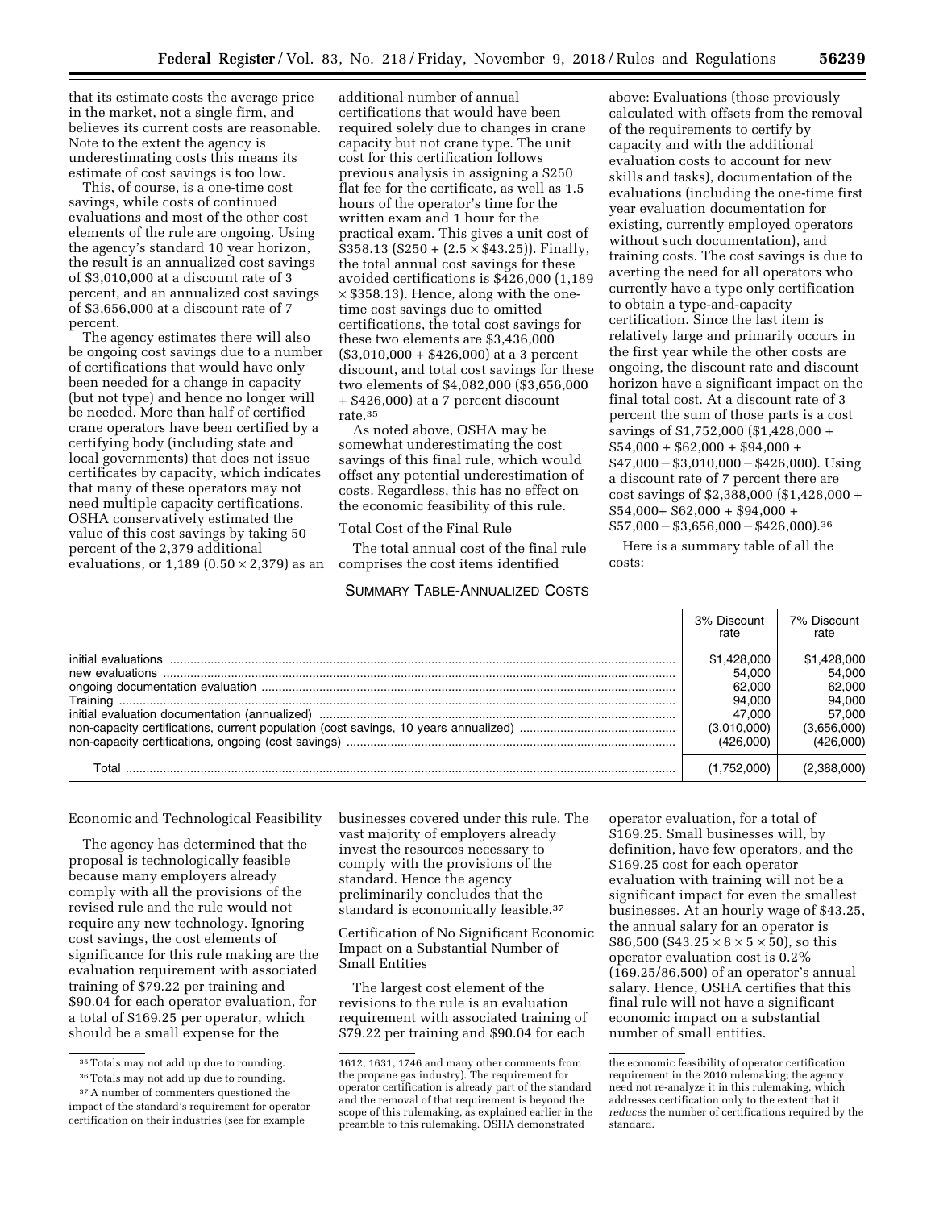that its estimate costs the average price in the market, not a single firm, and believes its current costs are reasonable. Note to the extent the agency is underestimating costs this means its estimate of cost savings is too low.

This, of course, is a one-time cost savings, while costs of continued evaluations and most of the other cost elements of the rule are ongoing. Using the agency's standard 10 year horizon, the result is an annualized cost savings of $3,010,000 at a discount rate of 3 percent, and an annualized cost savings of $3,656,000 at a discount rate of 7 percent.

The agency estimates there will also be ongoing cost savings due to a number of certifications that would have only been needed for a change in capacity (but not type) and hence no longer will be needed. More than half of certified crane operators have been certified by a certifying body (including state and local governments) that does not issue certificates by capacity, which indicates that many of these operators may not need multiple capacity certifications. OSHA conservatively estimated the value of this cost savings by taking 50 percent of the 2,379 additional evaluations, or 1,189 ($0.50 \times 2,379$) as an additional number of annual certifications that would have been required solely due to changes in crane capacity but not crane type. The unit cost for this certification follows previous analysis in assigning a $250 flat fee for the certificate, as well as 1.5 hours of the operator's time for the written exam and 1 hour for the practical exam. This gives a unit cost of $358.13 ($250 + ($2.5 \times$ $43.25)). Finally, the total annual cost savings for these avoided certifications is $426,000 (1,189 $\times$ $358.13). Hence, along with the one-time cost savings due to omitted certifications, the total cost savings for these two elements are $3,436,000 ($3,010,000 + $426,000) at a 3 percent discount, and total cost savings for these two elements of $4,082,000 ($3,656,000 + $426,000) at a 7 percent discount rate.[35]

As noted above, OSHA may be somewhat underestimating the cost savings of this final rule, which would offset any potential underestimation of costs. Regardless, this has no effect on the economic feasibility of this rule.

Total Cost of the Final Rule

The total annual cost of the final rule comprises the cost items identified above: Evaluations (those previously calculated with offsets from the removal of the requirements to certify by capacity and with the additional evaluation costs to account for new skills and tasks), documentation of the evaluations (including the one-time first year evaluation documentation for existing, currently employed operators without such documentation), and training costs. The cost savings is due to averting the need for all operators who currently have a type only certification to obtain a type-and-capacity certification. Since the last item is relatively large and primarily occurs in the first year while the other costs are ongoing, the discount rate and discount horizon have a significant impact on the final total cost. At a discount rate of 3 percent the sum of those parts is a cost savings of $1,752,000 ($1,428,000 + $54,000 + $62,000 + $94,000 + $47,000 − $3,010,000 − $426,000). Using a discount rate of 7 percent there are cost savings of $2,388,000 ($1,428,000 + $54,000+ $62,000 + $94,000 + $57,000 − $3,656,000 − $426,000).[36]

Here is a summary table of all the costs:

SUMMARY TABLE-ANNUALIZED COSTS

| | 3% Discount rate | 7% Discount rate |
|---|---|---|
| initial evaluations | $1,428,000 | $1,428,000 |
| new evaluations | 54,000 | 54,000 |
| ongoing documentation evaluation | 62,000 | 62,000 |
| Training | 94,000 | 94,000 |
| initial evaluation documentation (annualized) | 47,000 | 57,000 |
| non-capacity certifications, current population (cost savings, 10 years annualized) | (3,010,000) | (3,656,000) |
| non-capacity certifications, ongoing (cost savings) | (426,000) | (426,000) |
| Total | (1,752,000) | (2,388,000) |

Economic and Technological Feasibility

The agency has determined that the proposal is technologically feasible because many employers already comply with all the provisions of the revised rule and the rule would not require any new technology. Ignoring cost savings, the cost elements of significance for this rule making are the evaluation requirement with associated training of $79.22 per training and $90.04 for each operator evaluation, for a total of $169.25 per operator, which should be a small expense for the businesses covered under this rule. The vast majority of employers already invest the resources necessary to comply with the provisions of the standard. Hence the agency preliminarily concludes that the standard is economically feasible.[37]

Certification of No Significant Economic Impact on a Substantial Number of Small Entities

The largest cost element of the revisions to the rule is an evaluation requirement with associated training of $79.22 per training and $90.04 for each operator evaluation, for a total of $169.25. Small businesses will, by definition, have few operators, and the $169.25 cost for each operator evaluation with training will not be a significant impact for even the smallest businesses. At an hourly wage of $43.25, the annual salary for an operator is $86,500 ($43.25 $\times 8 \times 5 \times 50$), so this operator evaluation cost is 0.2% (169.25/86,500) of an operator's annual salary. Hence, OSHA certifies that this final rule will not have a significant economic impact on a substantial number of small entities.

---

[35] Totals may not add up due to rounding.

[36] Totals may not add up due to rounding.

[37] A number of commenters questioned the impact of the standard's requirement for operator certification on their industries (see for example 1612, 1631, 1746 and many other comments from the propane gas industry). The requirement for operator certification is already part of the standard and the removal of that requirement is beyond the scope of this rulemaking, as explained earlier in the preamble to this rulemaking. OSHA demonstrated the economic feasibility of operator certification requirement in the 2010 rulemaking; the agency need not re-analyze it in this rulemaking, which addresses certification only to the extent that it *reduces* the number of certifications required by the standard.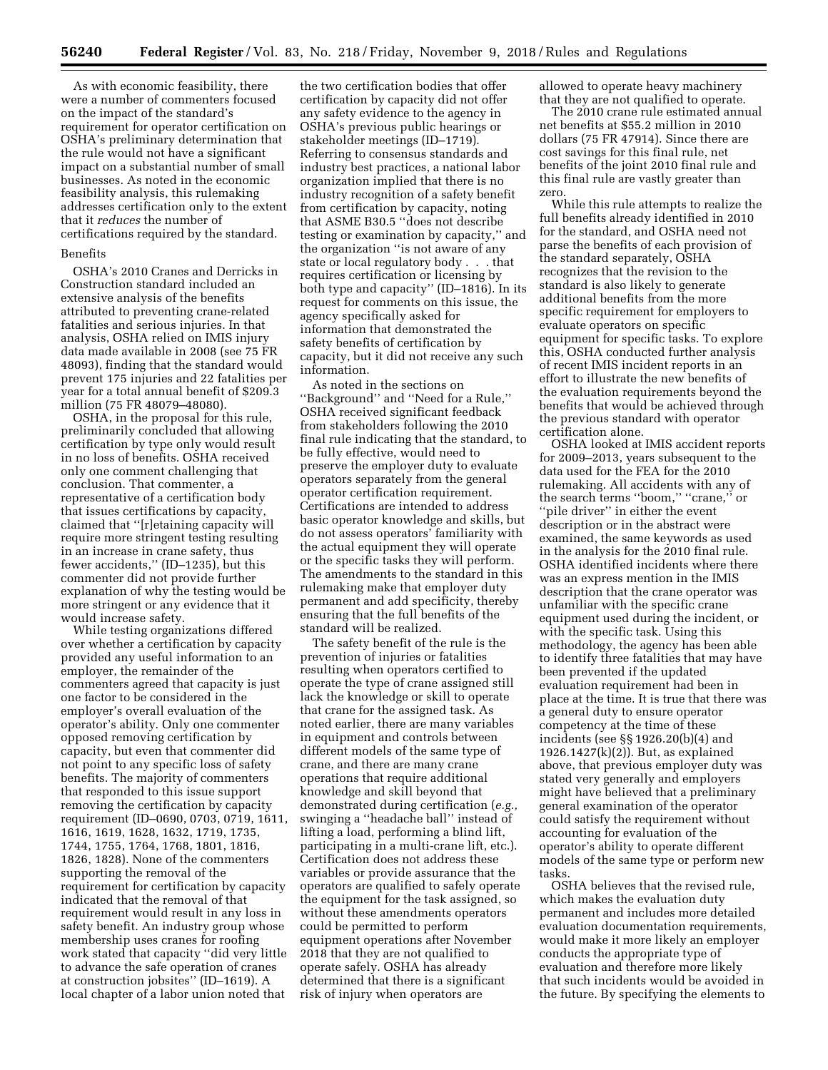As with economic feasibility, there were a number of commenters focused on the impact of the standard's requirement for operator certification on OSHA's preliminary determination that the rule would not have a significant impact on a substantial number of small businesses. As noted in the economic feasibility analysis, this rulemaking addresses certification only to the extent that it *reduces* the number of certifications required by the standard.

## Benefits

OSHA's 2010 Cranes and Derricks in Construction standard included an extensive analysis of the benefits attributed to preventing crane-related fatalities and serious injuries. In that analysis, OSHA relied on IMIS injury data made available in 2008 (see 75 FR 48093), finding that the standard would prevent 175 injuries and 22 fatalities per year for a total annual benefit of $209.3 million (75 FR 48079–48080).

OSHA, in the proposal for this rule, preliminarily concluded that allowing certification by type only would result in no loss of benefits. OSHA received only one comment challenging that conclusion. That commenter, a representative of a certification body that issues certifications by capacity, claimed that ''[r]etaining capacity will require more stringent testing resulting in an increase in crane safety, thus fewer accidents,'' (ID–1235), but this commenter did not provide further explanation of why the testing would be more stringent or any evidence that it would increase safety.

While testing organizations differed over whether a certification by capacity provided any useful information to an employer, the remainder of the commenters agreed that capacity is just one factor to be considered in the employer's overall evaluation of the operator's ability. Only one commenter opposed removing certification by capacity, but even that commenter did not point to any specific loss of safety benefits. The majority of commenters that responded to this issue support removing the certification by capacity requirement (ID–0690, 0703, 0719, 1611, 1616, 1619, 1628, 1632, 1719, 1735, 1744, 1755, 1764, 1768, 1801, 1816, 1826, 1828). None of the commenters supporting the removal of the requirement for certification by capacity indicated that the removal of that requirement would result in any loss in safety benefit. An industry group whose membership uses cranes for roofing work stated that capacity ''did very little to advance the safe operation of cranes at construction jobsites'' (ID–1619). A local chapter of a labor union noted that the two certification bodies that offer certification by capacity did not offer any safety evidence to the agency in OSHA's previous public hearings or stakeholder meetings (ID–1719). Referring to consensus standards and industry best practices, a national labor organization implied that there is no industry recognition of a safety benefit from certification by capacity, noting that ASME B30.5 ''does not describe testing or examination by capacity,'' and the organization ''is not aware of any state or local regulatory body . . . that requires certification or licensing by both type and capacity'' (ID–1816). In its request for comments on this issue, the agency specifically asked for information that demonstrated the safety benefits of certification by capacity, but it did not receive any such information.

As noted in the sections on ''Background'' and ''Need for a Rule,'' OSHA received significant feedback from stakeholders following the 2010 final rule indicating that the standard, to be fully effective, would need to preserve the employer duty to evaluate operators separately from the general operator certification requirement. Certifications are intended to address basic operator knowledge and skills, but do not assess operators' familiarity with the actual equipment they will operate or the specific tasks they will perform. The amendments to the standard in this rulemaking make that employer duty permanent and add specificity, thereby ensuring that the full benefits of the standard will be realized.

The safety benefit of the rule is the prevention of injuries or fatalities resulting when operators certified to operate the type of crane assigned still lack the knowledge or skill to operate that crane for the assigned task. As noted earlier, there are many variables in equipment and controls between different models of the same type of crane, and there are many crane operations that require additional knowledge and skill beyond that demonstrated during certification (*e.g.,* swinging a ''headache ball'' instead of lifting a load, performing a blind lift, participating in a multi-crane lift, etc.). Certification does not address these variables or provide assurance that the operators are qualified to safely operate the equipment for the task assigned, so without these amendments operators could be permitted to perform equipment operations after November 2018 that they are not qualified to operate safely. OSHA has already determined that there is a significant risk of injury when operators are allowed to operate heavy machinery that they are not qualified to operate.

The 2010 crane rule estimated annual net benefits at $55.2 million in 2010 dollars (75 FR 47914). Since there are cost savings for this final rule, net benefits of the joint 2010 final rule and this final rule are vastly greater than zero.

While this rule attempts to realize the full benefits already identified in 2010 for the standard, and OSHA need not parse the benefits of each provision of the standard separately, OSHA recognizes that the revision to the standard is also likely to generate additional benefits from the more specific requirement for employers to evaluate operators on specific equipment for specific tasks. To explore this, OSHA conducted further analysis of recent IMIS incident reports in an effort to illustrate the new benefits of the evaluation requirements beyond the benefits that would be achieved through the previous standard with operator certification alone.

OSHA looked at IMIS accident reports for 2009–2013, years subsequent to the data used for the FEA for the 2010 rulemaking. All accidents with any of the search terms ''boom,'' ''crane,'' or ''pile driver'' in either the event description or in the abstract were examined, the same keywords as used in the analysis for the 2010 final rule. OSHA identified incidents where there was an express mention in the IMIS description that the crane operator was unfamiliar with the specific crane equipment used during the incident, or with the specific task. Using this methodology, the agency has been able to identify three fatalities that may have been prevented if the updated evaluation requirement had been in place at the time. It is true that there was a general duty to ensure operator competency at the time of these incidents (see §§ 1926.20(b)(4) and 1926.1427(k)(2)). But, as explained above, that previous employer duty was stated very generally and employers might have believed that a preliminary general examination of the operator could satisfy the requirement without accounting for evaluation of the operator's ability to operate different models of the same type or perform new tasks.

OSHA believes that the revised rule, which makes the evaluation duty permanent and includes more detailed evaluation documentation requirements, would make it more likely an employer conducts the appropriate type of evaluation and therefore more likely that such incidents would be avoided in the future. By specifying the elements to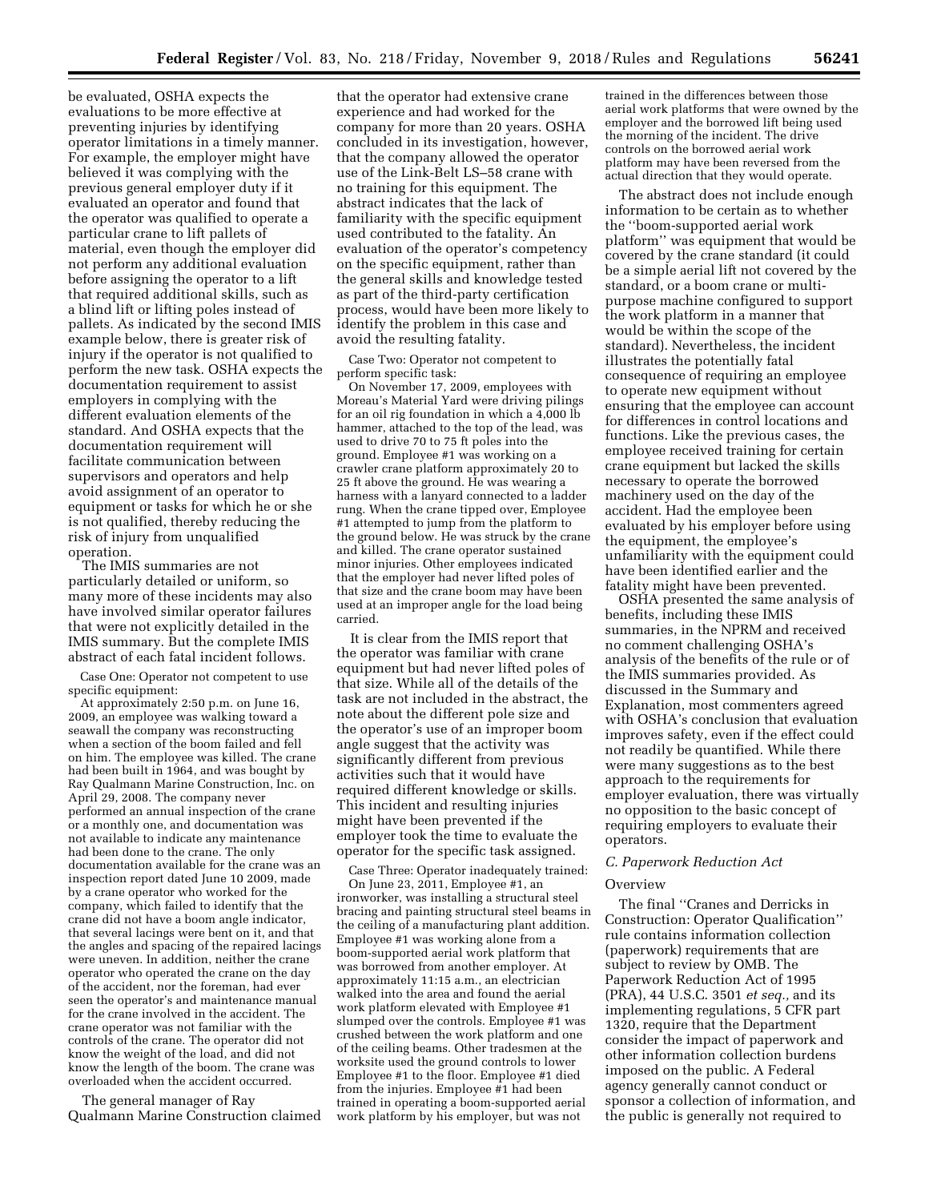be evaluated, OSHA expects the evaluations to be more effective at preventing injuries by identifying operator limitations in a timely manner. For example, the employer might have believed it was complying with the previous general employer duty if it evaluated an operator and found that the operator was qualified to operate a particular crane to lift pallets of material, even though the employer did not perform any additional evaluation before assigning the operator to a lift that required additional skills, such as a blind lift or lifting poles instead of pallets. As indicated by the second IMIS example below, there is greater risk of injury if the operator is not qualified to perform the new task. OSHA expects the documentation requirement to assist employers in complying with the different evaluation elements of the standard. And OSHA expects that the documentation requirement will facilitate communication between supervisors and operators and help avoid assignment of an operator to equipment or tasks for which he or she is not qualified, thereby reducing the risk of injury from unqualified operation.

The IMIS summaries are not particularly detailed or uniform, so many more of these incidents may also have involved similar operator failures that were not explicitly detailed in the IMIS summary. But the complete IMIS abstract of each fatal incident follows.

Case One: Operator not competent to use specific equipment:

At approximately 2:50 p.m. on June 16, 2009, an employee was walking toward a seawall the company was reconstructing when a section of the boom failed and fell on him. The employee was killed. The crane had been built in 1964, and was bought by Ray Qualmann Marine Construction, Inc. on April 29, 2008. The company never performed an annual inspection of the crane or a monthly one, and documentation was not available to indicate any maintenance had been done to the crane. The only documentation available for the crane was an inspection report dated June 10 2009, made by a crane operator who worked for the company, which failed to identify that the crane did not have a boom angle indicator, that several lacings were bent on it, and that the angles and spacing of the repaired lacings were uneven. In addition, neither the crane operator who operated the crane on the day of the accident, nor the foreman, had ever seen the operator's and maintenance manual for the crane involved in the accident. The crane operator was not familiar with the controls of the crane. The operator did not know the weight of the load, and did not know the length of the boom. The crane was overloaded when the accident occurred.

The general manager of Ray Qualmann Marine Construction claimed that the operator had extensive crane experience and had worked for the company for more than 20 years. OSHA concluded in its investigation, however, that the company allowed the operator use of the Link-Belt LS–58 crane with no training for this equipment. The abstract indicates that the lack of familiarity with the specific equipment used contributed to the fatality. An evaluation of the operator's competency on the specific equipment, rather than the general skills and knowledge tested as part of the third-party certification process, would have been more likely to identify the problem in this case and avoid the resulting fatality.

Case Two: Operator not competent to perform specific task:

On November 17, 2009, employees with Moreau's Material Yard were driving pilings for an oil rig foundation in which a 4,000 lb hammer, attached to the top of the lead, was used to drive 70 to 75 ft poles into the ground. Employee #1 was working on a crawler crane platform approximately 20 to 25 ft above the ground. He was wearing a harness with a lanyard connected to a ladder rung. When the crane tipped over, Employee #1 attempted to jump from the platform to the ground below. He was struck by the crane and killed. The crane operator sustained minor injuries. Other employees indicated that the employer had never lifted poles of that size and the crane boom may have been used at an improper angle for the load being carried.

It is clear from the IMIS report that the operator was familiar with crane equipment but had never lifted poles of that size. While all of the details of the task are not included in the abstract, the note about the different pole size and the operator's use of an improper boom angle suggest that the activity was significantly different from previous activities such that it would have required different knowledge or skills. This incident and resulting injuries might have been prevented if the employer took the time to evaluate the operator for the specific task assigned.

Case Three: Operator inadequately trained:

On June 23, 2011, Employee #1, an ironworker, was installing a structural steel bracing and painting structural steel beams in the ceiling of a manufacturing plant addition. Employee #1 was working alone from a boom-supported aerial work platform that was borrowed from another employer. At approximately 11:15 a.m., an electrician walked into the area and found the aerial work platform elevated with Employee #1 slumped over the controls. Employee #1 was crushed between the work platform and one of the ceiling beams. Other tradesmen at the worksite used the ground controls to lower Employee #1 to the floor. Employee #1 died from the injuries. Employee #1 had been trained in operating a boom-supported aerial work platform by his employer, but was not trained in the differences between those aerial work platforms that were owned by the employer and the borrowed lift being used the morning of the incident. The drive controls on the borrowed aerial work platform may have been reversed from the actual direction that they would operate.

The abstract does not include enough information to be certain as to whether the "boom-supported aerial work platform" was equipment that would be covered by the crane standard (it could be a simple aerial lift not covered by the standard, or a boom crane or multi-purpose machine configured to support the work platform in a manner that would be within the scope of the standard). Nevertheless, the incident illustrates the potentially fatal consequence of requiring an employee to operate new equipment without ensuring that the employee can account for differences in control locations and functions. Like the previous cases, the employee received training for certain crane equipment but lacked the skills necessary to operate the borrowed machinery used on the day of the accident. Had the employee been evaluated by his employer before using the equipment, the employee's unfamiliarity with the equipment could have been identified earlier and the fatality might have been prevented.

OSHA presented the same analysis of benefits, including these IMIS summaries, in the NPRM and received no comment challenging OSHA's analysis of the benefits of the rule or of the IMIS summaries provided. As discussed in the Summary and Explanation, most commenters agreed with OSHA's conclusion that evaluation improves safety, even if the effect could not readily be quantified. While there were many suggestions as to the best approach to the requirements for employer evaluation, there was virtually no opposition to the basic concept of requiring employers to evaluate their operators.

### C. Paperwork Reduction Act

Overview

The final "Cranes and Derricks in Construction: Operator Qualification" rule contains information collection (paperwork) requirements that are subject to review by OMB. The Paperwork Reduction Act of 1995 (PRA), 44 U.S.C. 3501 *et seq.,* and its implementing regulations, 5 CFR part 1320, require that the Department consider the impact of paperwork and other information collection burdens imposed on the public. A Federal agency generally cannot conduct or sponsor a collection of information, and the public is generally not required to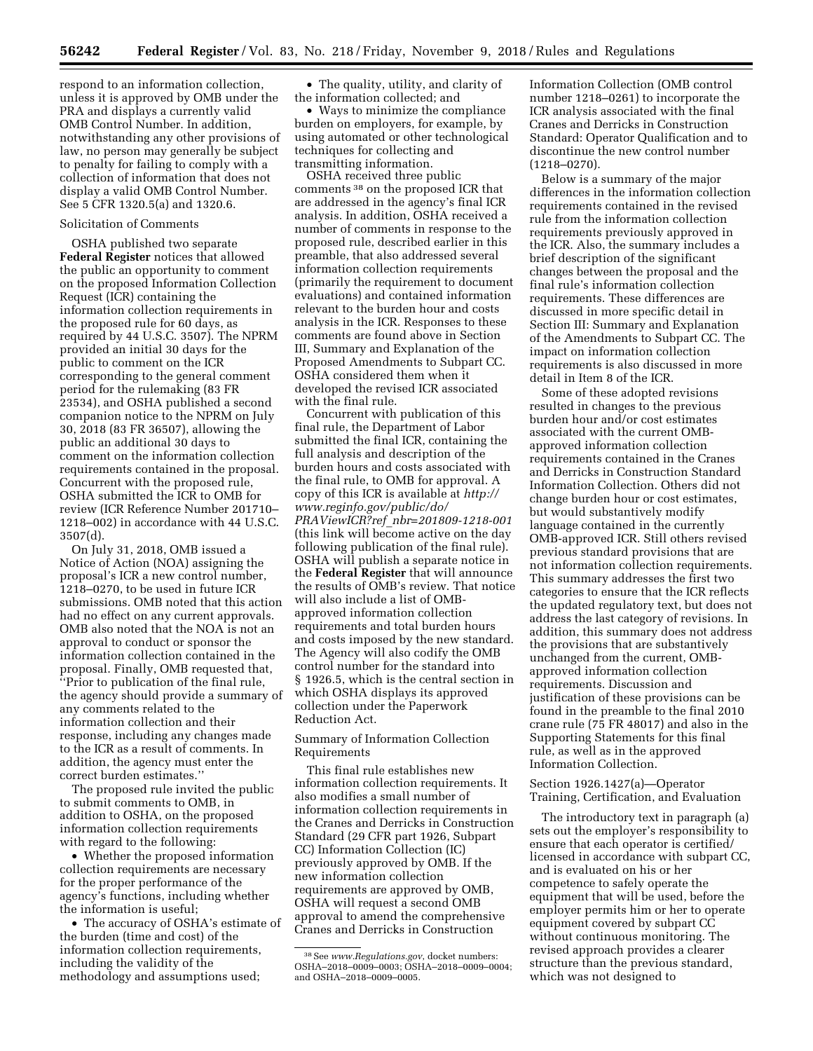respond to an information collection, unless it is approved by OMB under the PRA and displays a currently valid OMB Control Number. In addition, notwithstanding any other provisions of law, no person may generally be subject to penalty for failing to comply with a collection of information that does not display a valid OMB Control Number. See 5 CFR 1320.5(a) and 1320.6.

Solicitation of Comments

OSHA published two separate **Federal Register** notices that allowed the public an opportunity to comment on the proposed Information Collection Request (ICR) containing the information collection requirements in the proposed rule for 60 days, as required by 44 U.S.C. 3507). The NPRM provided an initial 30 days for the public to comment on the ICR corresponding to the general comment period for the rulemaking (83 FR 23534), and OSHA published a second companion notice to the NPRM on July 30, 2018 (83 FR 36507), allowing the public an additional 30 days to comment on the information collection requirements contained in the proposal. Concurrent with the proposed rule, OSHA submitted the ICR to OMB for review (ICR Reference Number 201710–1218–002) in accordance with 44 U.S.C. 3507(d).

On July 31, 2018, OMB issued a Notice of Action (NOA) assigning the proposal's ICR a new control number, 1218–0270, to be used in future ICR submissions. OMB noted that this action had no effect on any current approvals. OMB also noted that the NOA is not an approval to conduct or sponsor the information collection contained in the proposal. Finally, OMB requested that, "Prior to publication of the final rule, the agency should provide a summary of any comments related to the information collection and their response, including any changes made to the ICR as a result of comments. In addition, the agency must enter the correct burden estimates."

The proposed rule invited the public to submit comments to OMB, in addition to OSHA, on the proposed information collection requirements with regard to the following:

- Whether the proposed information collection requirements are necessary for the proper performance of the agency's functions, including whether the information is useful;
- The accuracy of OSHA's estimate of the burden (time and cost) of the information collection requirements, including the validity of the methodology and assumptions used;
- The quality, utility, and clarity of the information collected; and
- Ways to minimize the compliance burden on employers, for example, by using automated or other technological techniques for collecting and transmitting information.

OSHA received three public comments [38] on the proposed ICR that are addressed in the agency's final ICR analysis. In addition, OSHA received a number of comments in response to the proposed rule, described earlier in this preamble, that also addressed several information collection requirements (primarily the requirement to document evaluations) and contained information relevant to the burden hour and costs analysis in the ICR. Responses to these comments are found above in Section III, Summary and Explanation of the Proposed Amendments to Subpart CC. OSHA considered them when it developed the revised ICR associated with the final rule.

Concurrent with publication of this final rule, the Department of Labor submitted the final ICR, containing the full analysis and description of the burden hours and costs associated with the final rule, to OMB for approval. A copy of this ICR is available at *http://www.reginfo.gov/public/do/PRAViewICR?ref_nbr=201809-1218-001* (this link will become active on the day following publication of the final rule). OSHA will publish a separate notice in the **Federal Register** that will announce the results of OMB's review. That notice will also include a list of OMB-approved information collection requirements and total burden hours and costs imposed by the new standard. The Agency will also codify the OMB control number for the standard into § 1926.5, which is the central section in which OSHA displays its approved collection under the Paperwork Reduction Act.

Summary of Information Collection Requirements

This final rule establishes new information collection requirements. It also modifies a small number of information collection requirements in the Cranes and Derricks in Construction Standard (29 CFR part 1926, Subpart CC) Information Collection (IC) previously approved by OMB. If the new information collection requirements are approved by OMB, OSHA will request a second OMB approval to amend the comprehensive Cranes and Derricks in Construction Information Collection (OMB control number 1218–0261) to incorporate the ICR analysis associated with the final Cranes and Derricks in Construction Standard: Operator Qualification and to discontinue the new control number (1218–0270).

Below is a summary of the major differences in the information collection requirements contained in the revised rule from the information collection requirements previously approved in the ICR. Also, the summary includes a brief description of the significant changes between the proposal and the final rule's information collection requirements. These differences are discussed in more specific detail in Section III: Summary and Explanation of the Amendments to Subpart CC. The impact on information collection requirements is also discussed in more detail in Item 8 of the ICR.

Some of these adopted revisions resulted in changes to the previous burden hour and/or cost estimates associated with the current OMB-approved information collection requirements contained in the Cranes and Derricks in Construction Standard Information Collection. Others did not change burden hour or cost estimates, but would substantively modify language contained in the currently OMB-approved ICR. Still others revised previous standard provisions that are not information collection requirements. This summary addresses the first two categories to ensure that the ICR reflects the updated regulatory text, but does not address the last category of revisions. In addition, this summary does not address the provisions that are substantively unchanged from the current, OMB-approved information collection requirements. Discussion and justification of these provisions can be found in the preamble to the final 2010 crane rule (75 FR 48017) and also in the Supporting Statements for this final rule, as well as in the approved Information Collection.

Section 1926.1427(a)—Operator Training, Certification, and Evaluation

The introductory text in paragraph (a) sets out the employer's responsibility to ensure that each operator is certified/licensed in accordance with subpart CC, and is evaluated on his or her competence to safely operate the equipment that will be used, before the employer permits him or her to operate equipment covered by subpart CC without continuous monitoring. The revised approach provides a clearer structure than the previous standard, which was not designed to

[38] See *www.Regulations.gov*, docket numbers: OSHA–2018–0009–0003; OSHA–2018–0009–0004; and OSHA–2018–0009–0005.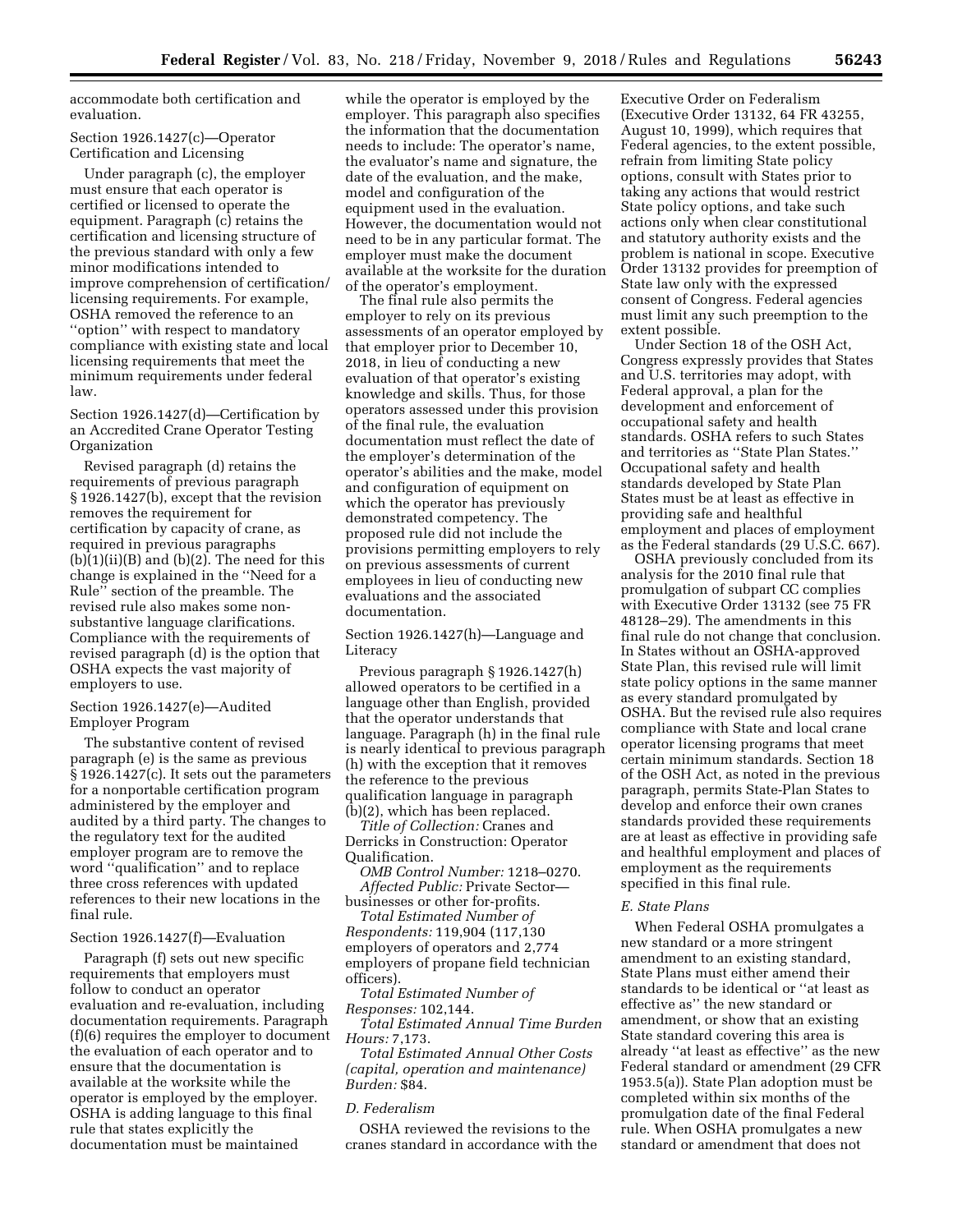accommodate both certification and evaluation.

Section 1926.1427(c)—Operator Certification and Licensing

Under paragraph (c), the employer must ensure that each operator is certified or licensed to operate the equipment. Paragraph (c) retains the certification and licensing structure of the previous standard with only a few minor modifications intended to improve comprehension of certification/licensing requirements. For example, OSHA removed the reference to an ''option'' with respect to mandatory compliance with existing state and local licensing requirements that meet the minimum requirements under federal law.

Section 1926.1427(d)—Certification by an Accredited Crane Operator Testing Organization

Revised paragraph (d) retains the requirements of previous paragraph § 1926.1427(b), except that the revision removes the requirement for certification by capacity of crane, as required in previous paragraphs (b)(1)(ii)(B) and (b)(2). The need for this change is explained in the ''Need for a Rule'' section of the preamble. The revised rule also makes some non-substantive language clarifications. Compliance with the requirements of revised paragraph (d) is the option that OSHA expects the vast majority of employers to use.

Section 1926.1427(e)—Audited Employer Program

The substantive content of revised paragraph (e) is the same as previous § 1926.1427(c). It sets out the parameters for a nonportable certification program administered by the employer and audited by a third party. The changes to the regulatory text for the audited employer program are to remove the word ''qualification'' and to replace three cross references with updated references to their new locations in the final rule.

Section 1926.1427(f)—Evaluation

Paragraph (f) sets out new specific requirements that employers must follow to conduct an operator evaluation and re-evaluation, including documentation requirements. Paragraph (f)(6) requires the employer to document the evaluation of each operator and to ensure that the documentation is available at the worksite while the operator is employed by the employer. OSHA is adding language to this final rule that states explicitly the documentation must be maintained while the operator is employed by the employer. This paragraph also specifies the information that the documentation needs to include: The operator's name, the evaluator's name and signature, the date of the evaluation, and the make, model and configuration of the equipment used in the evaluation. However, the documentation would not need to be in any particular format. The employer must make the document available at the worksite for the duration of the operator's employment.

The final rule also permits the employer to rely on its previous assessments of an operator employed by that employer prior to December 10, 2018, in lieu of conducting a new evaluation of that operator's existing knowledge and skills. Thus, for those operators assessed under this provision of the final rule, the evaluation documentation must reflect the date of the employer's determination of the operator's abilities and the make, model and configuration of equipment on which the operator has previously demonstrated competency. The proposed rule did not include the provisions permitting employers to rely on previous assessments of current employees in lieu of conducting new evaluations and the associated documentation.

Section 1926.1427(h)—Language and Literacy

Previous paragraph § 1926.1427(h) allowed operators to be certified in a language other than English, provided that the operator understands that language. Paragraph (h) in the final rule is nearly identical to previous paragraph (h) with the exception that it removes the reference to the previous qualification language in paragraph (b)(2), which has been replaced.

*Title of Collection:* Cranes and Derricks in Construction: Operator Qualification.

*OMB Control Number:* 1218–0270.

*Affected Public:* Private Sector—businesses or other for-profits.

*Total Estimated Number of Respondents:* 119,904 (117,130 employers of operators and 2,774 employers of propane field technician officers).

*Total Estimated Number of Responses:* 102,144.

*Total Estimated Annual Time Burden Hours:* 7,173.

*Total Estimated Annual Other Costs (capital, operation and maintenance) Burden:* $84.

*D. Federalism*

OSHA reviewed the revisions to the cranes standard in accordance with the Executive Order on Federalism (Executive Order 13132, 64 FR 43255, August 10, 1999), which requires that Federal agencies, to the extent possible, refrain from limiting State policy options, consult with States prior to taking any actions that would restrict State policy options, and take such actions only when clear constitutional and statutory authority exists and the problem is national in scope. Executive Order 13132 provides for preemption of State law only with the expressed consent of Congress. Federal agencies must limit any such preemption to the extent possible.

Under Section 18 of the OSH Act, Congress expressly provides that States and U.S. territories may adopt, with Federal approval, a plan for the development and enforcement of occupational safety and health standards. OSHA refers to such States and territories as ''State Plan States.'' Occupational safety and health standards developed by State Plan States must be at least as effective in providing safe and healthful employment and places of employment as the Federal standards (29 U.S.C. 667).

OSHA previously concluded from its analysis for the 2010 final rule that promulgation of subpart CC complies with Executive Order 13132 (see 75 FR 48128–29). The amendments in this final rule do not change that conclusion. In States without an OSHA-approved State Plan, this revised rule will limit state policy options in the same manner as every standard promulgated by OSHA. But the revised rule also requires compliance with State and local crane operator licensing programs that meet certain minimum standards. Section 18 of the OSH Act, as noted in the previous paragraph, permits State-Plan States to develop and enforce their own cranes standards provided these requirements are at least as effective in providing safe and healthful employment and places of employment as the requirements specified in this final rule.

*E. State Plans*

When Federal OSHA promulgates a new standard or a more stringent amendment to an existing standard, State Plans must either amend their standards to be identical or ''at least as effective as'' the new standard or amendment, or show that an existing State standard covering this area is already ''at least as effective'' as the new Federal standard or amendment (29 CFR 1953.5(a)). State Plan adoption must be completed within six months of the promulgation date of the final Federal rule. When OSHA promulgates a new standard or amendment that does not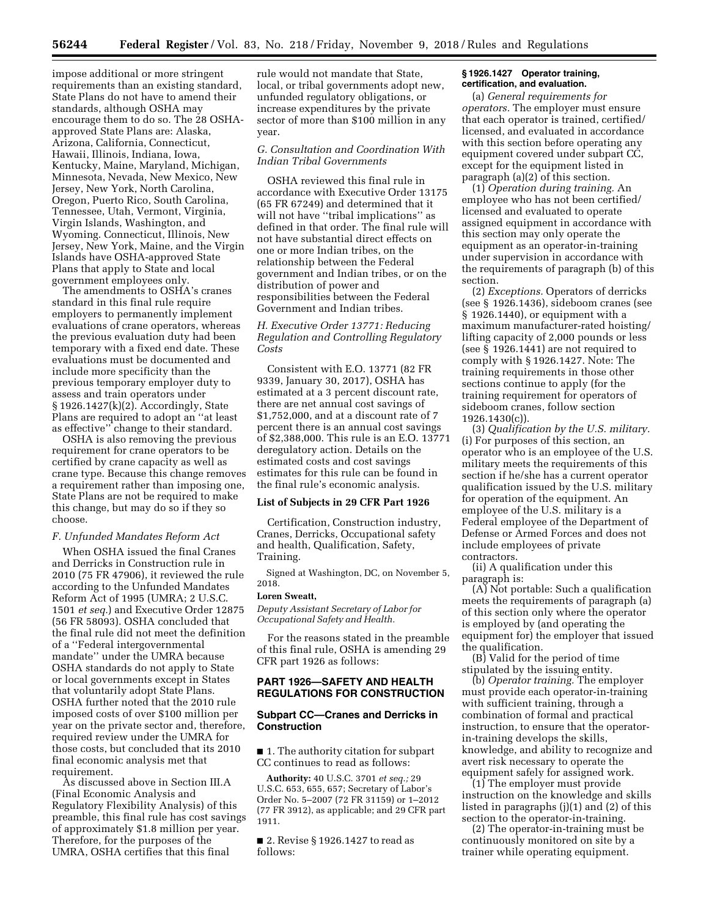impose additional or more stringent requirements than an existing standard, State Plans do not have to amend their standards, although OSHA may encourage them to do so. The 28 OSHA-approved State Plans are: Alaska, Arizona, California, Connecticut, Hawaii, Illinois, Indiana, Iowa, Kentucky, Maine, Maryland, Michigan, Minnesota, Nevada, New Mexico, New Jersey, New York, North Carolina, Oregon, Puerto Rico, South Carolina, Tennessee, Utah, Vermont, Virginia, Virgin Islands, Washington, and Wyoming. Connecticut, Illinois, New Jersey, New York, Maine, and the Virgin Islands have OSHA-approved State Plans that apply to State and local government employees only.

The amendments to OSHA's cranes standard in this final rule require employers to permanently implement evaluations of crane operators, whereas the previous evaluation duty had been temporary with a fixed end date. These evaluations must be documented and include more specificity than the previous temporary employer duty to assess and train operators under § 1926.1427(k)(2). Accordingly, State Plans are required to adopt an ''at least as effective'' change to their standard.

OSHA is also removing the previous requirement for crane operators to be certified by crane capacity as well as crane type. Because this change removes a requirement rather than imposing one, State Plans are not be required to make this change, but may do so if they so choose.

### *F. Unfunded Mandates Reform Act*

When OSHA issued the final Cranes and Derricks in Construction rule in 2010 (75 FR 47906), it reviewed the rule according to the Unfunded Mandates Reform Act of 1995 (UMRA; 2 U.S.C. 1501 *et seq.*) and Executive Order 12875 (56 FR 58093). OSHA concluded that the final rule did not meet the definition of a ''Federal intergovernmental mandate'' under the UMRA because OSHA standards do not apply to State or local governments except in States that voluntarily adopt State Plans. OSHA further noted that the 2010 rule imposed costs of over $100 million per year on the private sector and, therefore, required review under the UMRA for those costs, but concluded that its 2010 final economic analysis met that requirement.

As discussed above in Section III.A (Final Economic Analysis and Regulatory Flexibility Analysis) of this preamble, this final rule has cost savings of approximately $1.8 million per year. Therefore, for the purposes of the UMRA, OSHA certifies that this final rule would not mandate that State, local, or tribal governments adopt new, unfunded regulatory obligations, or increase expenditures by the private sector of more than $100 million in any year.

### *G. Consultation and Coordination With Indian Tribal Governments*

OSHA reviewed this final rule in accordance with Executive Order 13175 (65 FR 67249) and determined that it will not have ''tribal implications'' as defined in that order. The final rule will not have substantial direct effects on one or more Indian tribes, on the relationship between the Federal government and Indian tribes, or on the distribution of power and responsibilities between the Federal Government and Indian tribes.

### *H. Executive Order 13771: Reducing Regulation and Controlling Regulatory Costs*

Consistent with E.O. 13771 (82 FR 9339, January 30, 2017), OSHA has estimated at a 3 percent discount rate, there are net annual cost savings of $1,752,000, and at a discount rate of 7 percent there is an annual cost savings of $2,388,000. This rule is an E.O. 13771 deregulatory action. Details on the estimated costs and cost savings estimates for this rule can be found in the final rule's economic analysis.

### List of Subjects in 29 CFR Part 1926

Certification, Construction industry, Cranes, Derricks, Occupational safety and health, Qualification, Safety, Training.

Signed at Washington, DC, on November 5, 2018.

**Loren Sweatt,**

*Deputy Assistant Secretary of Labor for Occupational Safety and Health.*

For the reasons stated in the preamble of this final rule, OSHA is amending 29 CFR part 1926 as follows:

## PART 1926—SAFETY AND HEALTH REGULATIONS FOR CONSTRUCTION

### Subpart CC—Cranes and Derricks in Construction

■ 1. The authority citation for subpart CC continues to read as follows:

**Authority:** 40 U.S.C. 3701 *et seq.;* 29 U.S.C. 653, 655, 657; Secretary of Labor's Order No. 5–2007 (72 FR 31159) or 1–2012 (77 FR 3912), as applicable; and 29 CFR part 1911.

■ 2. Revise § 1926.1427 to read as follows:

#### § 1926.1427 Operator training, certification, and evaluation.

(a) *General requirements for operators.* The employer must ensure that each operator is trained, certified/licensed, and evaluated in accordance with this section before operating any equipment covered under subpart CC, except for the equipment listed in paragraph (a)(2) of this section.

(1) *Operation during training.* An employee who has not been certified/licensed and evaluated to operate assigned equipment in accordance with this section may only operate the equipment as an operator-in-training under supervision in accordance with the requirements of paragraph (b) of this section.

(2) *Exceptions.* Operators of derricks (see § 1926.1436), sideboom cranes (see § 1926.1440), or equipment with a maximum manufacturer-rated hoisting/lifting capacity of 2,000 pounds or less (see § 1926.1441) are not required to comply with § 1926.1427. Note: The training requirements in those other sections continue to apply (for the training requirement for operators of sideboom cranes, follow section 1926.1430(c)).

(3) *Qualification by the U.S. military.* (i) For purposes of this section, an operator who is an employee of the U.S. military meets the requirements of this section if he/she has a current operator qualification issued by the U.S. military for operation of the equipment. An employee of the U.S. military is a Federal employee of the Department of Defense or Armed Forces and does not include employees of private contractors.

(ii) A qualification under this paragraph is:

(A) Not portable: Such a qualification meets the requirements of paragraph (a) of this section only where the operator is employed by (and operating the equipment for) the employer that issued the qualification.

(B) Valid for the period of time stipulated by the issuing entity.

(b) *Operator training.* The employer must provide each operator-in-training with sufficient training, through a combination of formal and practical instruction, to ensure that the operator-in-training develops the skills, knowledge, and ability to recognize and avert risk necessary to operate the equipment safely for assigned work.

(1) The employer must provide instruction on the knowledge and skills listed in paragraphs (j)(1) and (2) of this section to the operator-in-training.

(2) The operator-in-training must be continuously monitored on site by a trainer while operating equipment.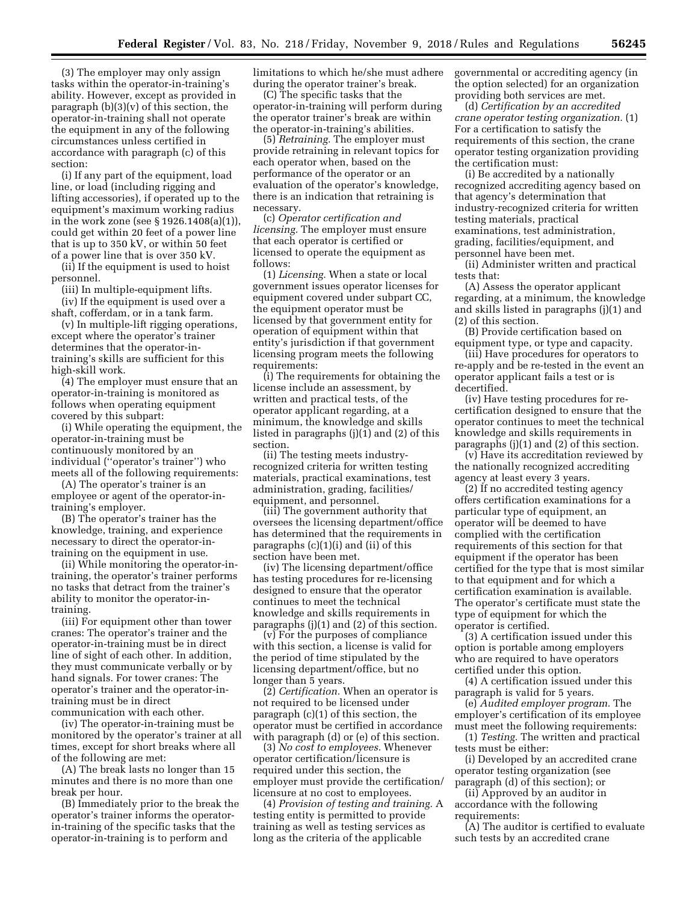(3) The employer may only assign tasks within the operator-in-training's ability. However, except as provided in paragraph (b)(3)(v) of this section, the operator-in-training shall not operate the equipment in any of the following circumstances unless certified in accordance with paragraph (c) of this section:

(i) If any part of the equipment, load line, or load (including rigging and lifting accessories), if operated up to the equipment's maximum working radius in the work zone (see § 1926.1408(a)(1)), could get within 20 feet of a power line that is up to 350 kV, or within 50 feet of a power line that is over 350 kV.

(ii) If the equipment is used to hoist personnel.

(iii) In multiple-equipment lifts.

(iv) If the equipment is used over a shaft, cofferdam, or in a tank farm.

(v) In multiple-lift rigging operations, except where the operator's trainer determines that the operator-in-training's skills are sufficient for this high-skill work.

(4) The employer must ensure that an operator-in-training is monitored as follows when operating equipment covered by this subpart:

(i) While operating the equipment, the operator-in-training must be continuously monitored by an individual ("operator's trainer") who meets all of the following requirements:

(A) The operator's trainer is an employee or agent of the operator-in-training's employer.

(B) The operator's trainer has the knowledge, training, and experience necessary to direct the operator-in-training on the equipment in use.

(ii) While monitoring the operator-in-training, the operator's trainer performs no tasks that detract from the trainer's ability to monitor the operator-in-training.

(iii) For equipment other than tower cranes: The operator's trainer and the operator-in-training must be in direct line of sight of each other. In addition, they must communicate verbally or by hand signals. For tower cranes: The operator's trainer and the operator-in-training must be in direct communication with each other.

(iv) The operator-in-training must be monitored by the operator's trainer at all times, except for short breaks where all of the following are met:

(A) The break lasts no longer than 15 minutes and there is no more than one break per hour.

(B) Immediately prior to the break the operator's trainer informs the operator-in-training of the specific tasks that the operator-in-training is to perform and limitations to which he/she must adhere during the operator trainer's break.

(C) The specific tasks that the operator-in-training will perform during the operator trainer's break are within the operator-in-training's abilities.

(5) *Retraining.* The employer must provide retraining in relevant topics for each operator when, based on the performance of the operator or an evaluation of the operator's knowledge, there is an indication that retraining is necessary.

(c) *Operator certification and licensing.* The employer must ensure that each operator is certified or licensed to operate the equipment as follows:

(1) *Licensing.* When a state or local government issues operator licenses for equipment covered under subpart CC, the equipment operator must be licensed by that government entity for operation of equipment within that entity's jurisdiction if that government licensing program meets the following requirements:

(i) The requirements for obtaining the license include an assessment, by written and practical tests, of the operator applicant regarding, at a minimum, the knowledge and skills listed in paragraphs (j)(1) and (2) of this section.

(ii) The testing meets industry-recognized criteria for written testing materials, practical examinations, test administration, grading, facilities/equipment, and personnel.

(iii) The government authority that oversees the licensing department/office has determined that the requirements in paragraphs (c)(1)(i) and (ii) of this section have been met.

(iv) The licensing department/office has testing procedures for re-licensing designed to ensure that the operator continues to meet the technical knowledge and skills requirements in paragraphs (j)(1) and (2) of this section.

(v) For the purposes of compliance with this section, a license is valid for the period of time stipulated by the licensing department/office, but no longer than 5 years.

(2) *Certification.* When an operator is not required to be licensed under paragraph (c)(1) of this section, the operator must be certified in accordance with paragraph (d) or (e) of this section.

(3) *No cost to employees.* Whenever operator certification/licensure is required under this section, the employer must provide the certification/licensure at no cost to employees.

(4) *Provision of testing and training.* A testing entity is permitted to provide training as well as testing services as long as the criteria of the applicable governmental or accrediting agency (in the option selected) for an organization providing both services are met.

(d) *Certification by an accredited crane operator testing organization.* (1) For a certification to satisfy the requirements of this section, the crane operator testing organization providing the certification must:

(i) Be accredited by a nationally recognized accrediting agency based on that agency's determination that industry-recognized criteria for written testing materials, practical examinations, test administration, grading, facilities/equipment, and personnel have been met.

(ii) Administer written and practical tests that:

(A) Assess the operator applicant regarding, at a minimum, the knowledge and skills listed in paragraphs (j)(1) and (2) of this section.

(B) Provide certification based on equipment type, or type and capacity.

(iii) Have procedures for operators to re-apply and be re-tested in the event an operator applicant fails a test or is decertified.

(iv) Have testing procedures for re-certification designed to ensure that the operator continues to meet the technical knowledge and skills requirements in paragraphs (j)(1) and (2) of this section.

(v) Have its accreditation reviewed by the nationally recognized accrediting agency at least every 3 years.

(2) If no accredited testing agency offers certification examinations for a particular type of equipment, an operator will be deemed to have complied with the certification requirements of this section for that equipment if the operator has been certified for the type that is most similar to that equipment and for which a certification examination is available. The operator's certificate must state the type of equipment for which the operator is certified.

(3) A certification issued under this option is portable among employers who are required to have operators certified under this option.

(4) A certification issued under this paragraph is valid for 5 years.

(e) *Audited employer program.* The employer's certification of its employee must meet the following requirements:

(1) *Testing.* The written and practical tests must be either:

(i) Developed by an accredited crane operator testing organization (see paragraph (d) of this section); or

(ii) Approved by an auditor in accordance with the following requirements:

(A) The auditor is certified to evaluate such tests by an accredited crane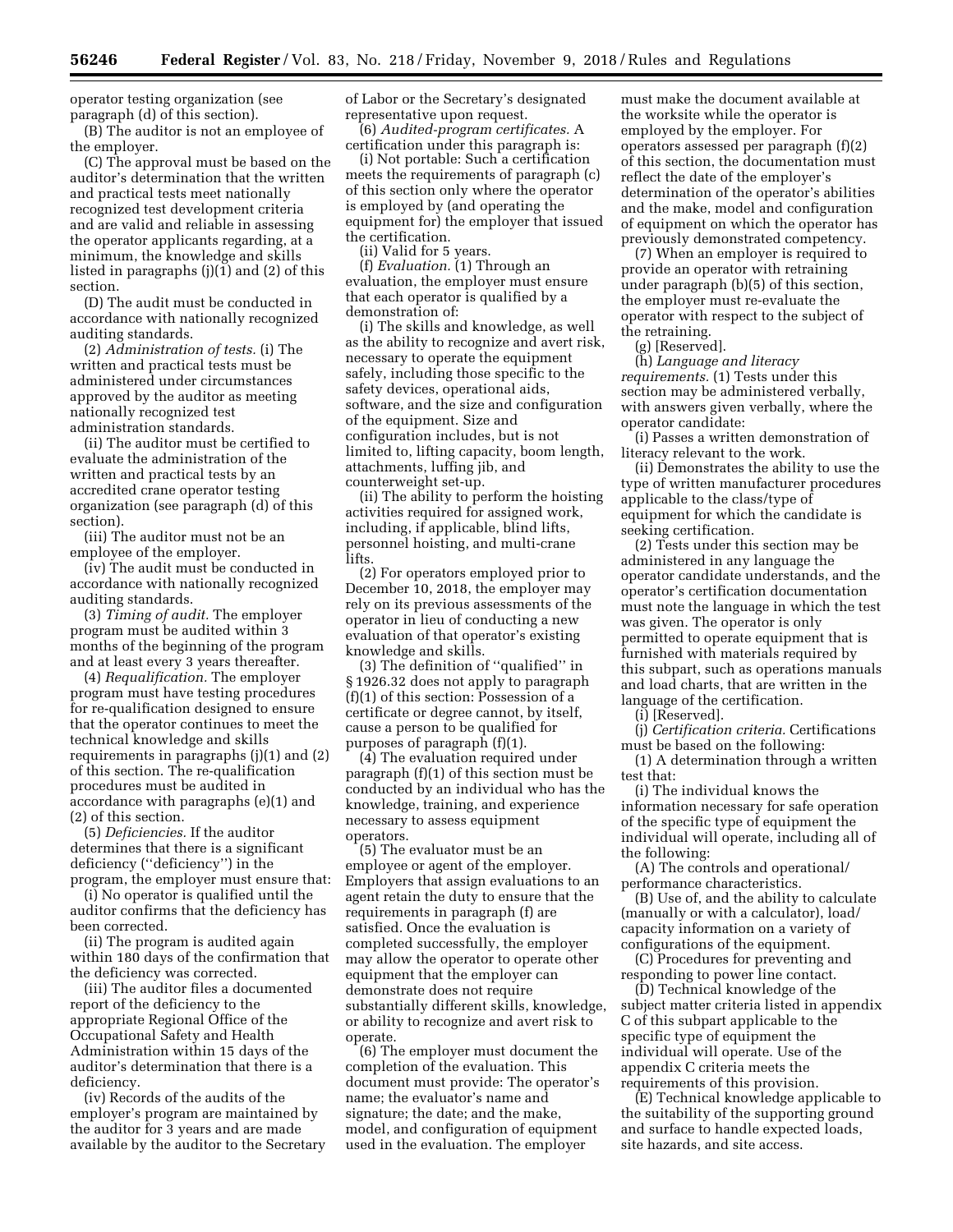operator testing organization (see paragraph (d) of this section).

(B) The auditor is not an employee of the employer.

(C) The approval must be based on the auditor's determination that the written and practical tests meet nationally recognized test development criteria and are valid and reliable in assessing the operator applicants regarding, at a minimum, the knowledge and skills listed in paragraphs (j)(1) and (2) of this section.

(D) The audit must be conducted in accordance with nationally recognized auditing standards.

(2) *Administration of tests.* (i) The written and practical tests must be administered under circumstances approved by the auditor as meeting nationally recognized test administration standards.

(ii) The auditor must be certified to evaluate the administration of the written and practical tests by an accredited crane operator testing organization (see paragraph (d) of this section).

(iii) The auditor must not be an employee of the employer.

(iv) The audit must be conducted in accordance with nationally recognized auditing standards.

(3) *Timing of audit.* The employer program must be audited within 3 months of the beginning of the program and at least every 3 years thereafter.

(4) *Requalification.* The employer program must have testing procedures for re-qualification designed to ensure that the operator continues to meet the technical knowledge and skills requirements in paragraphs (j)(1) and (2) of this section. The re-qualification procedures must be audited in accordance with paragraphs (e)(1) and (2) of this section.

(5) *Deficiencies.* If the auditor determines that there is a significant deficiency (''deficiency'') in the program, the employer must ensure that:

(i) No operator is qualified until the auditor confirms that the deficiency has been corrected.

(ii) The program is audited again within 180 days of the confirmation that the deficiency was corrected.

(iii) The auditor files a documented report of the deficiency to the appropriate Regional Office of the Occupational Safety and Health Administration within 15 days of the auditor's determination that there is a deficiency.

(iv) Records of the audits of the employer's program are maintained by the auditor for 3 years and are made available by the auditor to the Secretary of Labor or the Secretary's designated representative upon request.

(6) *Audited-program certificates.* A certification under this paragraph is:

(i) Not portable: Such a certification meets the requirements of paragraph (c) of this section only where the operator is employed by (and operating the equipment for) the employer that issued the certification.

(ii) Valid for 5 years.

(f) *Evaluation.* (1) Through an evaluation, the employer must ensure that each operator is qualified by a demonstration of:

(i) The skills and knowledge, as well as the ability to recognize and avert risk, necessary to operate the equipment safely, including those specific to the safety devices, operational aids, software, and the size and configuration of the equipment. Size and configuration includes, but is not limited to, lifting capacity, boom length, attachments, luffing jib, and counterweight set-up.

(ii) The ability to perform the hoisting activities required for assigned work, including, if applicable, blind lifts, personnel hoisting, and multi-crane lifts.

(2) For operators employed prior to December 10, 2018, the employer may rely on its previous assessments of the operator in lieu of conducting a new evaluation of that operator's existing knowledge and skills.

(3) The definition of ''qualified'' in § 1926.32 does not apply to paragraph (f)(1) of this section: Possession of a certificate or degree cannot, by itself, cause a person to be qualified for purposes of paragraph (f)(1).

(4) The evaluation required under paragraph (f)(1) of this section must be conducted by an individual who has the knowledge, training, and experience necessary to assess equipment operators.

(5) The evaluator must be an employee or agent of the employer. Employers that assign evaluations to an agent retain the duty to ensure that the requirements in paragraph (f) are satisfied. Once the evaluation is completed successfully, the employer may allow the operator to operate other equipment that the employer can demonstrate does not require substantially different skills, knowledge, or ability to recognize and avert risk to operate.

(6) The employer must document the completion of the evaluation. This document must provide: The operator's name; the evaluator's name and signature; the date; and the make, model, and configuration of equipment used in the evaluation. The employer must make the document available at the worksite while the operator is employed by the employer. For operators assessed per paragraph (f)(2) of this section, the documentation must reflect the date of the employer's determination of the operator's abilities and the make, model and configuration of equipment on which the operator has previously demonstrated competency.

(7) When an employer is required to provide an operator with retraining under paragraph (b)(5) of this section, the employer must re-evaluate the operator with respect to the subject of the retraining.

(g) [Reserved].

(h) *Language and literacy requirements.* (1) Tests under this section may be administered verbally, with answers given verbally, where the operator candidate:

(i) Passes a written demonstration of literacy relevant to the work.

(ii) Demonstrates the ability to use the type of written manufacturer procedures applicable to the class/type of equipment for which the candidate is seeking certification.

(2) Tests under this section may be administered in any language the operator candidate understands, and the operator's certification documentation must note the language in which the test was given. The operator is only permitted to operate equipment that is furnished with materials required by this subpart, such as operations manuals and load charts, that are written in the language of the certification.

(i) [Reserved].

(j) *Certification criteria.* Certifications must be based on the following:

(1) A determination through a written test that:

(i) The individual knows the information necessary for safe operation of the specific type of equipment the individual will operate, including all of the following:

(A) The controls and operational/performance characteristics.

(B) Use of, and the ability to calculate (manually or with a calculator), load/capacity information on a variety of configurations of the equipment.

(C) Procedures for preventing and responding to power line contact.

(D) Technical knowledge of the subject matter criteria listed in appendix C of this subpart applicable to the specific type of equipment the individual will operate. Use of the appendix C criteria meets the requirements of this provision.

(E) Technical knowledge applicable to the suitability of the supporting ground and surface to handle expected loads, site hazards, and site access.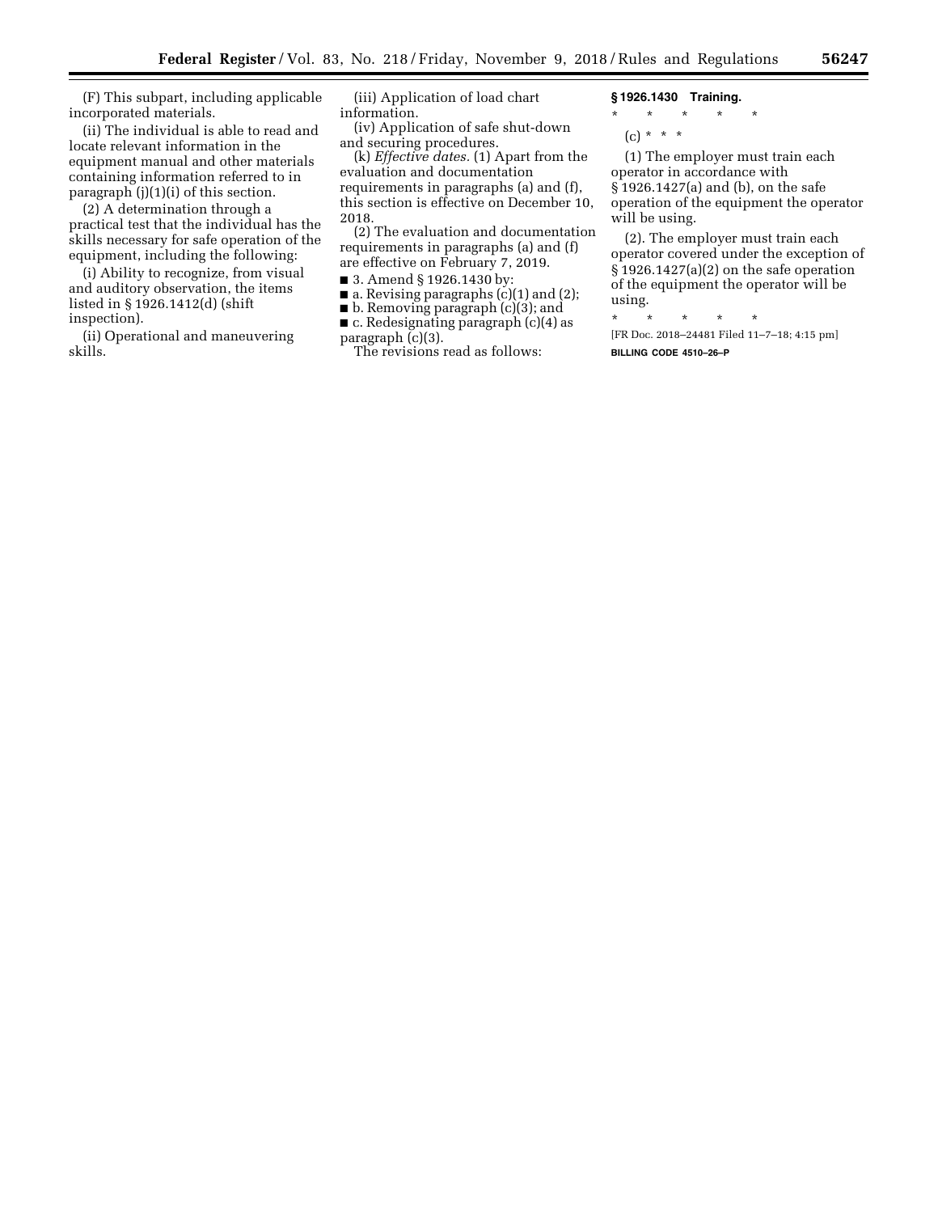(F) This subpart, including applicable incorporated materials.

(ii) The individual is able to read and locate relevant information in the equipment manual and other materials containing information referred to in paragraph (j)(1)(i) of this section.

(2) A determination through a practical test that the individual has the skills necessary for safe operation of the equipment, including the following:

(i) Ability to recognize, from visual and auditory observation, the items listed in § 1926.1412(d) (shift inspection).

(ii) Operational and maneuvering skills.

(iii) Application of load chart information.

(iv) Application of safe shut-down and securing procedures.

(k) *Effective dates.* (1) Apart from the evaluation and documentation requirements in paragraphs (a) and (f), this section is effective on December 10, 2018.

(2) The evaluation and documentation requirements in paragraphs (a) and (f) are effective on February 7, 2019.

■ 3. Amend § 1926.1430 by:

■ a. Revising paragraphs (c)(1) and (2);

■ b. Removing paragraph (c)(3); and

■ c. Redesignating paragraph (c)(4) as paragraph (c)(3).

The revisions read as follows:

**§ 1926.1430 Training.**

\* \* \* \* \*

(c) \* \* \*

(1) The employer must train each operator in accordance with § 1926.1427(a) and (b), on the safe operation of the equipment the operator will be using.

(2). The employer must train each operator covered under the exception of § 1926.1427(a)(2) on the safe operation of the equipment the operator will be using.

\* \* \* \* \*

[FR Doc. 2018–24481 Filed 11–7–18; 4:15 pm]

**BILLING CODE 4510–26–P**